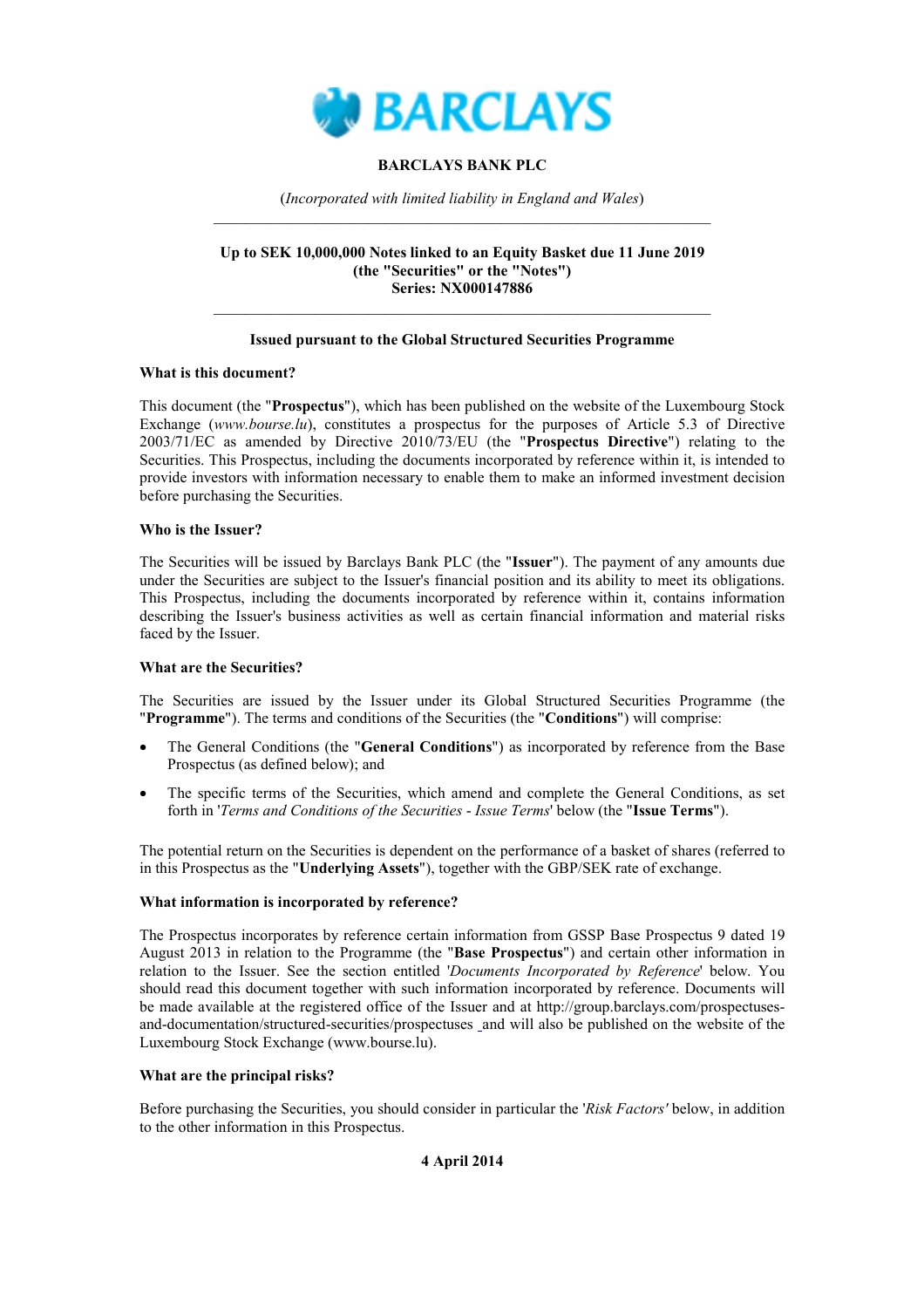**BARCLAYS BANK PLC**

(*Incorporated with limited liability in England and Wales*)

---

**Up to SEK 10,000,000 Notes linked to an Equity Basket due 11 June 2019**
**(the "Securities" or the "Notes")**
**Series: NX000147886**

---

**Issued pursuant to the Global Structured Securities Programme**

**What is this document?**

This document (the "**Prospectus**"), which has been published on the website of the Luxembourg Stock Exchange (*www.bourse.lu*), constitutes a prospectus for the purposes of Article 5.3 of Directive 2003/71/EC as amended by Directive 2010/73/EU (the "**Prospectus Directive**") relating to the Securities. This Prospectus, including the documents incorporated by reference within it, is intended to provide investors with information necessary to enable them to make an informed investment decision before purchasing the Securities.

**Who is the Issuer?**

The Securities will be issued by Barclays Bank PLC (the "**Issuer**"). The payment of any amounts due under the Securities are subject to the Issuer's financial position and its ability to meet its obligations. This Prospectus, including the documents incorporated by reference within it, contains information describing the Issuer's business activities as well as certain financial information and material risks faced by the Issuer.

**What are the Securities?**

The Securities are issued by the Issuer under its Global Structured Securities Programme (the "**Programme**"). The terms and conditions of the Securities (the "**Conditions**") will comprise:

- The General Conditions (the "**General Conditions**") as incorporated by reference from the Base Prospectus (as defined below); and
- The specific terms of the Securities, which amend and complete the General Conditions, as set forth in '*Terms and Conditions of the Securities - Issue Terms*' below (the "**Issue Terms**").

The potential return on the Securities is dependent on the performance of a basket of shares (referred to in this Prospectus as the "**Underlying Assets**"), together with the GBP/SEK rate of exchange.

**What information is incorporated by reference?**

The Prospectus incorporates by reference certain information from GSSP Base Prospectus 9 dated 19 August 2013 in relation to the Programme (the "**Base Prospectus**") and certain other information in relation to the Issuer. See the section entitled '*Documents Incorporated by Reference*' below. You should read this document together with such information incorporated by reference. Documents will be made available at the registered office of the Issuer and at http://group.barclays.com/prospectuses-and-documentation/structured-securities/prospectuses and will also be published on the website of the Luxembourg Stock Exchange (www.bourse.lu).

**What are the principal risks?**

Before purchasing the Securities, you should consider in particular the '*Risk Factors'* below, in addition to the other information in this Prospectus.

**4 April 2014**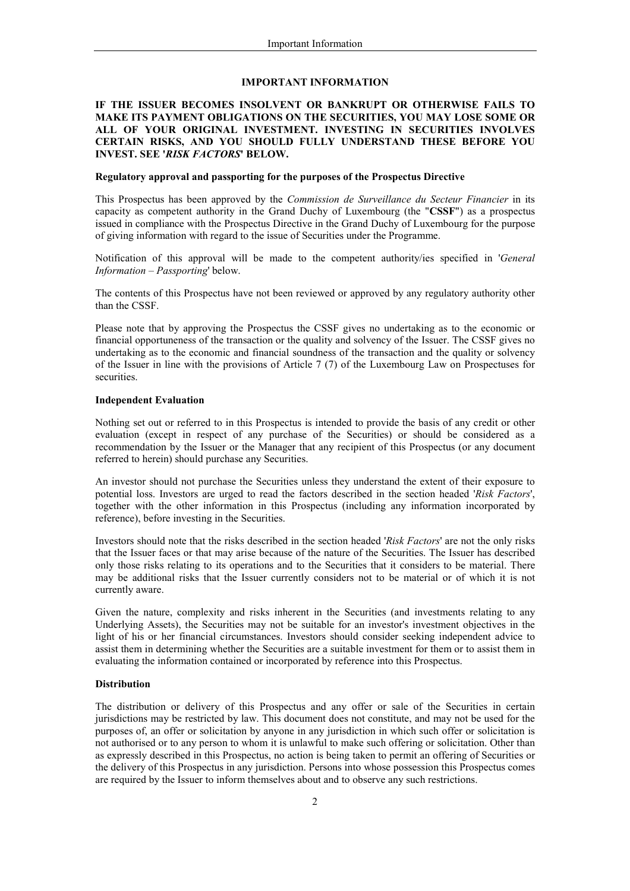# IMPORTANT INFORMATION

**IF THE ISSUER BECOMES INSOLVENT OR BANKRUPT OR OTHERWISE FAILS TO MAKE ITS PAYMENT OBLIGATIONS ON THE SECURITIES, YOU MAY LOSE SOME OR ALL OF YOUR ORIGINAL INVESTMENT. INVESTING IN SECURITIES INVOLVES CERTAIN RISKS, AND YOU SHOULD FULLY UNDERSTAND THESE BEFORE YOU INVEST. SEE '*RISK FACTORS*' BELOW.**

**Regulatory approval and passporting for the purposes of the Prospectus Directive**

This Prospectus has been approved by the *Commission de Surveillance du Secteur Financier* in its capacity as competent authority in the Grand Duchy of Luxembourg (the "**CSSF**") as a prospectus issued in compliance with the Prospectus Directive in the Grand Duchy of Luxembourg for the purpose of giving information with regard to the issue of Securities under the Programme.

Notification of this approval will be made to the competent authority/ies specified in '*General Information – Passporting*' below.

The contents of this Prospectus have not been reviewed or approved by any regulatory authority other than the CSSF.

Please note that by approving the Prospectus the CSSF gives no undertaking as to the economic or financial opportuneness of the transaction or the quality and solvency of the Issuer. The CSSF gives no undertaking as to the economic and financial soundness of the transaction and the quality or solvency of the Issuer in line with the provisions of Article 7 (7) of the Luxembourg Law on Prospectuses for securities.

**Independent Evaluation**

Nothing set out or referred to in this Prospectus is intended to provide the basis of any credit or other evaluation (except in respect of any purchase of the Securities) or should be considered as a recommendation by the Issuer or the Manager that any recipient of this Prospectus (or any document referred to herein) should purchase any Securities.

An investor should not purchase the Securities unless they understand the extent of their exposure to potential loss. Investors are urged to read the factors described in the section headed '*Risk Factors*', together with the other information in this Prospectus (including any information incorporated by reference), before investing in the Securities.

Investors should note that the risks described in the section headed '*Risk Factors*' are not the only risks that the Issuer faces or that may arise because of the nature of the Securities. The Issuer has described only those risks relating to its operations and to the Securities that it considers to be material. There may be additional risks that the Issuer currently considers not to be material or of which it is not currently aware.

Given the nature, complexity and risks inherent in the Securities (and investments relating to any Underlying Assets), the Securities may not be suitable for an investor's investment objectives in the light of his or her financial circumstances. Investors should consider seeking independent advice to assist them in determining whether the Securities are a suitable investment for them or to assist them in evaluating the information contained or incorporated by reference into this Prospectus.

**Distribution**

The distribution or delivery of this Prospectus and any offer or sale of the Securities in certain jurisdictions may be restricted by law. This document does not constitute, and may not be used for the purposes of, an offer or solicitation by anyone in any jurisdiction in which such offer or solicitation is not authorised or to any person to whom it is unlawful to make such offering or solicitation. Other than as expressly described in this Prospectus, no action is being taken to permit an offering of Securities or the delivery of this Prospectus in any jurisdiction. Persons into whose possession this Prospectus comes are required by the Issuer to inform themselves about and to observe any such restrictions.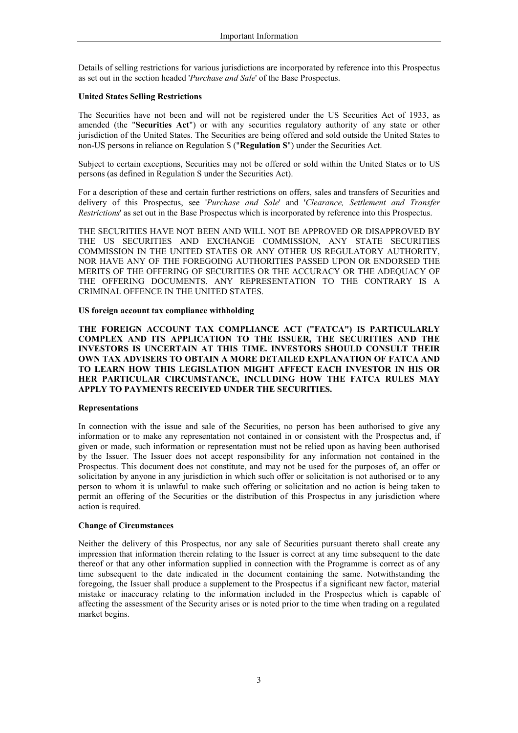Details of selling restrictions for various jurisdictions are incorporated by reference into this Prospectus as set out in the section headed '*Purchase and Sale*' of the Base Prospectus.

**United States Selling Restrictions**

The Securities have not been and will not be registered under the US Securities Act of 1933, as amended (the "**Securities Act**") or with any securities regulatory authority of any state or other jurisdiction of the United States. The Securities are being offered and sold outside the United States to non-US persons in reliance on Regulation S ("**Regulation S**") under the Securities Act.

Subject to certain exceptions, Securities may not be offered or sold within the United States or to US persons (as defined in Regulation S under the Securities Act).

For a description of these and certain further restrictions on offers, sales and transfers of Securities and delivery of this Prospectus, see '*Purchase and Sale*' and '*Clearance, Settlement and Transfer Restrictions*' as set out in the Base Prospectus which is incorporated by reference into this Prospectus.

THE SECURITIES HAVE NOT BEEN AND WILL NOT BE APPROVED OR DISAPPROVED BY THE US SECURITIES AND EXCHANGE COMMISSION, ANY STATE SECURITIES COMMISSION IN THE UNITED STATES OR ANY OTHER US REGULATORY AUTHORITY, NOR HAVE ANY OF THE FOREGOING AUTHORITIES PASSED UPON OR ENDORSED THE MERITS OF THE OFFERING OF SECURITIES OR THE ACCURACY OR THE ADEQUACY OF THE OFFERING DOCUMENTS. ANY REPRESENTATION TO THE CONTRARY IS A CRIMINAL OFFENCE IN THE UNITED STATES.

**US foreign account tax compliance withholding**

**THE FOREIGN ACCOUNT TAX COMPLIANCE ACT ("FATCA") IS PARTICULARLY COMPLEX AND ITS APPLICATION TO THE ISSUER, THE SECURITIES AND THE INVESTORS IS UNCERTAIN AT THIS TIME. INVESTORS SHOULD CONSULT THEIR OWN TAX ADVISERS TO OBTAIN A MORE DETAILED EXPLANATION OF FATCA AND TO LEARN HOW THIS LEGISLATION MIGHT AFFECT EACH INVESTOR IN HIS OR HER PARTICULAR CIRCUMSTANCE, INCLUDING HOW THE FATCA RULES MAY APPLY TO PAYMENTS RECEIVED UNDER THE SECURITIES.**

**Representations**

In connection with the issue and sale of the Securities, no person has been authorised to give any information or to make any representation not contained in or consistent with the Prospectus and, if given or made, such information or representation must not be relied upon as having been authorised by the Issuer. The Issuer does not accept responsibility for any information not contained in the Prospectus. This document does not constitute, and may not be used for the purposes of, an offer or solicitation by anyone in any jurisdiction in which such offer or solicitation is not authorised or to any person to whom it is unlawful to make such offering or solicitation and no action is being taken to permit an offering of the Securities or the distribution of this Prospectus in any jurisdiction where action is required.

**Change of Circumstances**

Neither the delivery of this Prospectus, nor any sale of Securities pursuant thereto shall create any impression that information therein relating to the Issuer is correct at any time subsequent to the date thereof or that any other information supplied in connection with the Programme is correct as of any time subsequent to the date indicated in the document containing the same. Notwithstanding the foregoing, the Issuer shall produce a supplement to the Prospectus if a significant new factor, material mistake or inaccuracy relating to the information included in the Prospectus which is capable of affecting the assessment of the Security arises or is noted prior to the time when trading on a regulated market begins.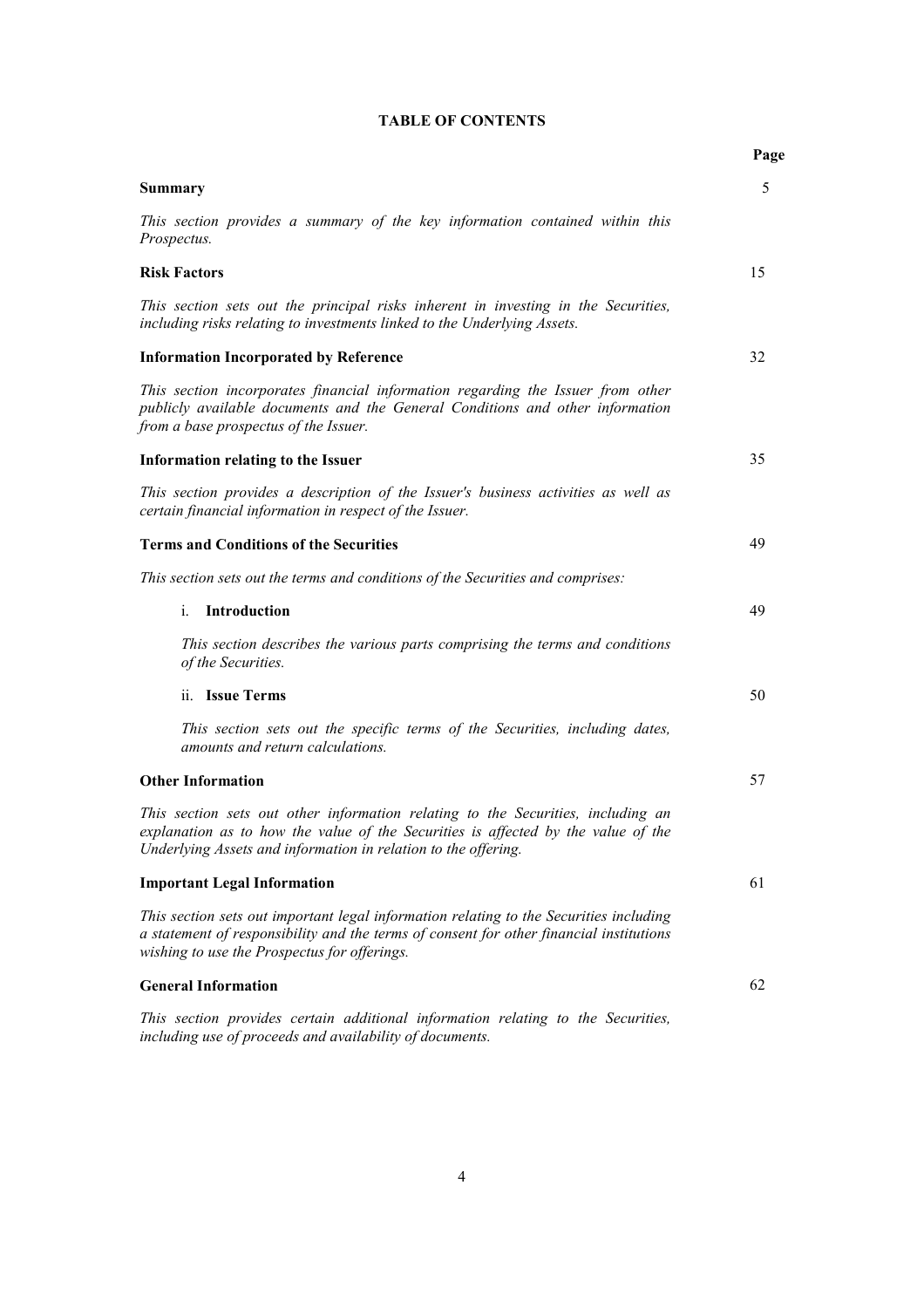# TABLE OF CONTENTS

| | Page |
|---|---|
| **Summary** | 5 |
| *This section provides a summary of the key information contained within this Prospectus.* | |
| **Risk Factors** | 15 |
| *This section sets out the principal risks inherent in investing in the Securities, including risks relating to investments linked to the Underlying Assets.* | |
| **Information Incorporated by Reference** | 32 |
| *This section incorporates financial information regarding the Issuer from other publicly available documents and the General Conditions and other information from a base prospectus of the Issuer.* | |
| **Information relating to the Issuer** | 35 |
| *This section provides a description of the Issuer's business activities as well as certain financial information in respect of the Issuer.* | |
| **Terms and Conditions of the Securities** | 49 |
| *This section sets out the terms and conditions of the Securities and comprises:* | |
| i. **Introduction** | 49 |
| *This section describes the various parts comprising the terms and conditions of the Securities.* | |
| ii. **Issue Terms** | 50 |
| *This section sets out the specific terms of the Securities, including dates, amounts and return calculations.* | |
| **Other Information** | 57 |
| *This section sets out other information relating to the Securities, including an explanation as to how the value of the Securities is affected by the value of the Underlying Assets and information in relation to the offering.* | |
| **Important Legal Information** | 61 |
| *This section sets out important legal information relating to the Securities including a statement of responsibility and the terms of consent for other financial institutions wishing to use the Prospectus for offerings.* | |
| **General Information** | 62 |
| *This section provides certain additional information relating to the Securities, including use of proceeds and availability of documents.* | |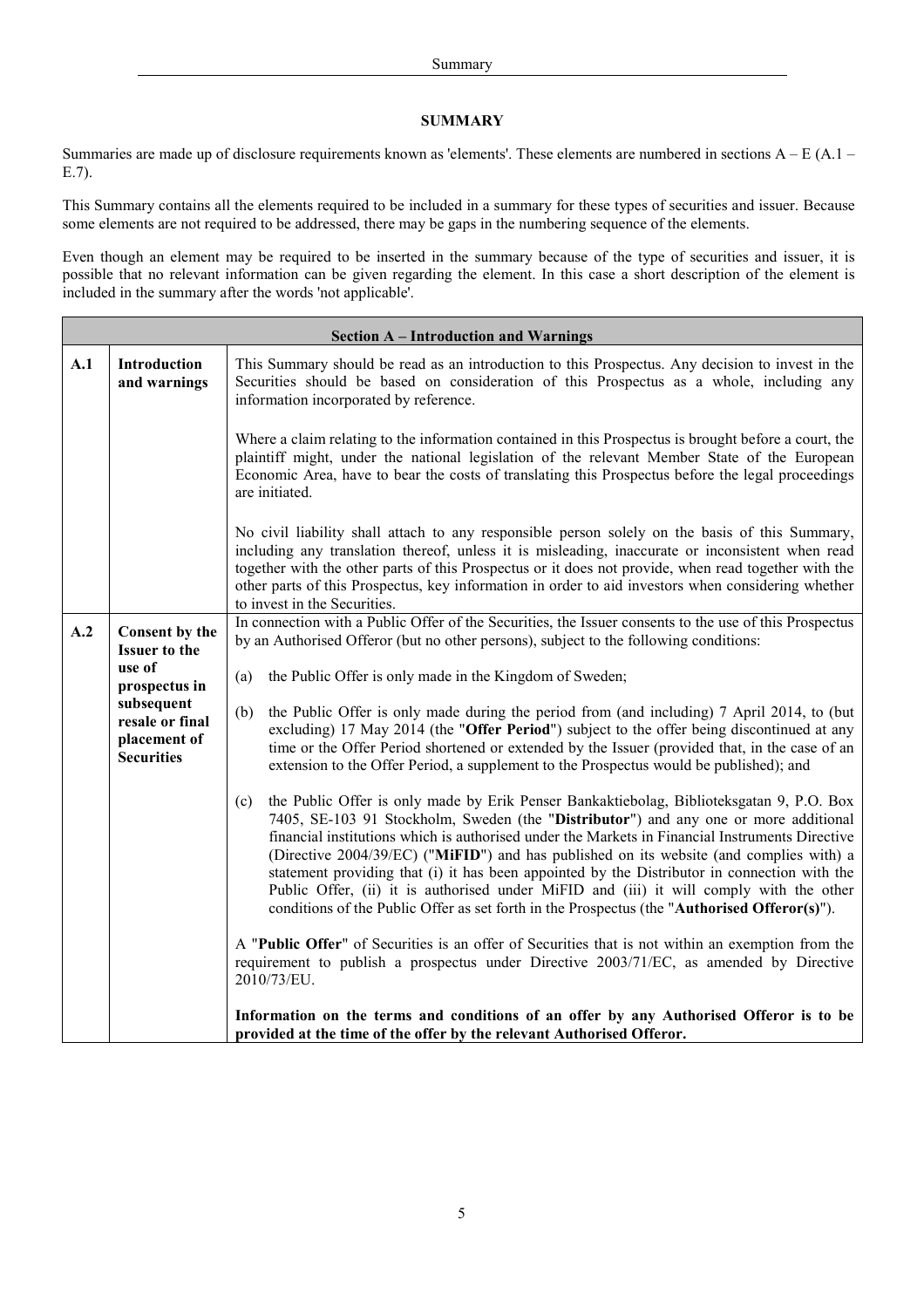# SUMMARY

Summaries are made up of disclosure requirements known as 'elements'. These elements are numbered in sections A – E (A.1 – E.7).

This Summary contains all the elements required to be included in a summary for these types of securities and issuer. Because some elements are not required to be addressed, there may be gaps in the numbering sequence of the elements.

Even though an element may be required to be inserted in the summary because of the type of securities and issuer, it is possible that no relevant information can be given regarding the element. In this case a short description of the element is included in the summary after the words 'not applicable'.

| **Section A – Introduction and Warnings** | | |
|---|---|---|
| **A.1** | **Introduction and warnings** | This Summary should be read as an introduction to this Prospectus. Any decision to invest in the Securities should be based on consideration of this Prospectus as a whole, including any information incorporated by reference.<br><br>Where a claim relating to the information contained in this Prospectus is brought before a court, the plaintiff might, under the national legislation of the relevant Member State of the European Economic Area, have to bear the costs of translating this Prospectus before the legal proceedings are initiated.<br><br>No civil liability shall attach to any responsible person solely on the basis of this Summary, including any translation thereof, unless it is misleading, inaccurate or inconsistent when read together with the other parts of this Prospectus or it does not provide, when read together with the other parts of this Prospectus, key information in order to aid investors when considering whether to invest in the Securities. |
| **A.2** | **Consent by the Issuer to the use of prospectus in subsequent resale or final placement of Securities** | In connection with a Public Offer of the Securities, the Issuer consents to the use of this Prospectus by an Authorised Offeror (but no other persons), subject to the following conditions:<br><br>(a) the Public Offer is only made in the Kingdom of Sweden;<br><br>(b) the Public Offer is only made during the period from (and including) 7 April 2014, to (but excluding) 17 May 2014 (the "**Offer Period**") subject to the offer being discontinued at any time or the Offer Period shortened or extended by the Issuer (provided that, in the case of an extension to the Offer Period, a supplement to the Prospectus would be published); and<br><br>(c) the Public Offer is only made by Erik Penser Bankaktiebolag, Biblioteksgatan 9, P.O. Box 7405, SE-103 91 Stockholm, Sweden (the "**Distributor**") and any one or more additional financial institutions which is authorised under the Markets in Financial Instruments Directive (Directive 2004/39/EC) ("**MiFID**") and has published on its website (and complies with) a statement providing that (i) it has been appointed by the Distributor in connection with the Public Offer, (ii) it is authorised under MiFID and (iii) it will comply with the other conditions of the Public Offer as set forth in the Prospectus (the "**Authorised Offeror(s)**").<br><br>A "**Public Offer**" of Securities is an offer of Securities that is not within an exemption from the requirement to publish a prospectus under Directive 2003/71/EC, as amended by Directive 2010/73/EU.<br><br>**Information on the terms and conditions of an offer by any Authorised Offeror is to be provided at the time of the offer by the relevant Authorised Offeror.** |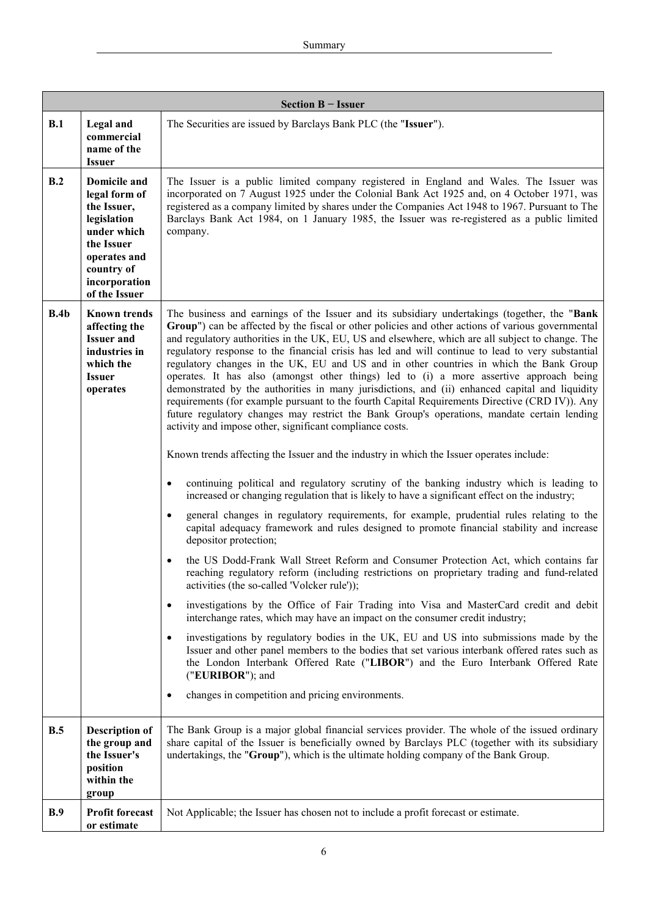| Section B − Issuer | | |
|---|---|---|
| **B.1** | **Legal and commercial name of the Issuer** | The Securities are issued by Barclays Bank PLC (the "**Issuer**"). |
| **B.2** | **Domicile and legal form of the Issuer, legislation under which the Issuer operates and country of incorporation of the Issuer** | The Issuer is a public limited company registered in England and Wales. The Issuer was incorporated on 7 August 1925 under the Colonial Bank Act 1925 and, on 4 October 1971, was registered as a company limited by shares under the Companies Act 1948 to 1967. Pursuant to The Barclays Bank Act 1984, on 1 January 1985, the Issuer was re-registered as a public limited company. |
| **B.4b** | **Known trends affecting the Issuer and industries in which the Issuer operates** | The business and earnings of the Issuer and its subsidiary undertakings (together, the "**Bank Group**") can be affected by the fiscal or other policies and other actions of various governmental and regulatory authorities in the UK, EU, US and elsewhere, which are all subject to change. The regulatory response to the financial crisis has led and will continue to lead to very substantial regulatory changes in the UK, EU and US and in other countries in which the Bank Group operates. It has also (amongst other things) led to (i) a more assertive approach being demonstrated by the authorities in many jurisdictions, and (ii) enhanced capital and liquidity requirements (for example pursuant to the fourth Capital Requirements Directive (CRD IV)). Any future regulatory changes may restrict the Bank Group's operations, mandate certain lending activity and impose other, significant compliance costs.<br><br>Known trends affecting the Issuer and the industry in which the Issuer operates include:<br><br>• continuing political and regulatory scrutiny of the banking industry which is leading to increased or changing regulation that is likely to have a significant effect on the industry;<br><br>• general changes in regulatory requirements, for example, prudential rules relating to the capital adequacy framework and rules designed to promote financial stability and increase depositor protection;<br><br>• the US Dodd-Frank Wall Street Reform and Consumer Protection Act, which contains far reaching regulatory reform (including restrictions on proprietary trading and fund-related activities (the so-called 'Volcker rule'));<br><br>• investigations by the Office of Fair Trading into Visa and MasterCard credit and debit interchange rates, which may have an impact on the consumer credit industry;<br><br>• investigations by regulatory bodies in the UK, EU and US into submissions made by the Issuer and other panel members to the bodies that set various interbank offered rates such as the London Interbank Offered Rate ("**LIBOR**") and the Euro Interbank Offered Rate ("**EURIBOR**"); and<br><br>• changes in competition and pricing environments. |
| **B.5** | **Description of the group and the Issuer's position within the group** | The Bank Group is a major global financial services provider. The whole of the issued ordinary share capital of the Issuer is beneficially owned by Barclays PLC (together with its subsidiary undertakings, the "**Group**"), which is the ultimate holding company of the Bank Group. |
| **B.9** | **Profit forecast or estimate** | Not Applicable; the Issuer has chosen not to include a profit forecast or estimate. |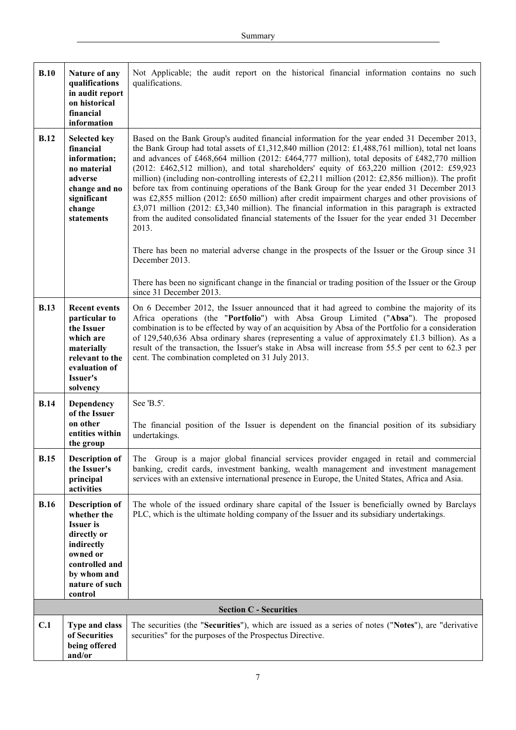| | | |
|---|---|---|
| **B.10** | **Nature of any qualifications in audit report on historical financial information** | Not Applicable; the audit report on the historical financial information contains no such qualifications. |
| **B.12** | **Selected key financial information; no material adverse change and no significant change statements** | Based on the Bank Group's audited financial information for the year ended 31 December 2013, the Bank Group had total assets of £1,312,840 million (2012: £1,488,761 million), total net loans and advances of £468,664 million (2012: £464,777 million), total deposits of £482,770 million (2012: £462,512 million), and total shareholders' equity of £63,220 million (2012: £59,923 million) (including non-controlling interests of £2,211 million (2012: £2,856 million)). The profit before tax from continuing operations of the Bank Group for the year ended 31 December 2013 was £2,855 million (2012: £650 million) after credit impairment charges and other provisions of £3,071 million (2012: £3,340 million). The financial information in this paragraph is extracted from the audited consolidated financial statements of the Issuer for the year ended 31 December 2013.<br><br>There has been no material adverse change in the prospects of the Issuer or the Group since 31 December 2013.<br><br>There has been no significant change in the financial or trading position of the Issuer or the Group since 31 December 2013. |
| **B.13** | **Recent events particular to the Issuer which are materially relevant to the evaluation of Issuer's solvency** | On 6 December 2012, the Issuer announced that it had agreed to combine the majority of its Africa operations (the "**Portfolio**") with Absa Group Limited ("**Absa**"). The proposed combination is to be effected by way of an acquisition by Absa of the Portfolio for a consideration of 129,540,636 Absa ordinary shares (representing a value of approximately £1.3 billion). As a result of the transaction, the Issuer's stake in Absa will increase from 55.5 per cent to 62.3 per cent. The combination completed on 31 July 2013. |
| **B.14** | **Dependency of the Issuer on other entities within the group** | See 'B.5'.<br><br>The financial position of the Issuer is dependent on the financial position of its subsidiary undertakings. |
| **B.15** | **Description of the Issuer's principal activities** | The Group is a major global financial services provider engaged in retail and commercial banking, credit cards, investment banking, wealth management and investment management services with an extensive international presence in Europe, the United States, Africa and Asia. |
| **B.16** | **Description of whether the Issuer is directly or indirectly owned or controlled and by whom and nature of such control** | The whole of the issued ordinary share capital of the Issuer is beneficially owned by Barclays PLC, which is the ultimate holding company of the Issuer and its subsidiary undertakings. |
| | | **Section C - Securities** |
| **C.1** | **Type and class of Securities being offered and/or** | The securities (the "**Securities**"), which are issued as a series of notes ("**Notes**"), are "derivative securities" for the purposes of the Prospectus Directive. |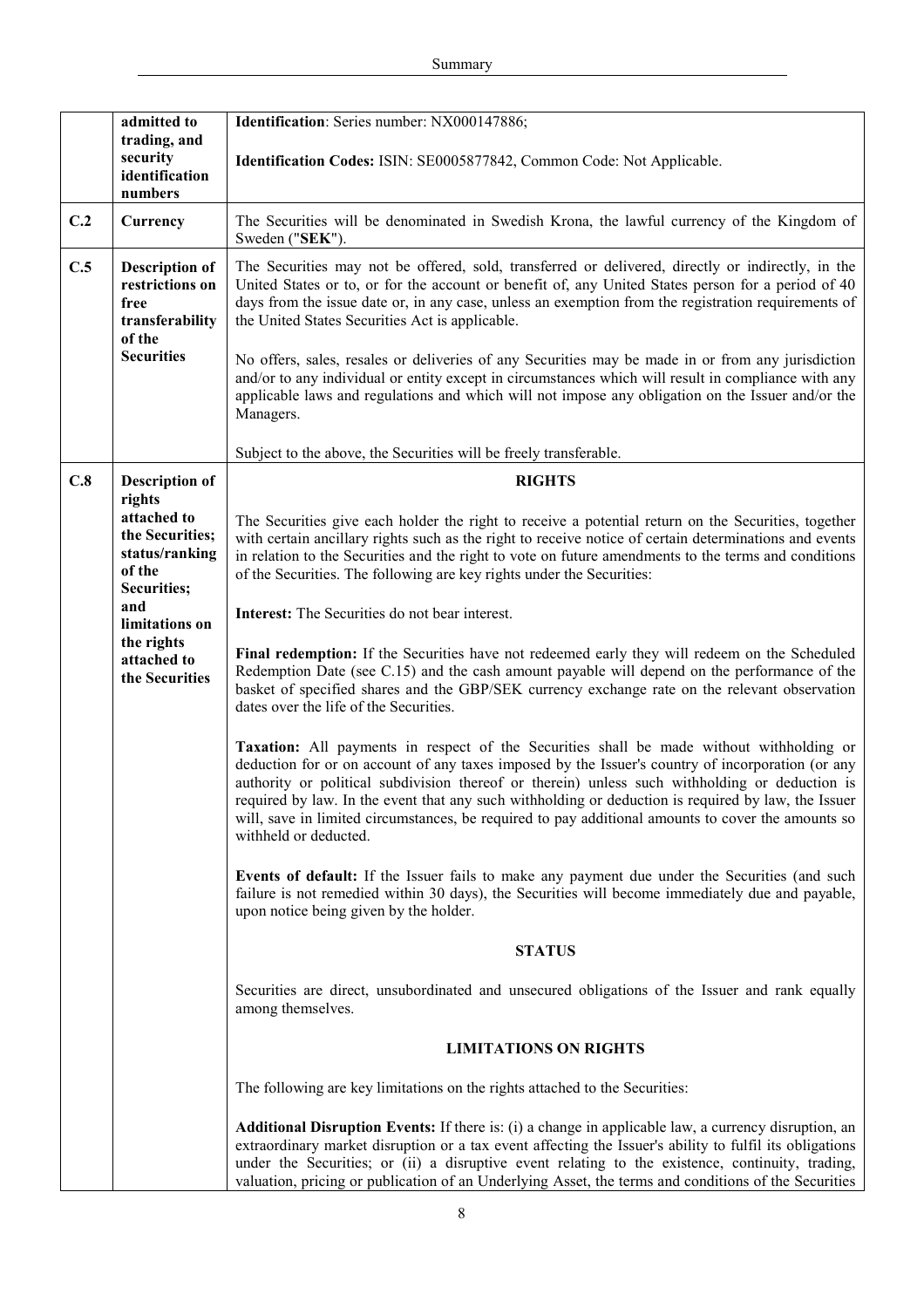| | | |
|---|---|---|
| | **admitted to trading, and security identification numbers** | **Identification**: Series number: NX000147886;<br><br>**Identification Codes:** ISIN: SE0005877842, Common Code: Not Applicable. |
| **C.2** | **Currency** | The Securities will be denominated in Swedish Krona, the lawful currency of the Kingdom of Sweden ("**SEK**"). |
| **C.5** | **Description of restrictions on free transferability of the Securities** | The Securities may not be offered, sold, transferred or delivered, directly or indirectly, in the United States or to, or for the account or benefit of, any United States person for a period of 40 days from the issue date or, in any case, unless an exemption from the registration requirements of the United States Securities Act is applicable.<br><br>No offers, sales, resales or deliveries of any Securities may be made in or from any jurisdiction and/or to any individual or entity except in circumstances which will result in compliance with any applicable laws and regulations and which will not impose any obligation on the Issuer and/or the Managers.<br><br>Subject to the above, the Securities will be freely transferable. |
| **C.8** | **Description of rights attached to the Securities; status/ranking of the Securities; and limitations on the rights attached to the Securities** | **RIGHTS**<br><br>The Securities give each holder the right to receive a potential return on the Securities, together with certain ancillary rights such as the right to receive notice of certain determinations and events in relation to the Securities and the right to vote on future amendments to the terms and conditions of the Securities. The following are key rights under the Securities:<br><br>**Interest:** The Securities do not bear interest.<br><br>**Final redemption:** If the Securities have not redeemed early they will redeem on the Scheduled Redemption Date (see C.15) and the cash amount payable will depend on the performance of the basket of specified shares and the GBP/SEK currency exchange rate on the relevant observation dates over the life of the Securities.<br><br>**Taxation:** All payments in respect of the Securities shall be made without withholding or deduction for or on account of any taxes imposed by the Issuer's country of incorporation (or any authority or political subdivision thereof or therein) unless such withholding or deduction is required by law. In the event that any such withholding or deduction is required by law, the Issuer will, save in limited circumstances, be required to pay additional amounts to cover the amounts so withheld or deducted.<br><br>**Events of default:** If the Issuer fails to make any payment due under the Securities (and such failure is not remedied within 30 days), the Securities will become immediately due and payable, upon notice being given by the holder.<br><br>**STATUS**<br><br>Securities are direct, unsubordinated and unsecured obligations of the Issuer and rank equally among themselves.<br><br>**LIMITATIONS ON RIGHTS**<br><br>The following are key limitations on the rights attached to the Securities:<br><br>**Additional Disruption Events:** If there is: (i) a change in applicable law, a currency disruption, an extraordinary market disruption or a tax event affecting the Issuer's ability to fulfil its obligations under the Securities; or (ii) a disruptive event relating to the existence, continuity, trading, valuation, pricing or publication of an Underlying Asset, the terms and conditions of the Securities |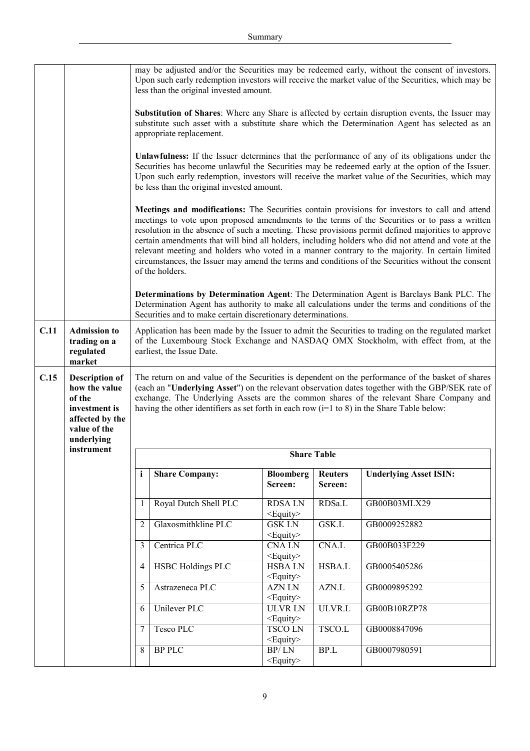| | | |
|---|---|---|
| | | may be adjusted and/or the Securities may be redeemed early, without the consent of investors. Upon such early redemption investors will receive the market value of the Securities, which may be less than the original invested amount.<br><br>**Substitution of Shares**: Where any Share is affected by certain disruption events, the Issuer may substitute such asset with a substitute share which the Determination Agent has selected as an appropriate replacement.<br><br>**Unlawfulness:** If the Issuer determines that the performance of any of its obligations under the Securities has become unlawful the Securities may be redeemed early at the option of the Issuer. Upon such early redemption, investors will receive the market value of the Securities, which may be less than the original invested amount.<br><br>**Meetings and modifications:** The Securities contain provisions for investors to call and attend meetings to vote upon proposed amendments to the terms of the Securities or to pass a written resolution in the absence of such a meeting. These provisions permit defined majorities to approve certain amendments that will bind all holders, including holders who did not attend and vote at the relevant meeting and holders who voted in a manner contrary to the majority. In certain limited circumstances, the Issuer may amend the terms and conditions of the Securities without the consent of the holders.<br><br>**Determinations by Determination Agent**: The Determination Agent is Barclays Bank PLC. The Determination Agent has authority to make all calculations under the terms and conditions of the Securities and to make certain discretionary determinations. |
| **C.11** | **Admission to trading on a regulated market** | Application has been made by the Issuer to admit the Securities to trading on the regulated market of the Luxembourg Stock Exchange and NASDAQ OMX Stockholm, with effect from, at the earliest, the Issue Date. |
| **C.15** | **Description of how the value of the investment is affected by the value of the underlying instrument** | The return on and value of the Securities is dependent on the performance of the basket of shares (each an "**Underlying Asset**") on the relevant observation dates together with the GBP/SEK rate of exchange. The Underlying Assets are the common shares of the relevant Share Company and having the other identifiers as set forth in each row (i=1 to 8) in the Share Table below: |

**Share Table**

| i | Share Company: | Bloomberg Screen: | Reuters Screen: | Underlying Asset ISIN: |
|---|---|---|---|---|
| 1 | Royal Dutch Shell PLC | RDSA LN <Equity> | RDSa.L | GB00B03MLX29 |
| 2 | Glaxosmithkline PLC | GSK LN <Equity> | GSK.L | GB0009252882 |
| 3 | Centrica PLC | CNA LN <Equity> | CNA.L | GB00B033F229 |
| 4 | HSBC Holdings PLC | HSBA LN <Equity> | HSBA.L | GB0005405286 |
| 5 | Astrazeneca PLC | AZN LN <Equity> | AZN.L | GB0009895292 |
| 6 | Unilever PLC | ULVR LN <Equity> | ULVR.L | GB00B10RZP78 |
| 7 | Tesco PLC | TSCO LN <Equity> | TSCO.L | GB0008847096 |
| 8 | BP PLC | BP/ LN <Equity> | BP.L | GB0007980591 |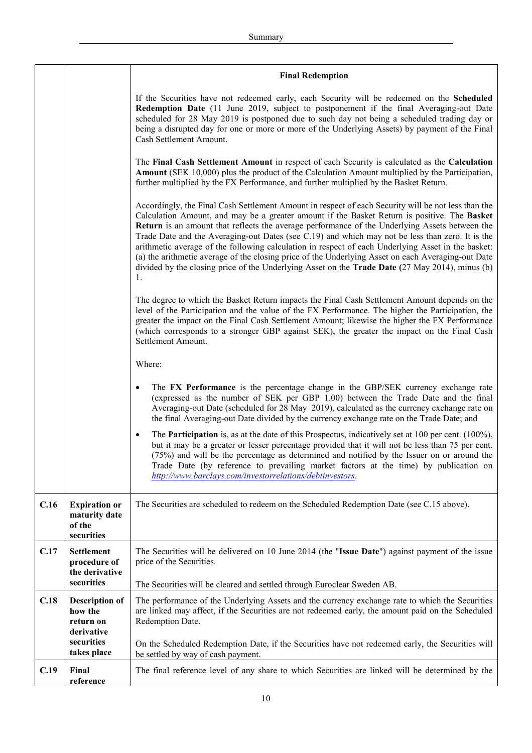| | | |
|---|---|---|
| | | **Final Redemption**<br><br>If the Securities have not redeemed early, each Security will be redeemed on the **Scheduled Redemption Date** (11 June 2019, subject to postponement if the final Averaging-out Date scheduled for 28 May 2019 is postponed due to such day not being a scheduled trading day or being a disrupted day for one or more or more of the Underlying Assets) by payment of the Final Cash Settlement Amount.<br><br>The **Final Cash Settlement Amount** in respect of each Security is calculated as the **Calculation Amount** (SEK 10,000) plus the product of the Calculation Amount multiplied by the Participation, further multiplied by the FX Performance, and further multiplied by the Basket Return.<br><br>Accordingly, the Final Cash Settlement Amount in respect of each Security will be not less than the Calculation Amount, and may be a greater amount if the Basket Return is positive. The **Basket Return** is an amount that reflects the average performance of the Underlying Assets between the Trade Date and the Averaging-out Dates (see C.19) and which may not be less than zero. It is the arithmetic average of the following calculation in respect of each Underlying Asset in the basket: (a) the arithmetic average of the closing price of the Underlying Asset on each Averaging-out Date divided by the closing price of the Underlying Asset on the **Trade Date (**27 May 2014), minus (b) 1.<br><br>The degree to which the Basket Return impacts the Final Cash Settlement Amount depends on the level of the Participation and the value of the FX Performance. The higher the Participation, the greater the impact on the Final Cash Settlement Amount; likewise the higher the FX Performance (which corresponds to a stronger GBP against SEK), the greater the impact on the Final Cash Settlement Amount.<br><br>Where:<br><br>• The **FX Performance** is the percentage change in the GBP/SEK currency exchange rate (expressed as the number of SEK per GBP 1.00) between the Trade Date and the final Averaging-out Date (scheduled for 28 May 2019), calculated as the currency exchange rate on the final Averaging-out Date divided by the currency exchange rate on the Trade Date; and<br><br>• The **Participation** is, as at the date of this Prospectus, indicatively set at 100 per cent. (100%), but it may be a greater or lesser percentage provided that it will not be less than 75 per cent. (75%) and will be the percentage as determined and notified by the Issuer on or around the Trade Date (by reference to prevailing market factors at the time) by publication on *http://www.barclays.com/investorrelations/debtinvestors*. |
| **C.16** | **Expiration or maturity date of the securities** | The Securities are scheduled to redeem on the Scheduled Redemption Date (see C.15 above). |
| **C.17** | **Settlement procedure of the derivative securities** | The Securities will be delivered on 10 June 2014 (the "**Issue Date**") against payment of the issue price of the Securities.<br><br>The Securities will be cleared and settled through Euroclear Sweden AB. |
| **C.18** | **Description of how the return on derivative securities takes place** | The performance of the Underlying Assets and the currency exchange rate to which the Securities are linked may affect, if the Securities are not redeemed early, the amount paid on the Scheduled Redemption Date.<br><br>On the Scheduled Redemption Date, if the Securities have not redeemed early, the Securities will be settled by way of cash payment. |
| **C.19** | **Final reference** | The final reference level of any share to which Securities are linked will be determined by the |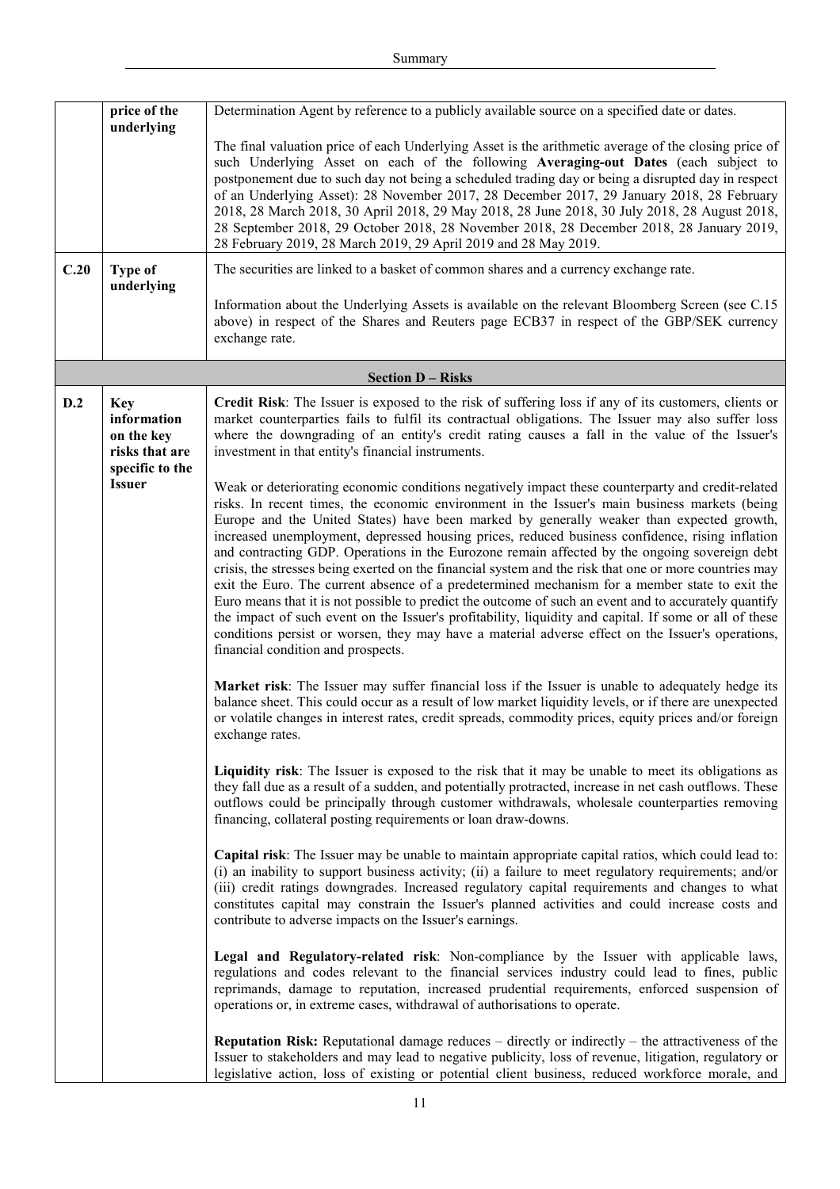| | | |
|---|---|---|
| | **price of the underlying** | Determination Agent by reference to a publicly available source on a specified date or dates.<br><br>The final valuation price of each Underlying Asset is the arithmetic average of the closing price of such Underlying Asset on each of the following **Averaging-out Dates** (each subject to postponement due to such day not being a scheduled trading day or being a disrupted day in respect of an Underlying Asset): 28 November 2017, 28 December 2017, 29 January 2018, 28 February 2018, 28 March 2018, 30 April 2018, 29 May 2018, 28 June 2018, 30 July 2018, 28 August 2018, 28 September 2018, 29 October 2018, 28 November 2018, 28 December 2018, 28 January 2019, 28 February 2019, 28 March 2019, 29 April 2019 and 28 May 2019. |
| **C.20** | **Type of underlying** | The securities are linked to a basket of common shares and a currency exchange rate.<br><br>Information about the Underlying Assets is available on the relevant Bloomberg Screen (see C.15 above) in respect of the Shares and Reuters page ECB37 in respect of the GBP/SEK currency exchange rate. |
| | | **Section D – Risks** |
| **D.2** | **Key information on the key risks that are specific to the Issuer** | **Credit Risk**: The Issuer is exposed to the risk of suffering loss if any of its customers, clients or market counterparties fails to fulfil its contractual obligations. The Issuer may also suffer loss where the downgrading of an entity's credit rating causes a fall in the value of the Issuer's investment in that entity's financial instruments.<br><br>Weak or deteriorating economic conditions negatively impact these counterparty and credit-related risks. In recent times, the economic environment in the Issuer's main business markets (being Europe and the United States) have been marked by generally weaker than expected growth, increased unemployment, depressed housing prices, reduced business confidence, rising inflation and contracting GDP. Operations in the Eurozone remain affected by the ongoing sovereign debt crisis, the stresses being exerted on the financial system and the risk that one or more countries may exit the Euro. The current absence of a predetermined mechanism for a member state to exit the Euro means that it is not possible to predict the outcome of such an event and to accurately quantify the impact of such event on the Issuer's profitability, liquidity and capital. If some or all of these conditions persist or worsen, they may have a material adverse effect on the Issuer's operations, financial condition and prospects.<br><br>**Market risk**: The Issuer may suffer financial loss if the Issuer is unable to adequately hedge its balance sheet. This could occur as a result of low market liquidity levels, or if there are unexpected or volatile changes in interest rates, credit spreads, commodity prices, equity prices and/or foreign exchange rates.<br><br>**Liquidity risk**: The Issuer is exposed to the risk that it may be unable to meet its obligations as they fall due as a result of a sudden, and potentially protracted, increase in net cash outflows. These outflows could be principally through customer withdrawals, wholesale counterparties removing financing, collateral posting requirements or loan draw-downs.<br><br>**Capital risk**: The Issuer may be unable to maintain appropriate capital ratios, which could lead to: (i) an inability to support business activity; (ii) a failure to meet regulatory requirements; and/or (iii) credit ratings downgrades. Increased regulatory capital requirements and changes to what constitutes capital may constrain the Issuer's planned activities and could increase costs and contribute to adverse impacts on the Issuer's earnings.<br><br>**Legal and Regulatory-related risk**: Non-compliance by the Issuer with applicable laws, regulations and codes relevant to the financial services industry could lead to fines, public reprimands, damage to reputation, increased prudential requirements, enforced suspension of operations or, in extreme cases, withdrawal of authorisations to operate.<br><br>**Reputation Risk:** Reputational damage reduces – directly or indirectly – the attractiveness of the Issuer to stakeholders and may lead to negative publicity, loss of revenue, litigation, regulatory or legislative action, loss of existing or potential client business, reduced workforce morale, and |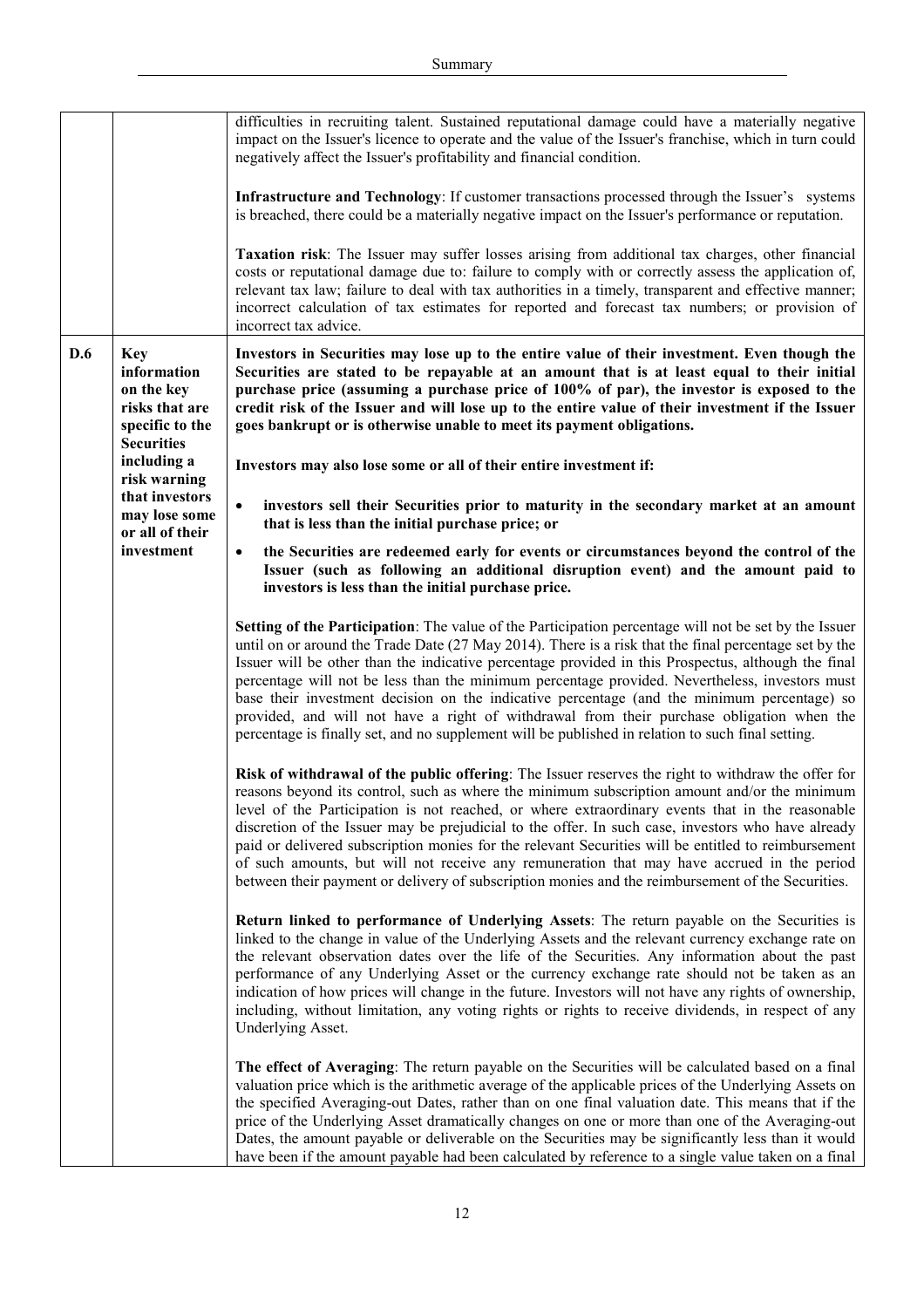| | | |
|---|---|---|
| | | difficulties in recruiting talent. Sustained reputational damage could have a materially negative impact on the Issuer's licence to operate and the value of the Issuer's franchise, which in turn could negatively affect the Issuer's profitability and financial condition.<br><br>**Infrastructure and Technology**: If customer transactions processed through the Issuer's systems is breached, there could be a materially negative impact on the Issuer's performance or reputation.<br><br>**Taxation risk**: The Issuer may suffer losses arising from additional tax charges, other financial costs or reputational damage due to: failure to comply with or correctly assess the application of, relevant tax law; failure to deal with tax authorities in a timely, transparent and effective manner; incorrect calculation of tax estimates for reported and forecast tax numbers; or provision of incorrect tax advice. |
| **D.6** | **Key information on the key risks that are specific to the Securities including a risk warning that investors may lose some or all of their investment** | **Investors in Securities may lose up to the entire value of their investment. Even though the Securities are stated to be repayable at an amount that is at least equal to their initial purchase price (assuming a purchase price of 100% of par), the investor is exposed to the credit risk of the Issuer and will lose up to the entire value of their investment if the Issuer goes bankrupt or is otherwise unable to meet its payment obligations.**<br><br>**Investors may also lose some or all of their entire investment if:**<br><br>• **investors sell their Securities prior to maturity in the secondary market at an amount that is less than the initial purchase price; or**<br><br>• **the Securities are redeemed early for events or circumstances beyond the control of the Issuer (such as following an additional disruption event) and the amount paid to investors is less than the initial purchase price.**<br><br>**Setting of the Participation**: The value of the Participation percentage will not be set by the Issuer until on or around the Trade Date (27 May 2014). There is a risk that the final percentage set by the Issuer will be other than the indicative percentage provided in this Prospectus, although the final percentage will not be less than the minimum percentage provided. Nevertheless, investors must base their investment decision on the indicative percentage (and the minimum percentage) so provided, and will not have a right of withdrawal from their purchase obligation when the percentage is finally set, and no supplement will be published in relation to such final setting.<br><br>**Risk of withdrawal of the public offering**: The Issuer reserves the right to withdraw the offer for reasons beyond its control, such as where the minimum subscription amount and/or the minimum level of the Participation is not reached, or where extraordinary events that in the reasonable discretion of the Issuer may be prejudicial to the offer. In such case, investors who have already paid or delivered subscription monies for the relevant Securities will be entitled to reimbursement of such amounts, but will not receive any remuneration that may have accrued in the period between their payment or delivery of subscription monies and the reimbursement of the Securities.<br><br>**Return linked to performance of Underlying Assets**: The return payable on the Securities is linked to the change in value of the Underlying Assets and the relevant currency exchange rate on the relevant observation dates over the life of the Securities. Any information about the past performance of any Underlying Asset or the currency exchange rate should not be taken as an indication of how prices will change in the future. Investors will not have any rights of ownership, including, without limitation, any voting rights or rights to receive dividends, in respect of any Underlying Asset.<br><br>**The effect of Averaging**: The return payable on the Securities will be calculated based on a final valuation price which is the arithmetic average of the applicable prices of the Underlying Assets on the specified Averaging-out Dates, rather than on one final valuation date. This means that if the price of the Underlying Asset dramatically changes on one or more than one of the Averaging-out Dates, the amount payable or deliverable on the Securities may be significantly less than it would have been if the amount payable had been calculated by reference to a single value taken on a final |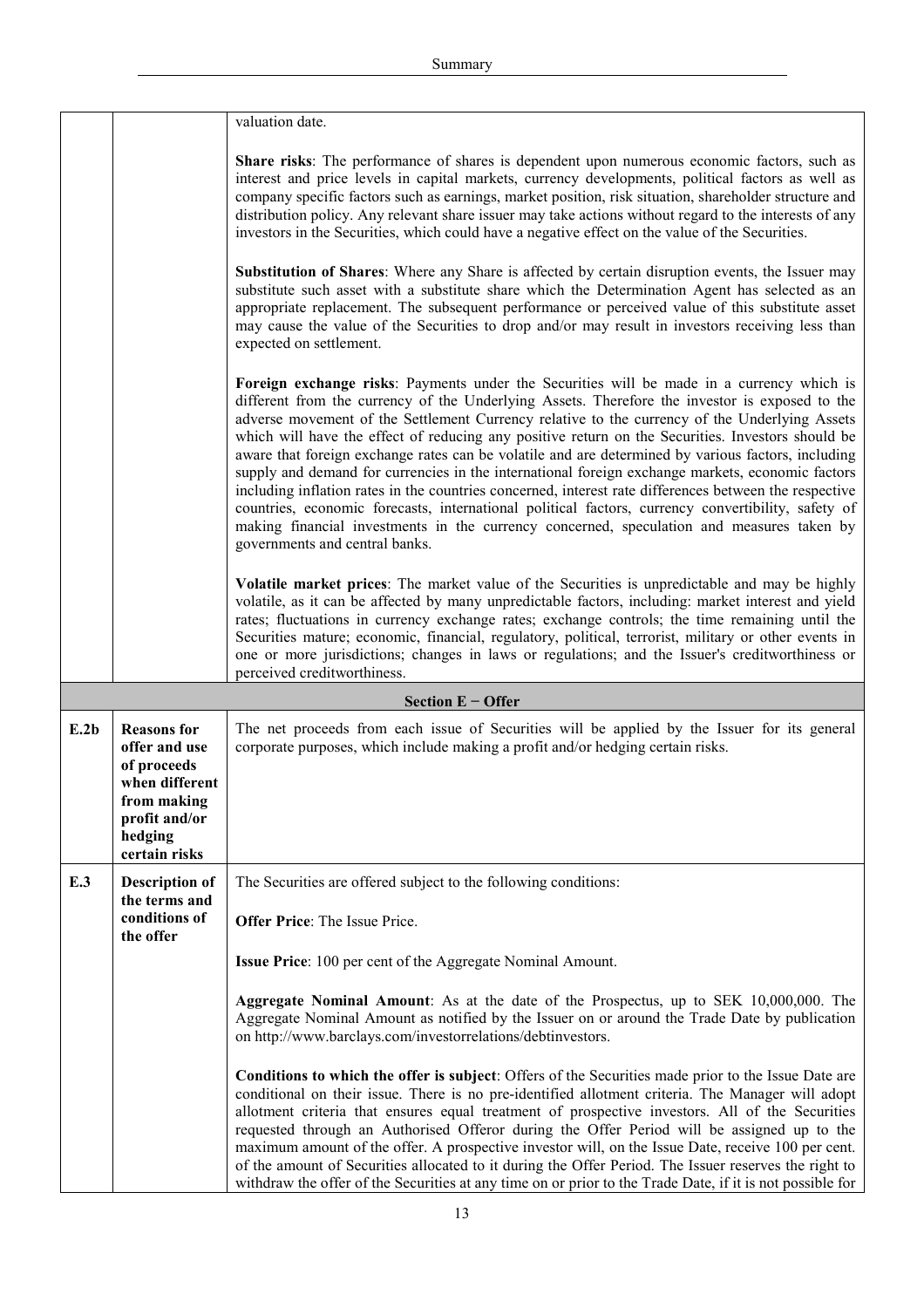| | | |
|---|---|---|
| | | valuation date.<br><br>**Share risks**: The performance of shares is dependent upon numerous economic factors, such as interest and price levels in capital markets, currency developments, political factors as well as company specific factors such as earnings, market position, risk situation, shareholder structure and distribution policy. Any relevant share issuer may take actions without regard to the interests of any investors in the Securities, which could have a negative effect on the value of the Securities.<br><br>**Substitution of Shares**: Where any Share is affected by certain disruption events, the Issuer may substitute such asset with a substitute share which the Determination Agent has selected as an appropriate replacement. The subsequent performance or perceived value of this substitute asset may cause the value of the Securities to drop and/or may result in investors receiving less than expected on settlement.<br><br>**Foreign exchange risks**: Payments under the Securities will be made in a currency which is different from the currency of the Underlying Assets. Therefore the investor is exposed to the adverse movement of the Settlement Currency relative to the currency of the Underlying Assets which will have the effect of reducing any positive return on the Securities. Investors should be aware that foreign exchange rates can be volatile and are determined by various factors, including supply and demand for currencies in the international foreign exchange markets, economic factors including inflation rates in the countries concerned, interest rate differences between the respective countries, economic forecasts, international political factors, currency convertibility, safety of making financial investments in the currency concerned, speculation and measures taken by governments and central banks.<br><br>**Volatile market prices**: The market value of the Securities is unpredictable and may be highly volatile, as it can be affected by many unpredictable factors, including: market interest and yield rates; fluctuations in currency exchange rates; exchange controls; the time remaining until the Securities mature; economic, financial, regulatory, political, terrorist, military or other events in one or more jurisdictions; changes in laws or regulations; and the Issuer's creditworthiness or perceived creditworthiness. |
| | | **Section E − Offer** |
| **E.2b** | **Reasons for offer and use of proceeds when different from making profit and/or hedging certain risks** | The net proceeds from each issue of Securities will be applied by the Issuer for its general corporate purposes, which include making a profit and/or hedging certain risks. |
| **E.3** | **Description of the terms and conditions of the offer** | The Securities are offered subject to the following conditions:<br><br>**Offer Price**: The Issue Price.<br><br>**Issue Price**: 100 per cent of the Aggregate Nominal Amount.<br><br>**Aggregate Nominal Amount**: As at the date of the Prospectus, up to SEK 10,000,000. The Aggregate Nominal Amount as notified by the Issuer on or around the Trade Date by publication on http://www.barclays.com/investorrelations/debtinvestors.<br><br>**Conditions to which the offer is subject**: Offers of the Securities made prior to the Issue Date are conditional on their issue. There is no pre-identified allotment criteria. The Manager will adopt allotment criteria that ensures equal treatment of prospective investors. All of the Securities requested through an Authorised Offeror during the Offer Period will be assigned up to the maximum amount of the offer. A prospective investor will, on the Issue Date, receive 100 per cent. of the amount of Securities allocated to it during the Offer Period. The Issuer reserves the right to withdraw the offer of the Securities at any time on or prior to the Trade Date, if it is not possible for |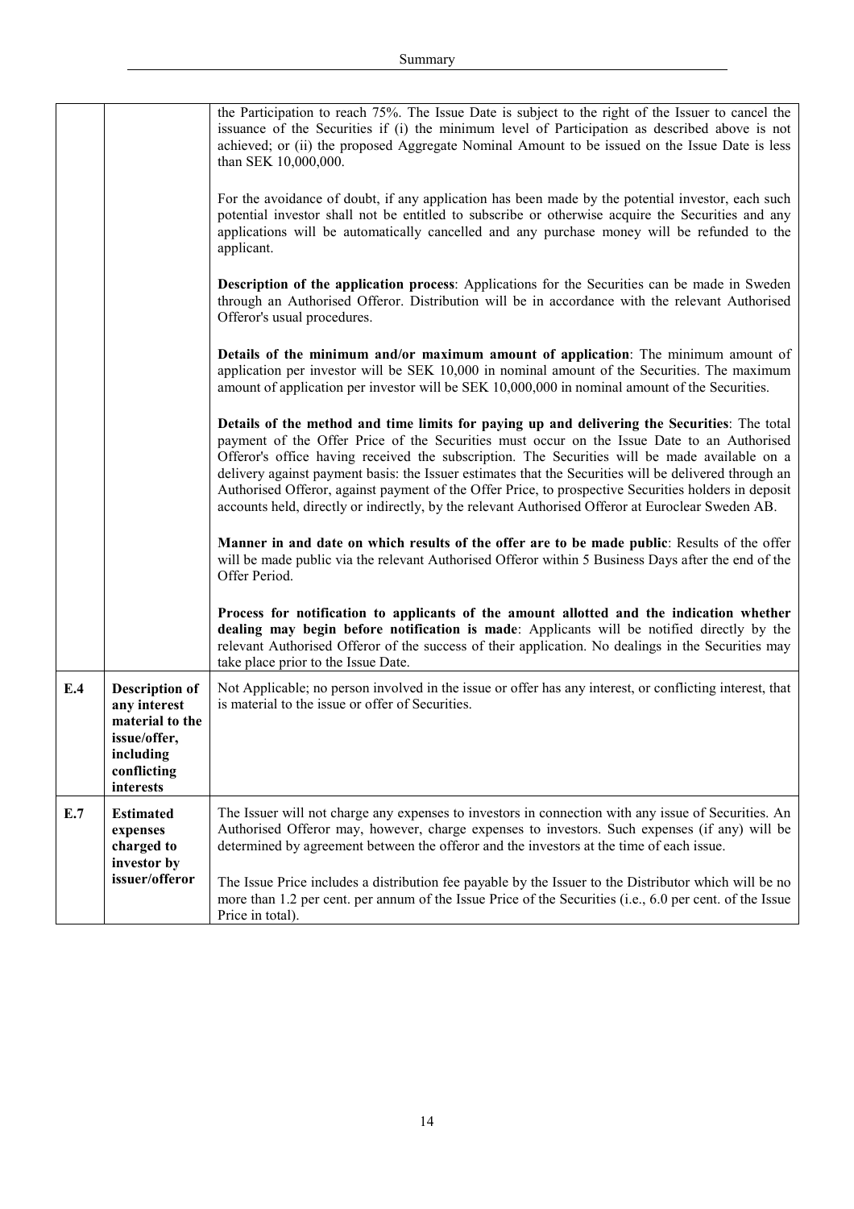| | | |
|---|---|---|
| | | the Participation to reach 75%. The Issue Date is subject to the right of the Issuer to cancel the issuance of the Securities if (i) the minimum level of Participation as described above is not achieved; or (ii) the proposed Aggregate Nominal Amount to be issued on the Issue Date is less than SEK 10,000,000.<br><br>For the avoidance of doubt, if any application has been made by the potential investor, each such potential investor shall not be entitled to subscribe or otherwise acquire the Securities and any applications will be automatically cancelled and any purchase money will be refunded to the applicant.<br><br>**Description of the application process**: Applications for the Securities can be made in Sweden through an Authorised Offeror. Distribution will be in accordance with the relevant Authorised Offeror's usual procedures.<br><br>**Details of the minimum and/or maximum amount of application**: The minimum amount of application per investor will be SEK 10,000 in nominal amount of the Securities. The maximum amount of application per investor will be SEK 10,000,000 in nominal amount of the Securities.<br><br>**Details of the method and time limits for paying up and delivering the Securities**: The total payment of the Offer Price of the Securities must occur on the Issue Date to an Authorised Offeror's office having received the subscription. The Securities will be made available on a delivery against payment basis: the Issuer estimates that the Securities will be delivered through an Authorised Offeror, against payment of the Offer Price, to prospective Securities holders in deposit accounts held, directly or indirectly, by the relevant Authorised Offeror at Euroclear Sweden AB.<br><br>**Manner in and date on which results of the offer are to be made public**: Results of the offer will be made public via the relevant Authorised Offeror within 5 Business Days after the end of the Offer Period.<br><br>**Process for notification to applicants of the amount allotted and the indication whether dealing may begin before notification is made**: Applicants will be notified directly by the relevant Authorised Offeror of the success of their application. No dealings in the Securities may take place prior to the Issue Date. |
| **E.4** | **Description of any interest material to the issue/offer, including conflicting interests** | Not Applicable; no person involved in the issue or offer has any interest, or conflicting interest, that is material to the issue or offer of Securities. |
| **E.7** | **Estimated expenses charged to investor by issuer/offeror** | The Issuer will not charge any expenses to investors in connection with any issue of Securities. An Authorised Offeror may, however, charge expenses to investors. Such expenses (if any) will be determined by agreement between the offeror and the investors at the time of each issue.<br><br>The Issue Price includes a distribution fee payable by the Issuer to the Distributor which will be no more than 1.2 per cent. per annum of the Issue Price of the Securities (i.e., 6.0 per cent. of the Issue Price in total). |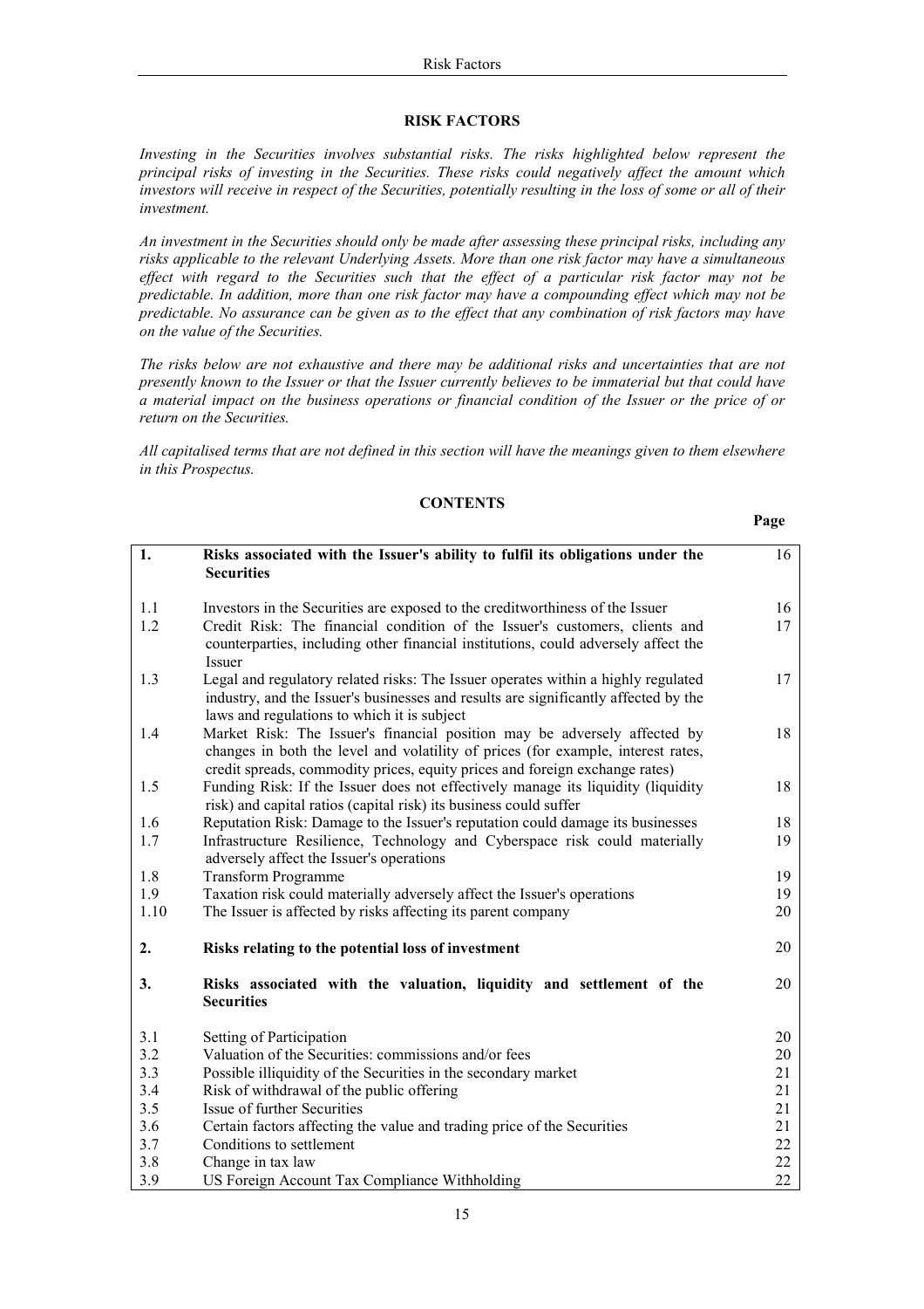# RISK FACTORS

*Investing in the Securities involves substantial risks. The risks highlighted below represent the principal risks of investing in the Securities. These risks could negatively affect the amount which investors will receive in respect of the Securities, potentially resulting in the loss of some or all of their investment.*

*An investment in the Securities should only be made after assessing these principal risks, including any risks applicable to the relevant Underlying Assets. More than one risk factor may have a simultaneous effect with regard to the Securities such that the effect of a particular risk factor may not be predictable. In addition, more than one risk factor may have a compounding effect which may not be predictable. No assurance can be given as to the effect that any combination of risk factors may have on the value of the Securities.*

*The risks below are not exhaustive and there may be additional risks and uncertainties that are not presently known to the Issuer or that the Issuer currently believes to be immaterial but that could have a material impact on the business operations or financial condition of the Issuer or the price of or return on the Securities.*

*All capitalised terms that are not defined in this section will have the meanings given to them elsewhere in this Prospectus.*

## CONTENTS

| | | Page |
|---|---|---|
| **1.** | **Risks associated with the Issuer's ability to fulfil its obligations under the Securities** | 16 |
| 1.1 | Investors in the Securities are exposed to the creditworthiness of the Issuer | 16 |
| 1.2 | Credit Risk: The financial condition of the Issuer's customers, clients and counterparties, including other financial institutions, could adversely affect the Issuer | 17 |
| 1.3 | Legal and regulatory related risks: The Issuer operates within a highly regulated industry, and the Issuer's businesses and results are significantly affected by the laws and regulations to which it is subject | 17 |
| 1.4 | Market Risk: The Issuer's financial position may be adversely affected by changes in both the level and volatility of prices (for example, interest rates, credit spreads, commodity prices, equity prices and foreign exchange rates) | 18 |
| 1.5 | Funding Risk: If the Issuer does not effectively manage its liquidity (liquidity risk) and capital ratios (capital risk) its business could suffer | 18 |
| 1.6 | Reputation Risk: Damage to the Issuer's reputation could damage its businesses | 18 |
| 1.7 | Infrastructure Resilience, Technology and Cyberspace risk could materially adversely affect the Issuer's operations | 19 |
| 1.8 | Transform Programme | 19 |
| 1.9 | Taxation risk could materially adversely affect the Issuer's operations | 19 |
| 1.10 | The Issuer is affected by risks affecting its parent company | 20 |
| **2.** | **Risks relating to the potential loss of investment** | 20 |
| **3.** | **Risks associated with the valuation, liquidity and settlement of the Securities** | 20 |
| 3.1 | Setting of Participation | 20 |
| 3.2 | Valuation of the Securities: commissions and/or fees | 20 |
| 3.3 | Possible illiquidity of the Securities in the secondary market | 21 |
| 3.4 | Risk of withdrawal of the public offering | 21 |
| 3.5 | Issue of further Securities | 21 |
| 3.6 | Certain factors affecting the value and trading price of the Securities | 21 |
| 3.7 | Conditions to settlement | 22 |
| 3.8 | Change in tax law | 22 |
| 3.9 | US Foreign Account Tax Compliance Withholding | 22 |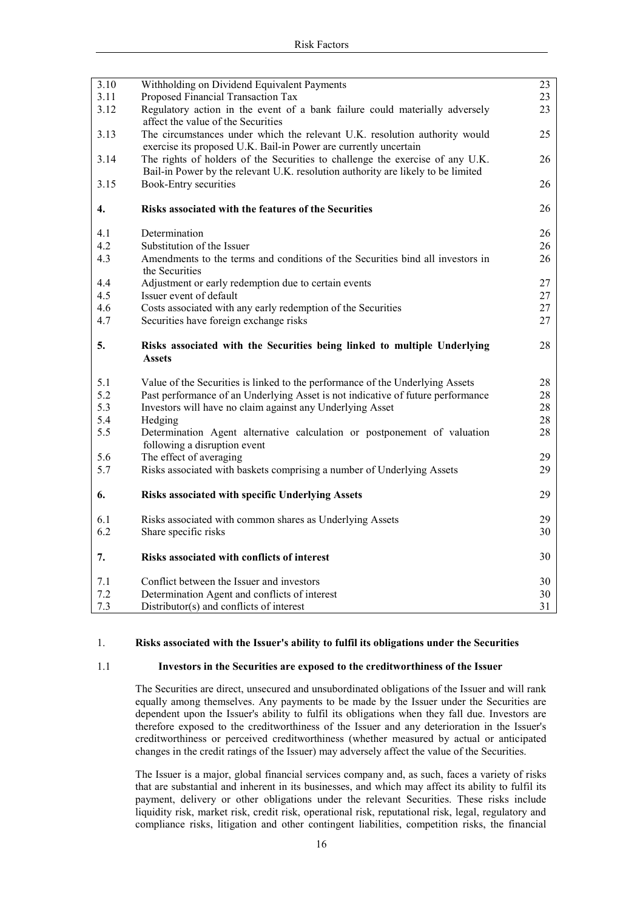| | | |
|---|---|---|
| 3.10 | Withholding on Dividend Equivalent Payments | 23 |
| 3.11 | Proposed Financial Transaction Tax | 23 |
| 3.12 | Regulatory action in the event of a bank failure could materially adversely affect the value of the Securities | 23 |
| 3.13 | The circumstances under which the relevant U.K. resolution authority would exercise its proposed U.K. Bail-in Power are currently uncertain | 25 |
| 3.14 | The rights of holders of the Securities to challenge the exercise of any U.K. Bail-in Power by the relevant U.K. resolution authority are likely to be limited | 26 |
| 3.15 | Book-Entry securities | 26 |
| **4.** | **Risks associated with the features of the Securities** | 26 |
| 4.1 | Determination | 26 |
| 4.2 | Substitution of the Issuer | 26 |
| 4.3 | Amendments to the terms and conditions of the Securities bind all investors in the Securities | 26 |
| 4.4 | Adjustment or early redemption due to certain events | 27 |
| 4.5 | Issuer event of default | 27 |
| 4.6 | Costs associated with any early redemption of the Securities | 27 |
| 4.7 | Securities have foreign exchange risks | 27 |
| **5.** | **Risks associated with the Securities being linked to multiple Underlying Assets** | 28 |
| 5.1 | Value of the Securities is linked to the performance of the Underlying Assets | 28 |
| 5.2 | Past performance of an Underlying Asset is not indicative of future performance | 28 |
| 5.3 | Investors will have no claim against any Underlying Asset | 28 |
| 5.4 | Hedging | 28 |
| 5.5 | Determination Agent alternative calculation or postponement of valuation following a disruption event | 28 |
| 5.6 | The effect of averaging | 29 |
| 5.7 | Risks associated with baskets comprising a number of Underlying Assets | 29 |
| **6.** | **Risks associated with specific Underlying Assets** | 29 |
| 6.1 | Risks associated with common shares as Underlying Assets | 29 |
| 6.2 | Share specific risks | 30 |
| **7.** | **Risks associated with conflicts of interest** | 30 |
| 7.1 | Conflict between the Issuer and investors | 30 |
| 7.2 | Determination Agent and conflicts of interest | 30 |
| 7.3 | Distributor(s) and conflicts of interest | 31 |

## 1. Risks associated with the Issuer's ability to fulfil its obligations under the Securities

### 1.1 Investors in the Securities are exposed to the creditworthiness of the Issuer

The Securities are direct, unsecured and unsubordinated obligations of the Issuer and will rank equally among themselves. Any payments to be made by the Issuer under the Securities are dependent upon the Issuer's ability to fulfil its obligations when they fall due. Investors are therefore exposed to the creditworthiness of the Issuer and any deterioration in the Issuer's creditworthiness or perceived creditworthiness (whether measured by actual or anticipated changes in the credit ratings of the Issuer) may adversely affect the value of the Securities.

The Issuer is a major, global financial services company and, as such, faces a variety of risks that are substantial and inherent in its businesses, and which may affect its ability to fulfil its payment, delivery or other obligations under the relevant Securities. These risks include liquidity risk, market risk, credit risk, operational risk, reputational risk, legal, regulatory and compliance risks, litigation and other contingent liabilities, competition risks, the financial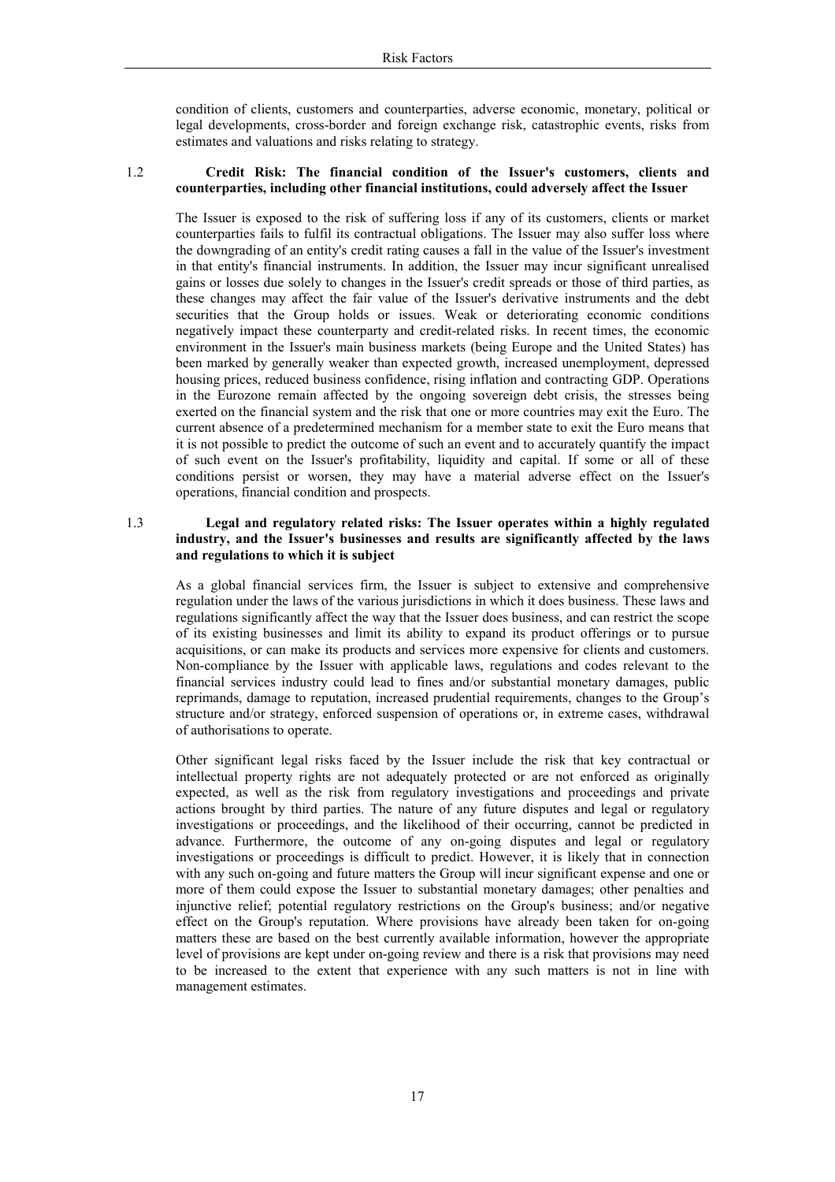condition of clients, customers and counterparties, adverse economic, monetary, political or legal developments, cross-border and foreign exchange risk, catastrophic events, risks from estimates and valuations and risks relating to strategy.

### 1.2 Credit Risk: The financial condition of the Issuer's customers, clients and counterparties, including other financial institutions, could adversely affect the Issuer

The Issuer is exposed to the risk of suffering loss if any of its customers, clients or market counterparties fails to fulfil its contractual obligations. The Issuer may also suffer loss where the downgrading of an entity's credit rating causes a fall in the value of the Issuer's investment in that entity's financial instruments. In addition, the Issuer may incur significant unrealised gains or losses due solely to changes in the Issuer's credit spreads or those of third parties, as these changes may affect the fair value of the Issuer's derivative instruments and the debt securities that the Group holds or issues. Weak or deteriorating economic conditions negatively impact these counterparty and credit-related risks. In recent times, the economic environment in the Issuer's main business markets (being Europe and the United States) has been marked by generally weaker than expected growth, increased unemployment, depressed housing prices, reduced business confidence, rising inflation and contracting GDP. Operations in the Eurozone remain affected by the ongoing sovereign debt crisis, the stresses being exerted on the financial system and the risk that one or more countries may exit the Euro. The current absence of a predetermined mechanism for a member state to exit the Euro means that it is not possible to predict the outcome of such an event and to accurately quantify the impact of such event on the Issuer's profitability, liquidity and capital. If some or all of these conditions persist or worsen, they may have a material adverse effect on the Issuer's operations, financial condition and prospects.

### 1.3 Legal and regulatory related risks: The Issuer operates within a highly regulated industry, and the Issuer's businesses and results are significantly affected by the laws and regulations to which it is subject

As a global financial services firm, the Issuer is subject to extensive and comprehensive regulation under the laws of the various jurisdictions in which it does business. These laws and regulations significantly affect the way that the Issuer does business, and can restrict the scope of its existing businesses and limit its ability to expand its product offerings or to pursue acquisitions, or can make its products and services more expensive for clients and customers. Non-compliance by the Issuer with applicable laws, regulations and codes relevant to the financial services industry could lead to fines and/or substantial monetary damages, public reprimands, damage to reputation, increased prudential requirements, changes to the Group's structure and/or strategy, enforced suspension of operations or, in extreme cases, withdrawal of authorisations to operate.

Other significant legal risks faced by the Issuer include the risk that key contractual or intellectual property rights are not adequately protected or are not enforced as originally expected, as well as the risk from regulatory investigations and proceedings and private actions brought by third parties. The nature of any future disputes and legal or regulatory investigations or proceedings, and the likelihood of their occurring, cannot be predicted in advance. Furthermore, the outcome of any on-going disputes and legal or regulatory investigations or proceedings is difficult to predict. However, it is likely that in connection with any such on-going and future matters the Group will incur significant expense and one or more of them could expose the Issuer to substantial monetary damages; other penalties and injunctive relief; potential regulatory restrictions on the Group's business; and/or negative effect on the Group's reputation. Where provisions have already been taken for on-going matters these are based on the best currently available information, however the appropriate level of provisions are kept under on-going review and there is a risk that provisions may need to be increased to the extent that experience with any such matters is not in line with management estimates.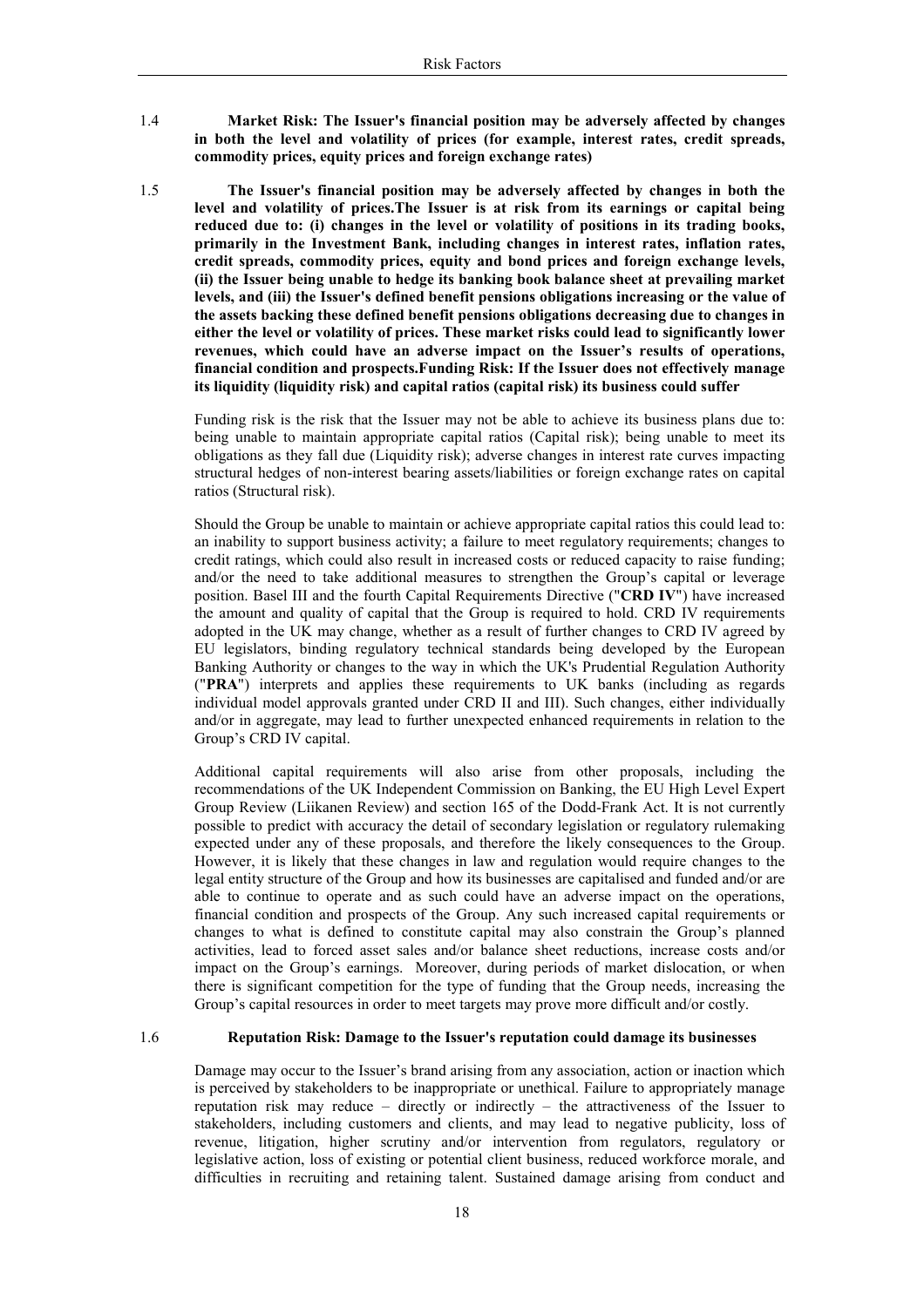1.4 **Market Risk: The Issuer's financial position may be adversely affected by changes in both the level and volatility of prices (for example, interest rates, credit spreads, commodity prices, equity prices and foreign exchange rates)**

1.5 **The Issuer's financial position may be adversely affected by changes in both the level and volatility of prices.The Issuer is at risk from its earnings or capital being reduced due to: (i) changes in the level or volatility of positions in its trading books, primarily in the Investment Bank, including changes in interest rates, inflation rates, credit spreads, commodity prices, equity and bond prices and foreign exchange levels, (ii) the Issuer being unable to hedge its banking book balance sheet at prevailing market levels, and (iii) the Issuer's defined benefit pensions obligations increasing or the value of the assets backing these defined benefit pensions obligations decreasing due to changes in either the level or volatility of prices. These market risks could lead to significantly lower revenues, which could have an adverse impact on the Issuer's results of operations, financial condition and prospects.Funding Risk: If the Issuer does not effectively manage its liquidity (liquidity risk) and capital ratios (capital risk) its business could suffer**

Funding risk is the risk that the Issuer may not be able to achieve its business plans due to: being unable to maintain appropriate capital ratios (Capital risk); being unable to meet its obligations as they fall due (Liquidity risk); adverse changes in interest rate curves impacting structural hedges of non-interest bearing assets/liabilities or foreign exchange rates on capital ratios (Structural risk).

Should the Group be unable to maintain or achieve appropriate capital ratios this could lead to: an inability to support business activity; a failure to meet regulatory requirements; changes to credit ratings, which could also result in increased costs or reduced capacity to raise funding; and/or the need to take additional measures to strengthen the Group's capital or leverage position. Basel III and the fourth Capital Requirements Directive ("**CRD IV**") have increased the amount and quality of capital that the Group is required to hold. CRD IV requirements adopted in the UK may change, whether as a result of further changes to CRD IV agreed by EU legislators, binding regulatory technical standards being developed by the European Banking Authority or changes to the way in which the UK's Prudential Regulation Authority ("**PRA**") interprets and applies these requirements to UK banks (including as regards individual model approvals granted under CRD II and III). Such changes, either individually and/or in aggregate, may lead to further unexpected enhanced requirements in relation to the Group's CRD IV capital.

Additional capital requirements will also arise from other proposals, including the recommendations of the UK Independent Commission on Banking, the EU High Level Expert Group Review (Liikanen Review) and section 165 of the Dodd-Frank Act. It is not currently possible to predict with accuracy the detail of secondary legislation or regulatory rulemaking expected under any of these proposals, and therefore the likely consequences to the Group. However, it is likely that these changes in law and regulation would require changes to the legal entity structure of the Group and how its businesses are capitalised and funded and/or are able to continue to operate and as such could have an adverse impact on the operations, financial condition and prospects of the Group. Any such increased capital requirements or changes to what is defined to constitute capital may also constrain the Group's planned activities, lead to forced asset sales and/or balance sheet reductions, increase costs and/or impact on the Group's earnings. Moreover, during periods of market dislocation, or when there is significant competition for the type of funding that the Group needs, increasing the Group's capital resources in order to meet targets may prove more difficult and/or costly.

1.6 **Reputation Risk: Damage to the Issuer's reputation could damage its businesses**

Damage may occur to the Issuer's brand arising from any association, action or inaction which is perceived by stakeholders to be inappropriate or unethical. Failure to appropriately manage reputation risk may reduce – directly or indirectly – the attractiveness of the Issuer to stakeholders, including customers and clients, and may lead to negative publicity, loss of revenue, litigation, higher scrutiny and/or intervention from regulators, regulatory or legislative action, loss of existing or potential client business, reduced workforce morale, and difficulties in recruiting and retaining talent. Sustained damage arising from conduct and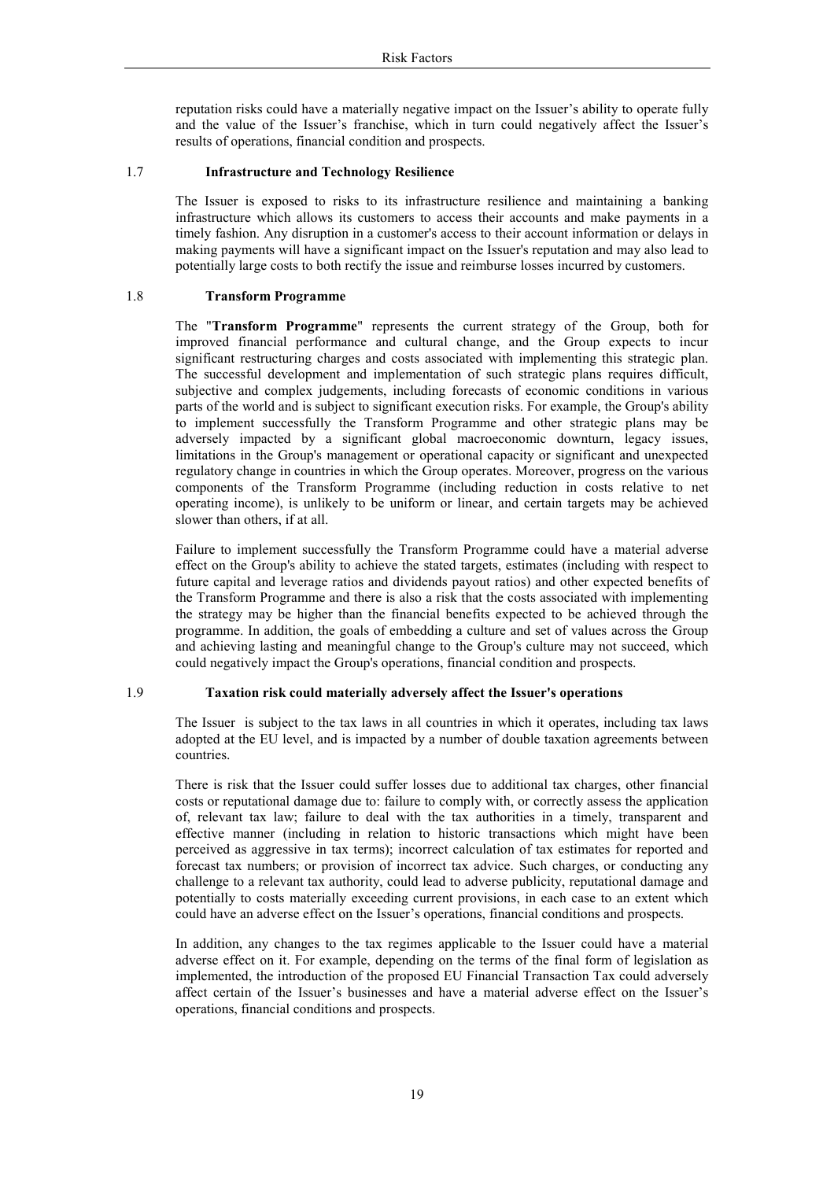reputation risks could have a materially negative impact on the Issuer's ability to operate fully and the value of the Issuer's franchise, which in turn could negatively affect the Issuer's results of operations, financial condition and prospects.

### 1.7 Infrastructure and Technology Resilience

The Issuer is exposed to risks to its infrastructure resilience and maintaining a banking infrastructure which allows its customers to access their accounts and make payments in a timely fashion. Any disruption in a customer's access to their account information or delays in making payments will have a significant impact on the Issuer's reputation and may also lead to potentially large costs to both rectify the issue and reimburse losses incurred by customers.

### 1.8 Transform Programme

The "**Transform Programme**" represents the current strategy of the Group, both for improved financial performance and cultural change, and the Group expects to incur significant restructuring charges and costs associated with implementing this strategic plan. The successful development and implementation of such strategic plans requires difficult, subjective and complex judgements, including forecasts of economic conditions in various parts of the world and is subject to significant execution risks. For example, the Group's ability to implement successfully the Transform Programme and other strategic plans may be adversely impacted by a significant global macroeconomic downturn, legacy issues, limitations in the Group's management or operational capacity or significant and unexpected regulatory change in countries in which the Group operates. Moreover, progress on the various components of the Transform Programme (including reduction in costs relative to net operating income), is unlikely to be uniform or linear, and certain targets may be achieved slower than others, if at all.

Failure to implement successfully the Transform Programme could have a material adverse effect on the Group's ability to achieve the stated targets, estimates (including with respect to future capital and leverage ratios and dividends payout ratios) and other expected benefits of the Transform Programme and there is also a risk that the costs associated with implementing the strategy may be higher than the financial benefits expected to be achieved through the programme. In addition, the goals of embedding a culture and set of values across the Group and achieving lasting and meaningful change to the Group's culture may not succeed, which could negatively impact the Group's operations, financial condition and prospects.

### 1.9 Taxation risk could materially adversely affect the Issuer's operations

The Issuer is subject to the tax laws in all countries in which it operates, including tax laws adopted at the EU level, and is impacted by a number of double taxation agreements between countries.

There is risk that the Issuer could suffer losses due to additional tax charges, other financial costs or reputational damage due to: failure to comply with, or correctly assess the application of, relevant tax law; failure to deal with the tax authorities in a timely, transparent and effective manner (including in relation to historic transactions which might have been perceived as aggressive in tax terms); incorrect calculation of tax estimates for reported and forecast tax numbers; or provision of incorrect tax advice. Such charges, or conducting any challenge to a relevant tax authority, could lead to adverse publicity, reputational damage and potentially to costs materially exceeding current provisions, in each case to an extent which could have an adverse effect on the Issuer's operations, financial conditions and prospects.

In addition, any changes to the tax regimes applicable to the Issuer could have a material adverse effect on it. For example, depending on the terms of the final form of legislation as implemented, the introduction of the proposed EU Financial Transaction Tax could adversely affect certain of the Issuer's businesses and have a material adverse effect on the Issuer's operations, financial conditions and prospects.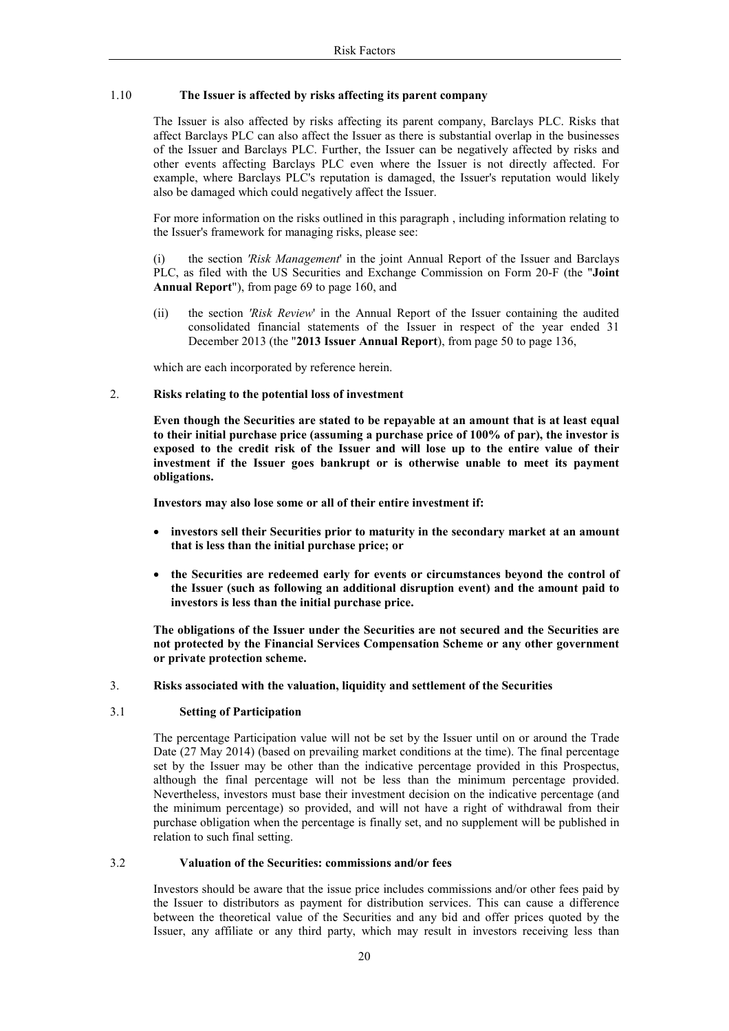### 1.10 The Issuer is affected by risks affecting its parent company

The Issuer is also affected by risks affecting its parent company, Barclays PLC. Risks that affect Barclays PLC can also affect the Issuer as there is substantial overlap in the businesses of the Issuer and Barclays PLC. Further, the Issuer can be negatively affected by risks and other events affecting Barclays PLC even where the Issuer is not directly affected. For example, where Barclays PLC's reputation is damaged, the Issuer's reputation would likely also be damaged which could negatively affect the Issuer.

For more information on the risks outlined in this paragraph , including information relating to the Issuer's framework for managing risks, please see:

(i) the section *'Risk Management'* in the joint Annual Report of the Issuer and Barclays PLC, as filed with the US Securities and Exchange Commission on Form 20-F (the "**Joint Annual Report**"), from page 69 to page 160, and

(ii) the section *'Risk Review'* in the Annual Report of the Issuer containing the audited consolidated financial statements of the Issuer in respect of the year ended 31 December 2013 (the "**2013 Issuer Annual Report**), from page 50 to page 136,

which are each incorporated by reference herein.

## 2. Risks relating to the potential loss of investment

**Even though the Securities are stated to be repayable at an amount that is at least equal to their initial purchase price (assuming a purchase price of 100% of par), the investor is exposed to the credit risk of the Issuer and will lose up to the entire value of their investment if the Issuer goes bankrupt or is otherwise unable to meet its payment obligations.**

**Investors may also lose some or all of their entire investment if:**

- **investors sell their Securities prior to maturity in the secondary market at an amount that is less than the initial purchase price; or**
- **the Securities are redeemed early for events or circumstances beyond the control of the Issuer (such as following an additional disruption event) and the amount paid to investors is less than the initial purchase price.**

**The obligations of the Issuer under the Securities are not secured and the Securities are not protected by the Financial Services Compensation Scheme or any other government or private protection scheme.**

## 3. Risks associated with the valuation, liquidity and settlement of the Securities

### 3.1 Setting of Participation

The percentage Participation value will not be set by the Issuer until on or around the Trade Date (27 May 2014) (based on prevailing market conditions at the time). The final percentage set by the Issuer may be other than the indicative percentage provided in this Prospectus, although the final percentage will not be less than the minimum percentage provided. Nevertheless, investors must base their investment decision on the indicative percentage (and the minimum percentage) so provided, and will not have a right of withdrawal from their purchase obligation when the percentage is finally set, and no supplement will be published in relation to such final setting.

### 3.2 Valuation of the Securities: commissions and/or fees

Investors should be aware that the issue price includes commissions and/or other fees paid by the Issuer to distributors as payment for distribution services. This can cause a difference between the theoretical value of the Securities and any bid and offer prices quoted by the Issuer, any affiliate or any third party, which may result in investors receiving less than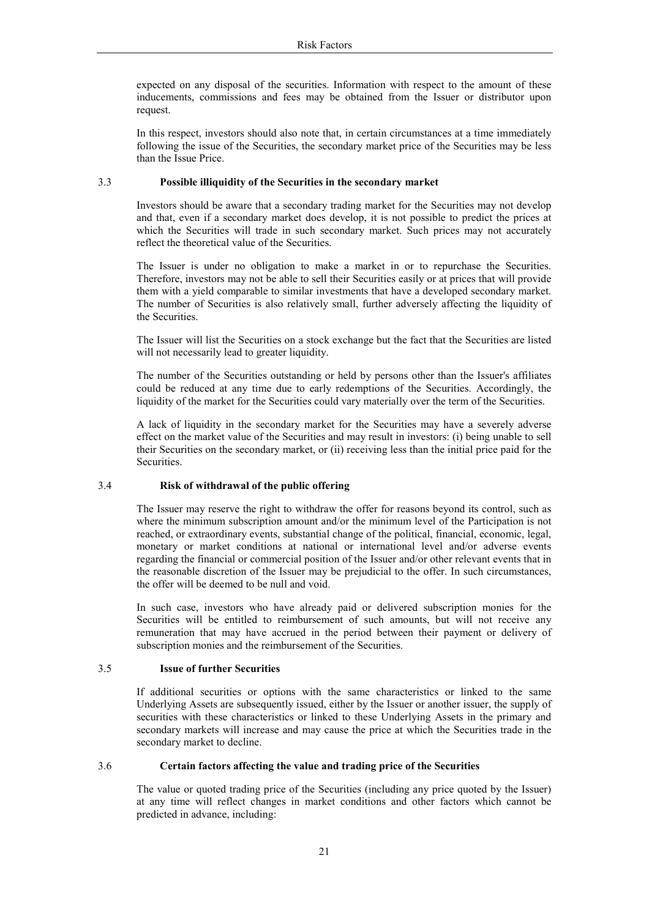expected on any disposal of the securities. Information with respect to the amount of these inducements, commissions and fees may be obtained from the Issuer or distributor upon request.

In this respect, investors should also note that, in certain circumstances at a time immediately following the issue of the Securities, the secondary market price of the Securities may be less than the Issue Price.

### 3.3 Possible illiquidity of the Securities in the secondary market

Investors should be aware that a secondary trading market for the Securities may not develop and that, even if a secondary market does develop, it is not possible to predict the prices at which the Securities will trade in such secondary market. Such prices may not accurately reflect the theoretical value of the Securities.

The Issuer is under no obligation to make a market in or to repurchase the Securities. Therefore, investors may not be able to sell their Securities easily or at prices that will provide them with a yield comparable to similar investments that have a developed secondary market. The number of Securities is also relatively small, further adversely affecting the liquidity of the Securities.

The Issuer will list the Securities on a stock exchange but the fact that the Securities are listed will not necessarily lead to greater liquidity.

The number of the Securities outstanding or held by persons other than the Issuer's affiliates could be reduced at any time due to early redemptions of the Securities. Accordingly, the liquidity of the market for the Securities could vary materially over the term of the Securities.

A lack of liquidity in the secondary market for the Securities may have a severely adverse effect on the market value of the Securities and may result in investors: (i) being unable to sell their Securities on the secondary market, or (ii) receiving less than the initial price paid for the Securities.

### 3.4 Risk of withdrawal of the public offering

The Issuer may reserve the right to withdraw the offer for reasons beyond its control, such as where the minimum subscription amount and/or the minimum level of the Participation is not reached, or extraordinary events, substantial change of the political, financial, economic, legal, monetary or market conditions at national or international level and/or adverse events regarding the financial or commercial position of the Issuer and/or other relevant events that in the reasonable discretion of the Issuer may be prejudicial to the offer. In such circumstances, the offer will be deemed to be null and void.

In such case, investors who have already paid or delivered subscription monies for the Securities will be entitled to reimbursement of such amounts, but will not receive any remuneration that may have accrued in the period between their payment or delivery of subscription monies and the reimbursement of the Securities.

### 3.5 Issue of further Securities

If additional securities or options with the same characteristics or linked to the same Underlying Assets are subsequently issued, either by the Issuer or another issuer, the supply of securities with these characteristics or linked to these Underlying Assets in the primary and secondary markets will increase and may cause the price at which the Securities trade in the secondary market to decline.

### 3.6 Certain factors affecting the value and trading price of the Securities

The value or quoted trading price of the Securities (including any price quoted by the Issuer) at any time will reflect changes in market conditions and other factors which cannot be predicted in advance, including: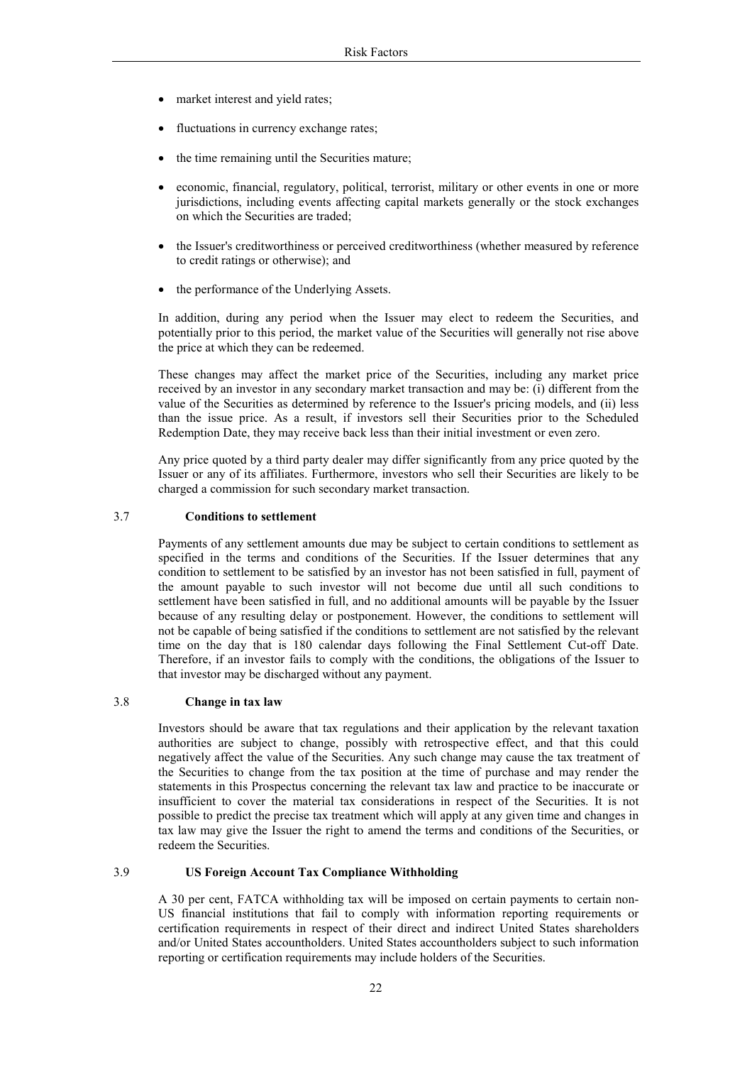- market interest and yield rates;
- fluctuations in currency exchange rates;
- the time remaining until the Securities mature;
- economic, financial, regulatory, political, terrorist, military or other events in one or more jurisdictions, including events affecting capital markets generally or the stock exchanges on which the Securities are traded;
- the Issuer's creditworthiness or perceived creditworthiness (whether measured by reference to credit ratings or otherwise); and
- the performance of the Underlying Assets.

In addition, during any period when the Issuer may elect to redeem the Securities, and potentially prior to this period, the market value of the Securities will generally not rise above the price at which they can be redeemed.

These changes may affect the market price of the Securities, including any market price received by an investor in any secondary market transaction and may be: (i) different from the value of the Securities as determined by reference to the Issuer's pricing models, and (ii) less than the issue price. As a result, if investors sell their Securities prior to the Scheduled Redemption Date, they may receive back less than their initial investment or even zero.

Any price quoted by a third party dealer may differ significantly from any price quoted by the Issuer or any of its affiliates. Furthermore, investors who sell their Securities are likely to be charged a commission for such secondary market transaction.

### 3.7 Conditions to settlement

Payments of any settlement amounts due may be subject to certain conditions to settlement as specified in the terms and conditions of the Securities. If the Issuer determines that any condition to settlement to be satisfied by an investor has not been satisfied in full, payment of the amount payable to such investor will not become due until all such conditions to settlement have been satisfied in full, and no additional amounts will be payable by the Issuer because of any resulting delay or postponement. However, the conditions to settlement will not be capable of being satisfied if the conditions to settlement are not satisfied by the relevant time on the day that is 180 calendar days following the Final Settlement Cut-off Date. Therefore, if an investor fails to comply with the conditions, the obligations of the Issuer to that investor may be discharged without any payment.

### 3.8 Change in tax law

Investors should be aware that tax regulations and their application by the relevant taxation authorities are subject to change, possibly with retrospective effect, and that this could negatively affect the value of the Securities. Any such change may cause the tax treatment of the Securities to change from the tax position at the time of purchase and may render the statements in this Prospectus concerning the relevant tax law and practice to be inaccurate or insufficient to cover the material tax considerations in respect of the Securities. It is not possible to predict the precise tax treatment which will apply at any given time and changes in tax law may give the Issuer the right to amend the terms and conditions of the Securities, or redeem the Securities.

### 3.9 US Foreign Account Tax Compliance Withholding

A 30 per cent, FATCA withholding tax will be imposed on certain payments to certain non-US financial institutions that fail to comply with information reporting requirements or certification requirements in respect of their direct and indirect United States shareholders and/or United States accountholders. United States accountholders subject to such information reporting or certification requirements may include holders of the Securities.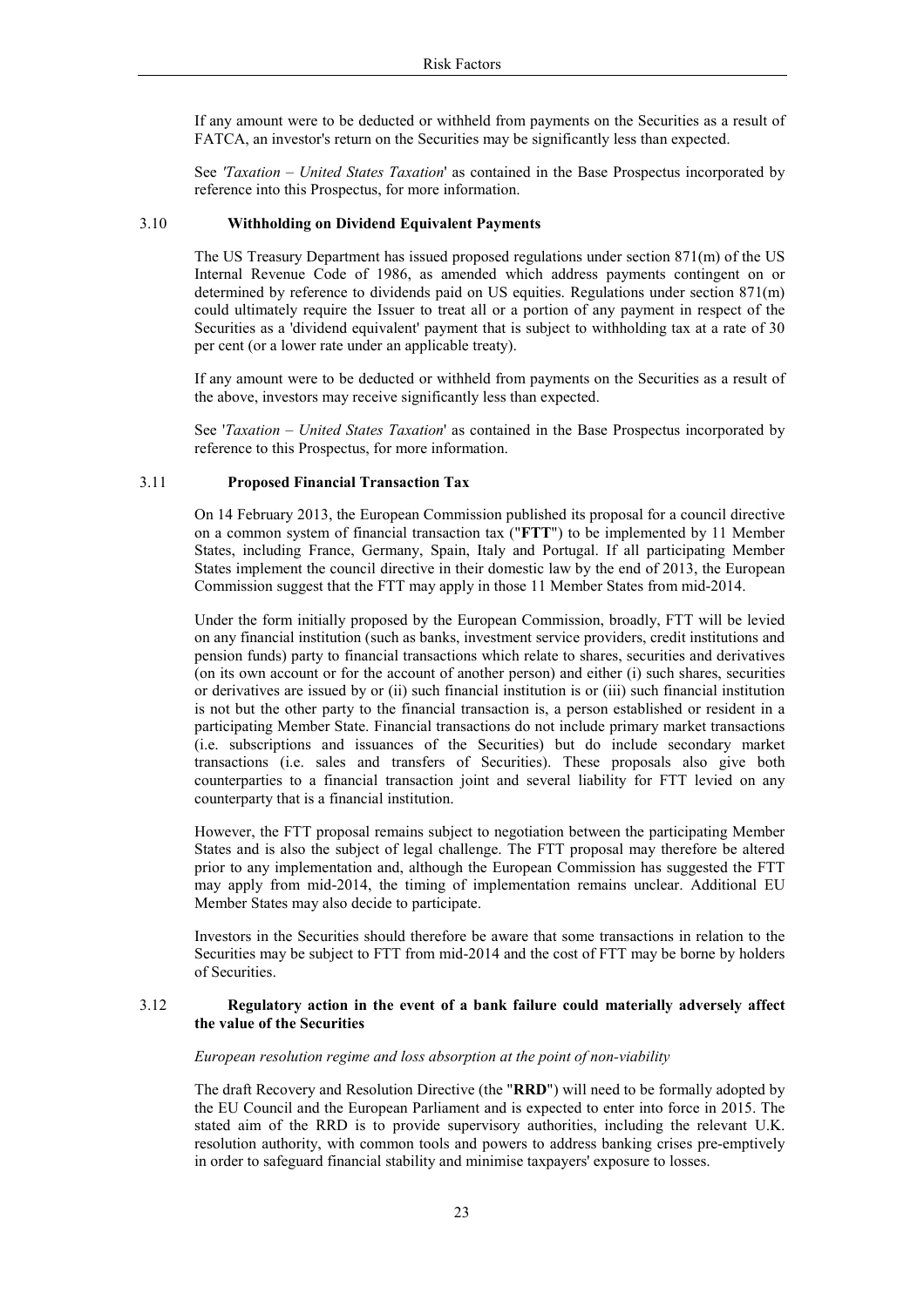If any amount were to be deducted or withheld from payments on the Securities as a result of FATCA, an investor's return on the Securities may be significantly less than expected.

See *'Taxation – United States Taxation*' as contained in the Base Prospectus incorporated by reference into this Prospectus, for more information.

### 3.10 Withholding on Dividend Equivalent Payments

The US Treasury Department has issued proposed regulations under section 871(m) of the US Internal Revenue Code of 1986, as amended which address payments contingent on or determined by reference to dividends paid on US equities. Regulations under section 871(m) could ultimately require the Issuer to treat all or a portion of any payment in respect of the Securities as a 'dividend equivalent' payment that is subject to withholding tax at a rate of 30 per cent (or a lower rate under an applicable treaty).

If any amount were to be deducted or withheld from payments on the Securities as a result of the above, investors may receive significantly less than expected.

See '*Taxation – United States Taxation*' as contained in the Base Prospectus incorporated by reference to this Prospectus, for more information.

### 3.11 Proposed Financial Transaction Tax

On 14 February 2013, the European Commission published its proposal for a council directive on a common system of financial transaction tax ("**FTT**") to be implemented by 11 Member States, including France, Germany, Spain, Italy and Portugal. If all participating Member States implement the council directive in their domestic law by the end of 2013, the European Commission suggest that the FTT may apply in those 11 Member States from mid-2014.

Under the form initially proposed by the European Commission, broadly, FTT will be levied on any financial institution (such as banks, investment service providers, credit institutions and pension funds) party to financial transactions which relate to shares, securities and derivatives (on its own account or for the account of another person) and either (i) such shares, securities or derivatives are issued by or (ii) such financial institution is or (iii) such financial institution is not but the other party to the financial transaction is, a person established or resident in a participating Member State. Financial transactions do not include primary market transactions (i.e. subscriptions and issuances of the Securities) but do include secondary market transactions (i.e. sales and transfers of Securities). These proposals also give both counterparties to a financial transaction joint and several liability for FTT levied on any counterparty that is a financial institution.

However, the FTT proposal remains subject to negotiation between the participating Member States and is also the subject of legal challenge. The FTT proposal may therefore be altered prior to any implementation and, although the European Commission has suggested the FTT may apply from mid-2014, the timing of implementation remains unclear. Additional EU Member States may also decide to participate.

Investors in the Securities should therefore be aware that some transactions in relation to the Securities may be subject to FTT from mid-2014 and the cost of FTT may be borne by holders of Securities.

### 3.12 Regulatory action in the event of a bank failure could materially adversely affect the value of the Securities

*European resolution regime and loss absorption at the point of non-viability*

The draft Recovery and Resolution Directive (the "**RRD**") will need to be formally adopted by the EU Council and the European Parliament and is expected to enter into force in 2015. The stated aim of the RRD is to provide supervisory authorities, including the relevant U.K. resolution authority, with common tools and powers to address banking crises pre-emptively in order to safeguard financial stability and minimise taxpayers' exposure to losses.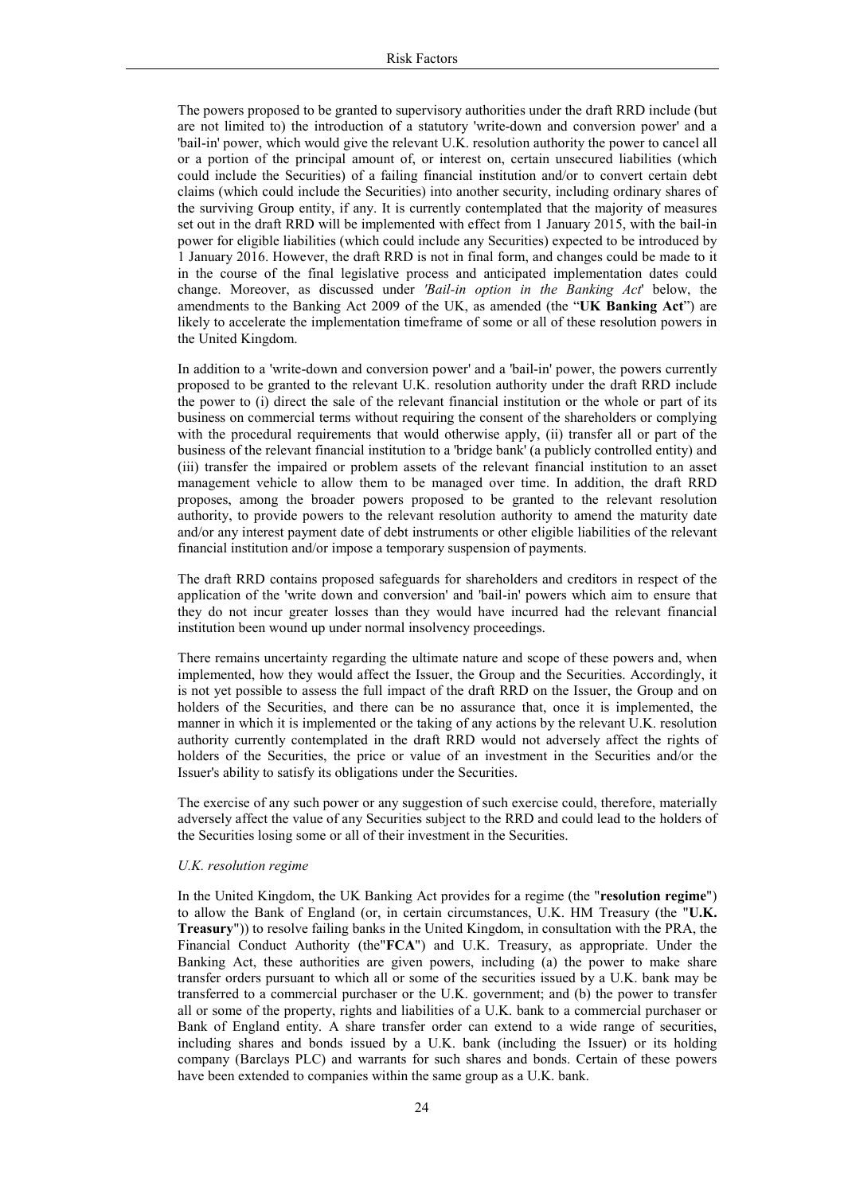The powers proposed to be granted to supervisory authorities under the draft RRD include (but are not limited to) the introduction of a statutory 'write-down and conversion power' and a 'bail-in' power, which would give the relevant U.K. resolution authority the power to cancel all or a portion of the principal amount of, or interest on, certain unsecured liabilities (which could include the Securities) of a failing financial institution and/or to convert certain debt claims (which could include the Securities) into another security, including ordinary shares of the surviving Group entity, if any. It is currently contemplated that the majority of measures set out in the draft RRD will be implemented with effect from 1 January 2015, with the bail-in power for eligible liabilities (which could include any Securities) expected to be introduced by 1 January 2016. However, the draft RRD is not in final form, and changes could be made to it in the course of the final legislative process and anticipated implementation dates could change. Moreover, as discussed under *'Bail-in option in the Banking Act'* below, the amendments to the Banking Act 2009 of the UK, as amended (the "**UK Banking Act**") are likely to accelerate the implementation timeframe of some or all of these resolution powers in the United Kingdom.

In addition to a 'write-down and conversion power' and a 'bail-in' power, the powers currently proposed to be granted to the relevant U.K. resolution authority under the draft RRD include the power to (i) direct the sale of the relevant financial institution or the whole or part of its business on commercial terms without requiring the consent of the shareholders or complying with the procedural requirements that would otherwise apply, (ii) transfer all or part of the business of the relevant financial institution to a 'bridge bank' (a publicly controlled entity) and (iii) transfer the impaired or problem assets of the relevant financial institution to an asset management vehicle to allow them to be managed over time. In addition, the draft RRD proposes, among the broader powers proposed to be granted to the relevant resolution authority, to provide powers to the relevant resolution authority to amend the maturity date and/or any interest payment date of debt instruments or other eligible liabilities of the relevant financial institution and/or impose a temporary suspension of payments.

The draft RRD contains proposed safeguards for shareholders and creditors in respect of the application of the 'write down and conversion' and 'bail-in' powers which aim to ensure that they do not incur greater losses than they would have incurred had the relevant financial institution been wound up under normal insolvency proceedings.

There remains uncertainty regarding the ultimate nature and scope of these powers and, when implemented, how they would affect the Issuer, the Group and the Securities. Accordingly, it is not yet possible to assess the full impact of the draft RRD on the Issuer, the Group and on holders of the Securities, and there can be no assurance that, once it is implemented, the manner in which it is implemented or the taking of any actions by the relevant U.K. resolution authority currently contemplated in the draft RRD would not adversely affect the rights of holders of the Securities, the price or value of an investment in the Securities and/or the Issuer's ability to satisfy its obligations under the Securities.

The exercise of any such power or any suggestion of such exercise could, therefore, materially adversely affect the value of any Securities subject to the RRD and could lead to the holders of the Securities losing some or all of their investment in the Securities.

*U.K. resolution regime*

In the United Kingdom, the UK Banking Act provides for a regime (the "**resolution regime**") to allow the Bank of England (or, in certain circumstances, U.K. HM Treasury (the "**U.K. Treasury**")) to resolve failing banks in the United Kingdom, in consultation with the PRA, the Financial Conduct Authority (the"**FCA**") and U.K. Treasury, as appropriate. Under the Banking Act, these authorities are given powers, including (a) the power to make share transfer orders pursuant to which all or some of the securities issued by a U.K. bank may be transferred to a commercial purchaser or the U.K. government; and (b) the power to transfer all or some of the property, rights and liabilities of a U.K. bank to a commercial purchaser or Bank of England entity. A share transfer order can extend to a wide range of securities, including shares and bonds issued by a U.K. bank (including the Issuer) or its holding company (Barclays PLC) and warrants for such shares and bonds. Certain of these powers have been extended to companies within the same group as a U.K. bank.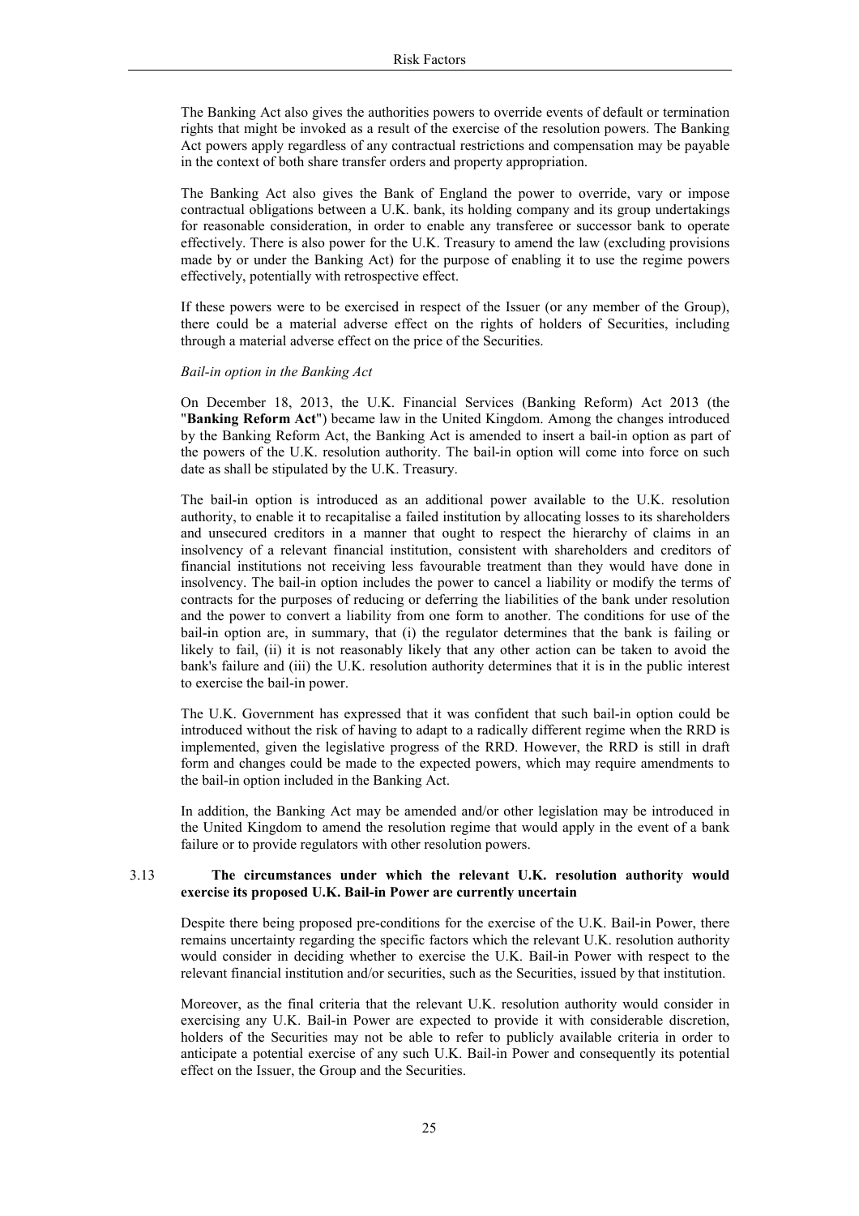The Banking Act also gives the authorities powers to override events of default or termination rights that might be invoked as a result of the exercise of the resolution powers. The Banking Act powers apply regardless of any contractual restrictions and compensation may be payable in the context of both share transfer orders and property appropriation.

The Banking Act also gives the Bank of England the power to override, vary or impose contractual obligations between a U.K. bank, its holding company and its group undertakings for reasonable consideration, in order to enable any transferee or successor bank to operate effectively. There is also power for the U.K. Treasury to amend the law (excluding provisions made by or under the Banking Act) for the purpose of enabling it to use the regime powers effectively, potentially with retrospective effect.

If these powers were to be exercised in respect of the Issuer (or any member of the Group), there could be a material adverse effect on the rights of holders of Securities, including through a material adverse effect on the price of the Securities.

*Bail-in option in the Banking Act*

On December 18, 2013, the U.K. Financial Services (Banking Reform) Act 2013 (the "**Banking Reform Act**") became law in the United Kingdom. Among the changes introduced by the Banking Reform Act, the Banking Act is amended to insert a bail-in option as part of the powers of the U.K. resolution authority. The bail-in option will come into force on such date as shall be stipulated by the U.K. Treasury.

The bail-in option is introduced as an additional power available to the U.K. resolution authority, to enable it to recapitalise a failed institution by allocating losses to its shareholders and unsecured creditors in a manner that ought to respect the hierarchy of claims in an insolvency of a relevant financial institution, consistent with shareholders and creditors of financial institutions not receiving less favourable treatment than they would have done in insolvency. The bail-in option includes the power to cancel a liability or modify the terms of contracts for the purposes of reducing or deferring the liabilities of the bank under resolution and the power to convert a liability from one form to another. The conditions for use of the bail-in option are, in summary, that (i) the regulator determines that the bank is failing or likely to fail, (ii) it is not reasonably likely that any other action can be taken to avoid the bank's failure and (iii) the U.K. resolution authority determines that it is in the public interest to exercise the bail-in power.

The U.K. Government has expressed that it was confident that such bail-in option could be introduced without the risk of having to adapt to a radically different regime when the RRD is implemented, given the legislative progress of the RRD. However, the RRD is still in draft form and changes could be made to the expected powers, which may require amendments to the bail-in option included in the Banking Act.

In addition, the Banking Act may be amended and/or other legislation may be introduced in the United Kingdom to amend the resolution regime that would apply in the event of a bank failure or to provide regulators with other resolution powers.

### 3.13 The circumstances under which the relevant U.K. resolution authority would exercise its proposed U.K. Bail-in Power are currently uncertain

Despite there being proposed pre-conditions for the exercise of the U.K. Bail-in Power, there remains uncertainty regarding the specific factors which the relevant U.K. resolution authority would consider in deciding whether to exercise the U.K. Bail-in Power with respect to the relevant financial institution and/or securities, such as the Securities, issued by that institution.

Moreover, as the final criteria that the relevant U.K. resolution authority would consider in exercising any U.K. Bail-in Power are expected to provide it with considerable discretion, holders of the Securities may not be able to refer to publicly available criteria in order to anticipate a potential exercise of any such U.K. Bail-in Power and consequently its potential effect on the Issuer, the Group and the Securities.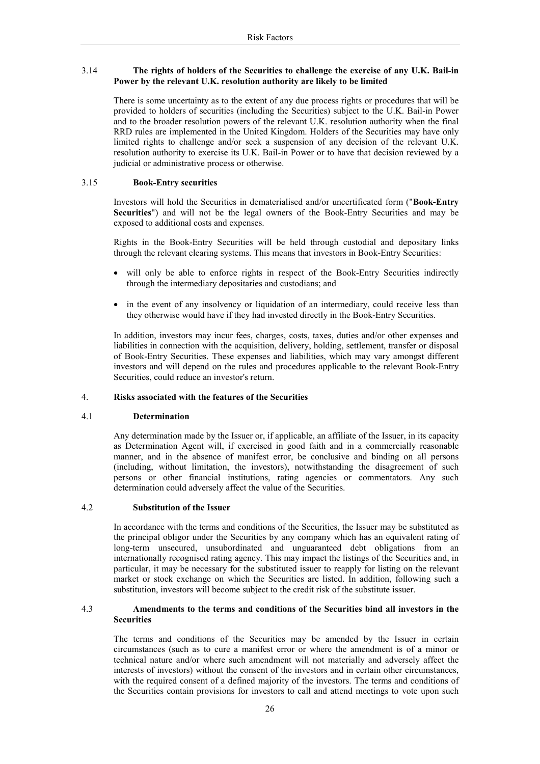### 3.14 The rights of holders of the Securities to challenge the exercise of any U.K. Bail-in Power by the relevant U.K. resolution authority are likely to be limited

There is some uncertainty as to the extent of any due process rights or procedures that will be provided to holders of securities (including the Securities) subject to the U.K. Bail-in Power and to the broader resolution powers of the relevant U.K. resolution authority when the final RRD rules are implemented in the United Kingdom. Holders of the Securities may have only limited rights to challenge and/or seek a suspension of any decision of the relevant U.K. resolution authority to exercise its U.K. Bail-in Power or to have that decision reviewed by a judicial or administrative process or otherwise.

### 3.15 Book-Entry securities

Investors will hold the Securities in dematerialised and/or uncertificated form ("**Book-Entry Securities**") and will not be the legal owners of the Book-Entry Securities and may be exposed to additional costs and expenses.

Rights in the Book-Entry Securities will be held through custodial and depositary links through the relevant clearing systems. This means that investors in Book-Entry Securities:

- will only be able to enforce rights in respect of the Book-Entry Securities indirectly through the intermediary depositaries and custodians; and
- in the event of any insolvency or liquidation of an intermediary, could receive less than they otherwise would have if they had invested directly in the Book-Entry Securities.

In addition, investors may incur fees, charges, costs, taxes, duties and/or other expenses and liabilities in connection with the acquisition, delivery, holding, settlement, transfer or disposal of Book-Entry Securities. These expenses and liabilities, which may vary amongst different investors and will depend on the rules and procedures applicable to the relevant Book-Entry Securities, could reduce an investor's return.

## 4. Risks associated with the features of the Securities

### 4.1 Determination

Any determination made by the Issuer or, if applicable, an affiliate of the Issuer, in its capacity as Determination Agent will, if exercised in good faith and in a commercially reasonable manner, and in the absence of manifest error, be conclusive and binding on all persons (including, without limitation, the investors), notwithstanding the disagreement of such persons or other financial institutions, rating agencies or commentators. Any such determination could adversely affect the value of the Securities.

### 4.2 Substitution of the Issuer

In accordance with the terms and conditions of the Securities, the Issuer may be substituted as the principal obligor under the Securities by any company which has an equivalent rating of long-term unsecured, unsubordinated and unguaranteed debt obligations from an internationally recognised rating agency. This may impact the listings of the Securities and, in particular, it may be necessary for the substituted issuer to reapply for listing on the relevant market or stock exchange on which the Securities are listed. In addition, following such a substitution, investors will become subject to the credit risk of the substitute issuer.

### 4.3 Amendments to the terms and conditions of the Securities bind all investors in the Securities

The terms and conditions of the Securities may be amended by the Issuer in certain circumstances (such as to cure a manifest error or where the amendment is of a minor or technical nature and/or where such amendment will not materially and adversely affect the interests of investors) without the consent of the investors and in certain other circumstances, with the required consent of a defined majority of the investors. The terms and conditions of the Securities contain provisions for investors to call and attend meetings to vote upon such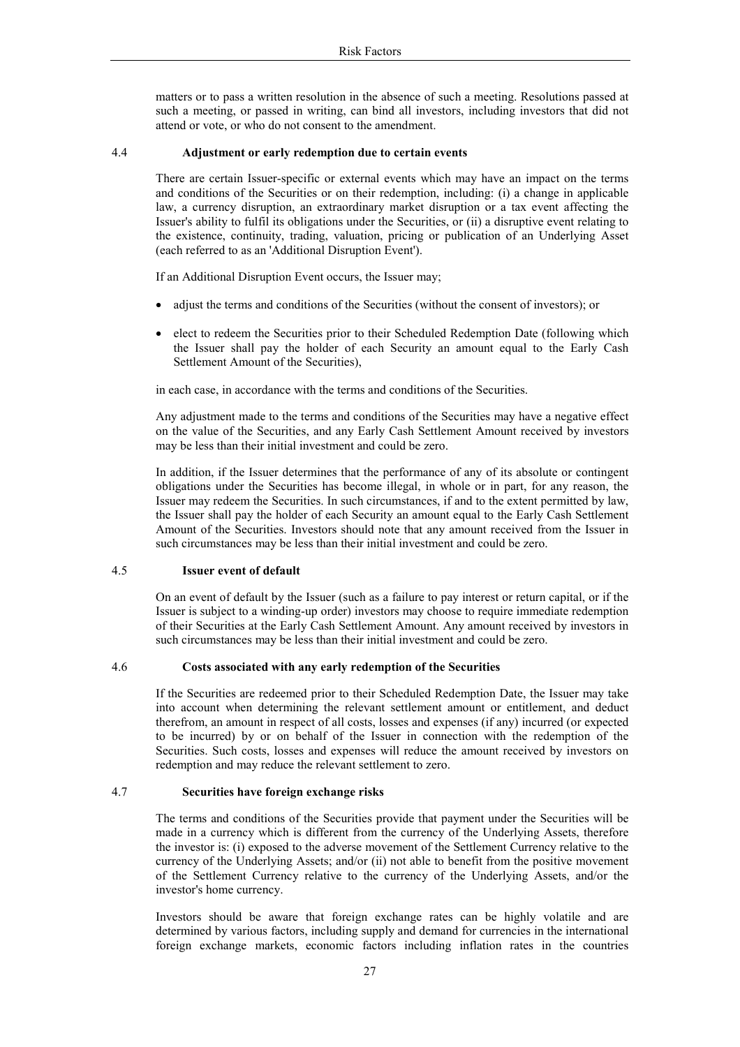matters or to pass a written resolution in the absence of such a meeting. Resolutions passed at such a meeting, or passed in writing, can bind all investors, including investors that did not attend or vote, or who do not consent to the amendment.

### 4.4 Adjustment or early redemption due to certain events

There are certain Issuer-specific or external events which may have an impact on the terms and conditions of the Securities or on their redemption, including: (i) a change in applicable law, a currency disruption, an extraordinary market disruption or a tax event affecting the Issuer's ability to fulfil its obligations under the Securities, or (ii) a disruptive event relating to the existence, continuity, trading, valuation, pricing or publication of an Underlying Asset (each referred to as an 'Additional Disruption Event').

If an Additional Disruption Event occurs, the Issuer may;

- adjust the terms and conditions of the Securities (without the consent of investors); or
- elect to redeem the Securities prior to their Scheduled Redemption Date (following which the Issuer shall pay the holder of each Security an amount equal to the Early Cash Settlement Amount of the Securities),

in each case, in accordance with the terms and conditions of the Securities.

Any adjustment made to the terms and conditions of the Securities may have a negative effect on the value of the Securities, and any Early Cash Settlement Amount received by investors may be less than their initial investment and could be zero.

In addition, if the Issuer determines that the performance of any of its absolute or contingent obligations under the Securities has become illegal, in whole or in part, for any reason, the Issuer may redeem the Securities. In such circumstances, if and to the extent permitted by law, the Issuer shall pay the holder of each Security an amount equal to the Early Cash Settlement Amount of the Securities. Investors should note that any amount received from the Issuer in such circumstances may be less than their initial investment and could be zero.

### 4.5 Issuer event of default

On an event of default by the Issuer (such as a failure to pay interest or return capital, or if the Issuer is subject to a winding-up order) investors may choose to require immediate redemption of their Securities at the Early Cash Settlement Amount. Any amount received by investors in such circumstances may be less than their initial investment and could be zero.

### 4.6 Costs associated with any early redemption of the Securities

If the Securities are redeemed prior to their Scheduled Redemption Date, the Issuer may take into account when determining the relevant settlement amount or entitlement, and deduct therefrom, an amount in respect of all costs, losses and expenses (if any) incurred (or expected to be incurred) by or on behalf of the Issuer in connection with the redemption of the Securities. Such costs, losses and expenses will reduce the amount received by investors on redemption and may reduce the relevant settlement to zero.

### 4.7 Securities have foreign exchange risks

The terms and conditions of the Securities provide that payment under the Securities will be made in a currency which is different from the currency of the Underlying Assets, therefore the investor is: (i) exposed to the adverse movement of the Settlement Currency relative to the currency of the Underlying Assets; and/or (ii) not able to benefit from the positive movement of the Settlement Currency relative to the currency of the Underlying Assets, and/or the investor's home currency.

Investors should be aware that foreign exchange rates can be highly volatile and are determined by various factors, including supply and demand for currencies in the international foreign exchange markets, economic factors including inflation rates in the countries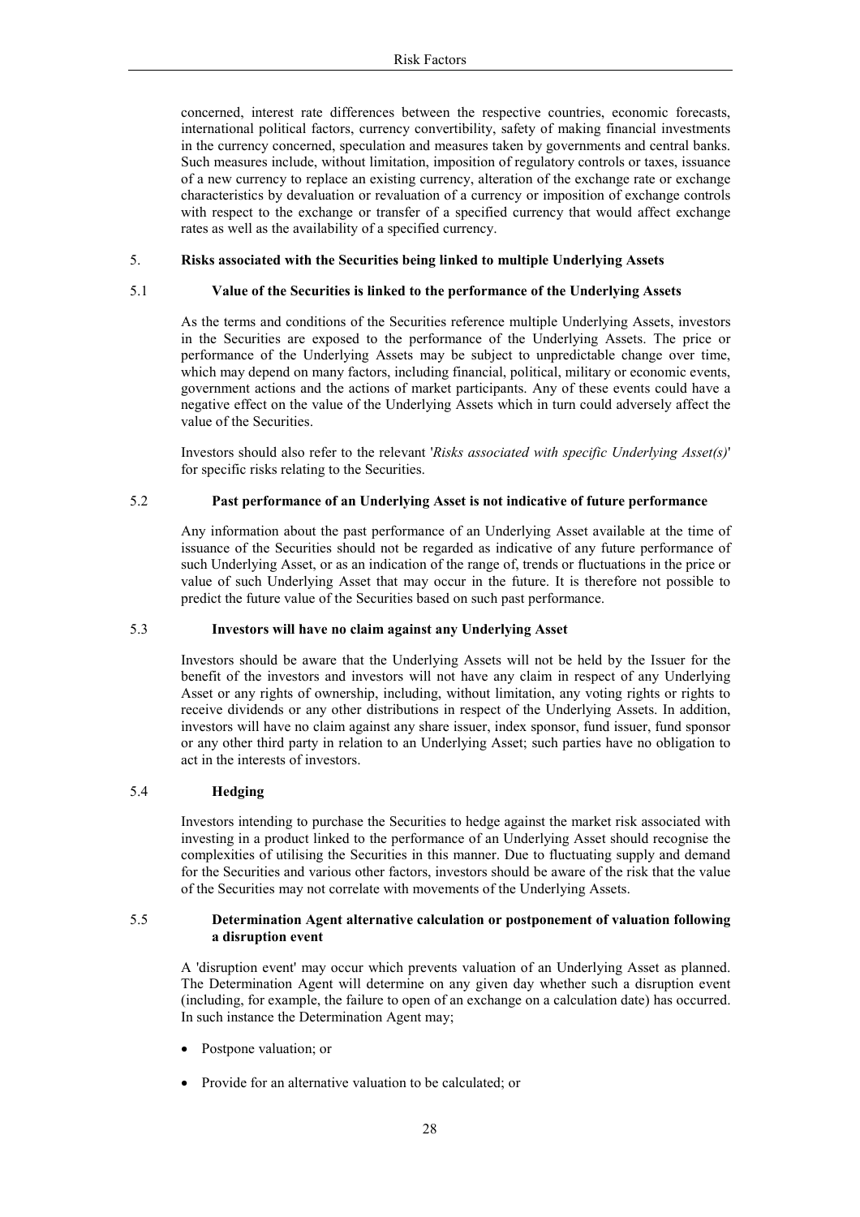concerned, interest rate differences between the respective countries, economic forecasts, international political factors, currency convertibility, safety of making financial investments in the currency concerned, speculation and measures taken by governments and central banks. Such measures include, without limitation, imposition of regulatory controls or taxes, issuance of a new currency to replace an existing currency, alteration of the exchange rate or exchange characteristics by devaluation or revaluation of a currency or imposition of exchange controls with respect to the exchange or transfer of a specified currency that would affect exchange rates as well as the availability of a specified currency.

## 5. Risks associated with the Securities being linked to multiple Underlying Assets

### 5.1 Value of the Securities is linked to the performance of the Underlying Assets

As the terms and conditions of the Securities reference multiple Underlying Assets, investors in the Securities are exposed to the performance of the Underlying Assets. The price or performance of the Underlying Assets may be subject to unpredictable change over time, which may depend on many factors, including financial, political, military or economic events, government actions and the actions of market participants. Any of these events could have a negative effect on the value of the Underlying Assets which in turn could adversely affect the value of the Securities.

Investors should also refer to the relevant '*Risks associated with specific Underlying Asset(s)*' for specific risks relating to the Securities.

### 5.2 Past performance of an Underlying Asset is not indicative of future performance

Any information about the past performance of an Underlying Asset available at the time of issuance of the Securities should not be regarded as indicative of any future performance of such Underlying Asset, or as an indication of the range of, trends or fluctuations in the price or value of such Underlying Asset that may occur in the future. It is therefore not possible to predict the future value of the Securities based on such past performance.

### 5.3 Investors will have no claim against any Underlying Asset

Investors should be aware that the Underlying Assets will not be held by the Issuer for the benefit of the investors and investors will not have any claim in respect of any Underlying Asset or any rights of ownership, including, without limitation, any voting rights or rights to receive dividends or any other distributions in respect of the Underlying Assets. In addition, investors will have no claim against any share issuer, index sponsor, fund issuer, fund sponsor or any other third party in relation to an Underlying Asset; such parties have no obligation to act in the interests of investors.

### 5.4 Hedging

Investors intending to purchase the Securities to hedge against the market risk associated with investing in a product linked to the performance of an Underlying Asset should recognise the complexities of utilising the Securities in this manner. Due to fluctuating supply and demand for the Securities and various other factors, investors should be aware of the risk that the value of the Securities may not correlate with movements of the Underlying Assets.

### 5.5 Determination Agent alternative calculation or postponement of valuation following a disruption event

A 'disruption event' may occur which prevents valuation of an Underlying Asset as planned. The Determination Agent will determine on any given day whether such a disruption event (including, for example, the failure to open of an exchange on a calculation date) has occurred. In such instance the Determination Agent may;

- Postpone valuation; or
- Provide for an alternative valuation to be calculated; or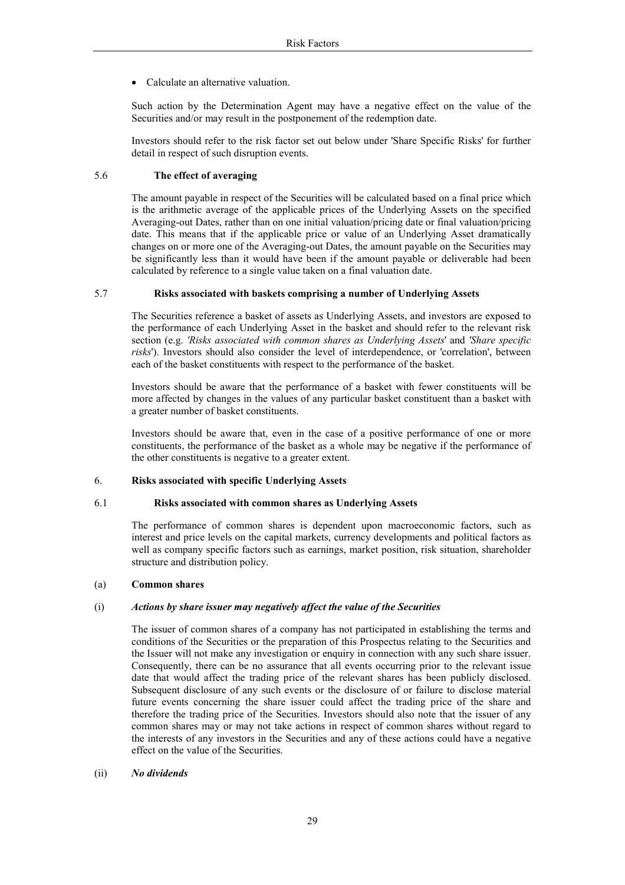- Calculate an alternative valuation.

Such action by the Determination Agent may have a negative effect on the value of the Securities and/or may result in the postponement of the redemption date.

Investors should refer to the risk factor set out below under 'Share Specific Risks' for further detail in respect of such disruption events.

### 5.6 The effect of averaging

The amount payable in respect of the Securities will be calculated based on a final price which is the arithmetic average of the applicable prices of the Underlying Assets on the specified Averaging-out Dates, rather than on one initial valuation/pricing date or final valuation/pricing date. This means that if the applicable price or value of an Underlying Asset dramatically changes on or more one of the Averaging-out Dates, the amount payable on the Securities may be significantly less than it would have been if the amount payable or deliverable had been calculated by reference to a single value taken on a final valuation date.

### 5.7 Risks associated with baskets comprising a number of Underlying Assets

The Securities reference a basket of assets as Underlying Assets, and investors are exposed to the performance of each Underlying Asset in the basket and should refer to the relevant risk section (e.g. *'Risks associated with common shares as Underlying Assets'* and *'Share specific risks'*). Investors should also consider the level of interdependence, or 'correlation', between each of the basket constituents with respect to the performance of the basket.

Investors should be aware that the performance of a basket with fewer constituents will be more affected by changes in the values of any particular basket constituent than a basket with a greater number of basket constituents.

Investors should be aware that, even in the case of a positive performance of one or more constituents, the performance of the basket as a whole may be negative if the performance of the other constituents is negative to a greater extent.

## 6. Risks associated with specific Underlying Assets

### 6.1 Risks associated with common shares as Underlying Assets

The performance of common shares is dependent upon macroeconomic factors, such as interest and price levels on the capital markets, currency developments and political factors as well as company specific factors such as earnings, market position, risk situation, shareholder structure and distribution policy.

#### (a) Common shares

##### (i) *Actions by share issuer may negatively affect the value of the Securities*

The issuer of common shares of a company has not participated in establishing the terms and conditions of the Securities or the preparation of this Prospectus relating to the Securities and the Issuer will not make any investigation or enquiry in connection with any such share issuer. Consequently, there can be no assurance that all events occurring prior to the relevant issue date that would affect the trading price of the relevant shares has been publicly disclosed. Subsequent disclosure of any such events or the disclosure of or failure to disclose material future events concerning the share issuer could affect the trading price of the share and therefore the trading price of the Securities. Investors should also note that the issuer of any common shares may or may not take actions in respect of common shares without regard to the interests of any investors in the Securities and any of these actions could have a negative effect on the value of the Securities.

##### (ii) *No dividends*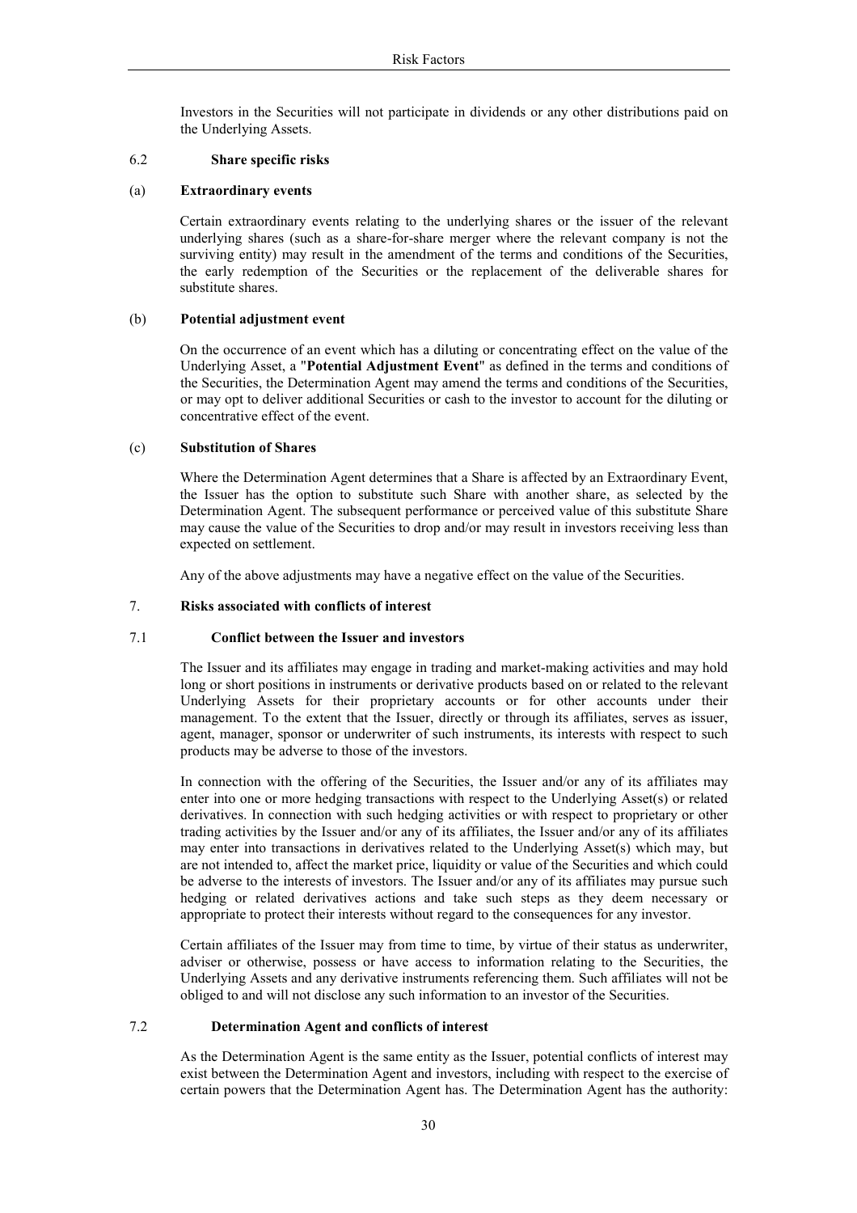Investors in the Securities will not participate in dividends or any other distributions paid on the Underlying Assets.

### 6.2 Share specific risks

#### (a) Extraordinary events

Certain extraordinary events relating to the underlying shares or the issuer of the relevant underlying shares (such as a share-for-share merger where the relevant company is not the surviving entity) may result in the amendment of the terms and conditions of the Securities, the early redemption of the Securities or the replacement of the deliverable shares for substitute shares.

#### (b) Potential adjustment event

On the occurrence of an event which has a diluting or concentrating effect on the value of the Underlying Asset, a "**Potential Adjustment Event**" as defined in the terms and conditions of the Securities, the Determination Agent may amend the terms and conditions of the Securities, or may opt to deliver additional Securities or cash to the investor to account for the diluting or concentrative effect of the event.

#### (c) Substitution of Shares

Where the Determination Agent determines that a Share is affected by an Extraordinary Event, the Issuer has the option to substitute such Share with another share, as selected by the Determination Agent. The subsequent performance or perceived value of this substitute Share may cause the value of the Securities to drop and/or may result in investors receiving less than expected on settlement.

Any of the above adjustments may have a negative effect on the value of the Securities.

## 7. Risks associated with conflicts of interest

### 7.1 Conflict between the Issuer and investors

The Issuer and its affiliates may engage in trading and market-making activities and may hold long or short positions in instruments or derivative products based on or related to the relevant Underlying Assets for their proprietary accounts or for other accounts under their management. To the extent that the Issuer, directly or through its affiliates, serves as issuer, agent, manager, sponsor or underwriter of such instruments, its interests with respect to such products may be adverse to those of the investors.

In connection with the offering of the Securities, the Issuer and/or any of its affiliates may enter into one or more hedging transactions with respect to the Underlying Asset(s) or related derivatives. In connection with such hedging activities or with respect to proprietary or other trading activities by the Issuer and/or any of its affiliates, the Issuer and/or any of its affiliates may enter into transactions in derivatives related to the Underlying Asset(s) which may, but are not intended to, affect the market price, liquidity or value of the Securities and which could be adverse to the interests of investors. The Issuer and/or any of its affiliates may pursue such hedging or related derivatives actions and take such steps as they deem necessary or appropriate to protect their interests without regard to the consequences for any investor.

Certain affiliates of the Issuer may from time to time, by virtue of their status as underwriter, adviser or otherwise, possess or have access to information relating to the Securities, the Underlying Assets and any derivative instruments referencing them. Such affiliates will not be obliged to and will not disclose any such information to an investor of the Securities.

### 7.2 Determination Agent and conflicts of interest

As the Determination Agent is the same entity as the Issuer, potential conflicts of interest may exist between the Determination Agent and investors, including with respect to the exercise of certain powers that the Determination Agent has. The Determination Agent has the authority: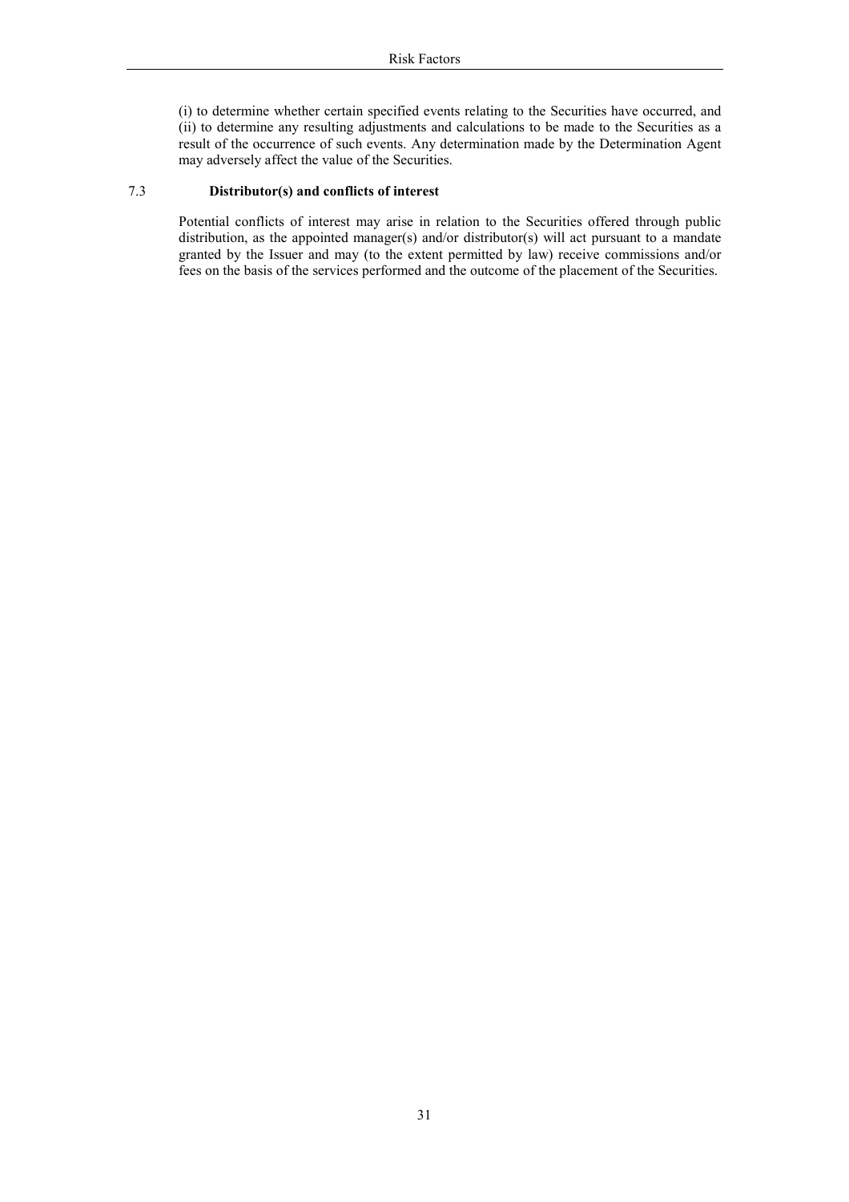(i) to determine whether certain specified events relating to the Securities have occurred, and (ii) to determine any resulting adjustments and calculations to be made to the Securities as a result of the occurrence of such events. Any determination made by the Determination Agent may adversely affect the value of the Securities.

### 7.3 Distributor(s) and conflicts of interest

Potential conflicts of interest may arise in relation to the Securities offered through public distribution, as the appointed manager(s) and/or distributor(s) will act pursuant to a mandate granted by the Issuer and may (to the extent permitted by law) receive commissions and/or fees on the basis of the services performed and the outcome of the placement of the Securities.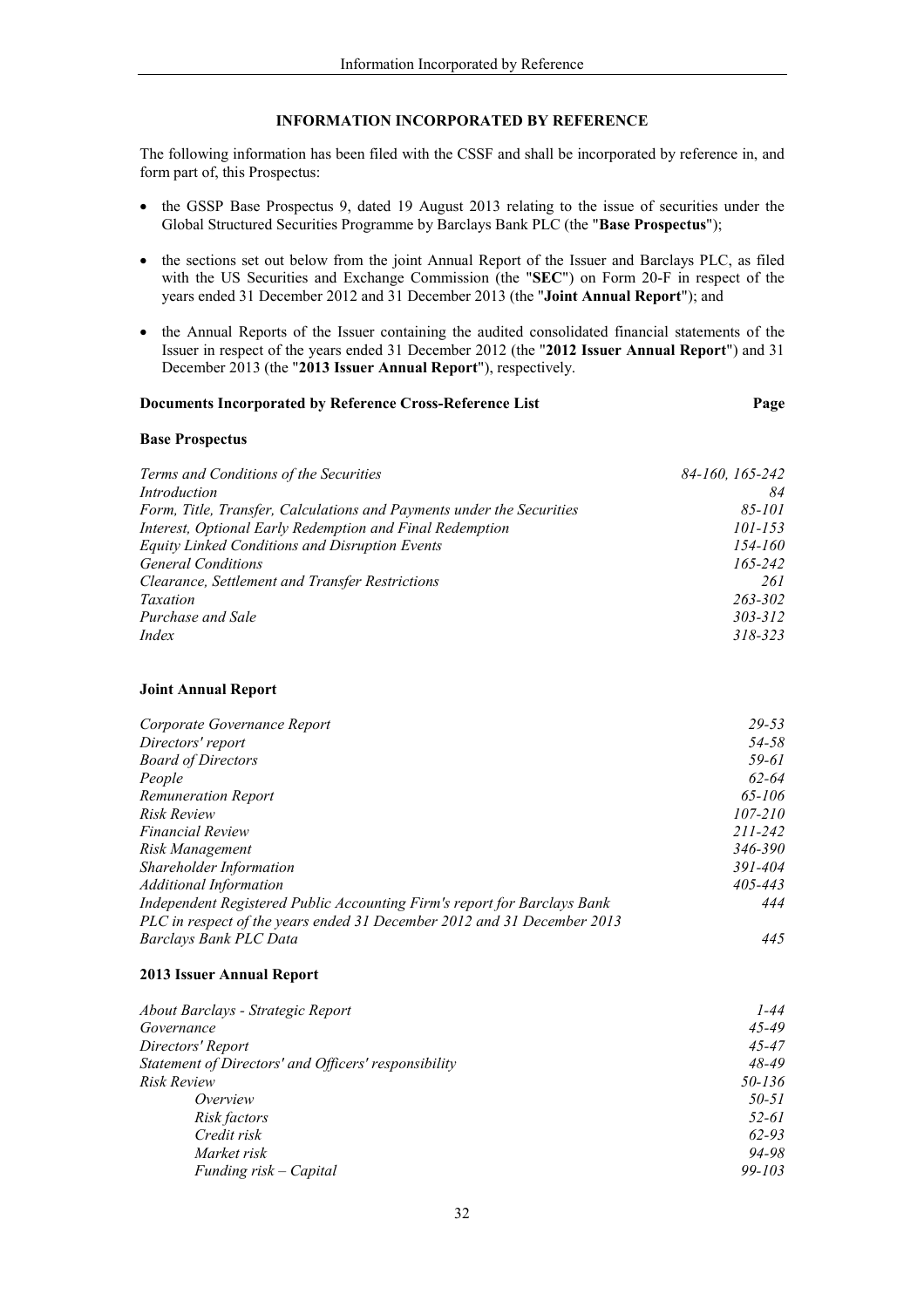## INFORMATION INCORPORATED BY REFERENCE

The following information has been filed with the CSSF and shall be incorporated by reference in, and form part of, this Prospectus:

- the GSSP Base Prospectus 9, dated 19 August 2013 relating to the issue of securities under the Global Structured Securities Programme by Barclays Bank PLC (the "**Base Prospectus**");
- the sections set out below from the joint Annual Report of the Issuer and Barclays PLC, as filed with the US Securities and Exchange Commission (the "**SEC**") on Form 20-F in respect of the years ended 31 December 2012 and 31 December 2013 (the "**Joint Annual Report**"); and
- the Annual Reports of the Issuer containing the audited consolidated financial statements of the Issuer in respect of the years ended 31 December 2012 (the "**2012 Issuer Annual Report**") and 31 December 2013 (the "**2013 Issuer Annual Report**"), respectively.

| **Documents Incorporated by Reference Cross-Reference List** | **Page** |
|---|---|
| **Base Prospectus** | |
| *Terms and Conditions of the Securities* | *84-160, 165-242* |
| *Introduction* | *84* |
| *Form, Title, Transfer, Calculations and Payments under the Securities* | *85-101* |
| *Interest, Optional Early Redemption and Final Redemption* | *101-153* |
| *Equity Linked Conditions and Disruption Events* | *154-160* |
| *General Conditions* | *165-242* |
| *Clearance, Settlement and Transfer Restrictions* | *261* |
| *Taxation* | *263-302* |
| *Purchase and Sale* | *303-312* |
| *Index* | *318-323* |
| **Joint Annual Report** | |
| *Corporate Governance Report* | *29-53* |
| *Directors' report* | *54-58* |
| *Board of Directors* | *59-61* |
| *People* | *62-64* |
| *Remuneration Report* | *65-106* |
| *Risk Review* | *107-210* |
| *Financial Review* | *211-242* |
| *Risk Management* | *346-390* |
| *Shareholder Information* | *391-404* |
| *Additional Information* | *405-443* |
| *Independent Registered Public Accounting Firm's report for Barclays Bank PLC in respect of the years ended 31 December 2012 and 31 December 2013* | *444* |
| *Barclays Bank PLC Data* | *445* |
| **2013 Issuer Annual Report** | |
| *About Barclays - Strategic Report* | *1-44* |
| *Governance* | *45-49* |
| *Directors' Report* | *45-47* |
| *Statement of Directors' and Officers' responsibility* | *48-49* |
| *Risk Review* | *50-136* |
| *Overview* | *50-51* |
| *Risk factors* | *52-61* |
| *Credit risk* | *62-93* |
| *Market risk* | *94-98* |
| *Funding risk – Capital* | *99-103* |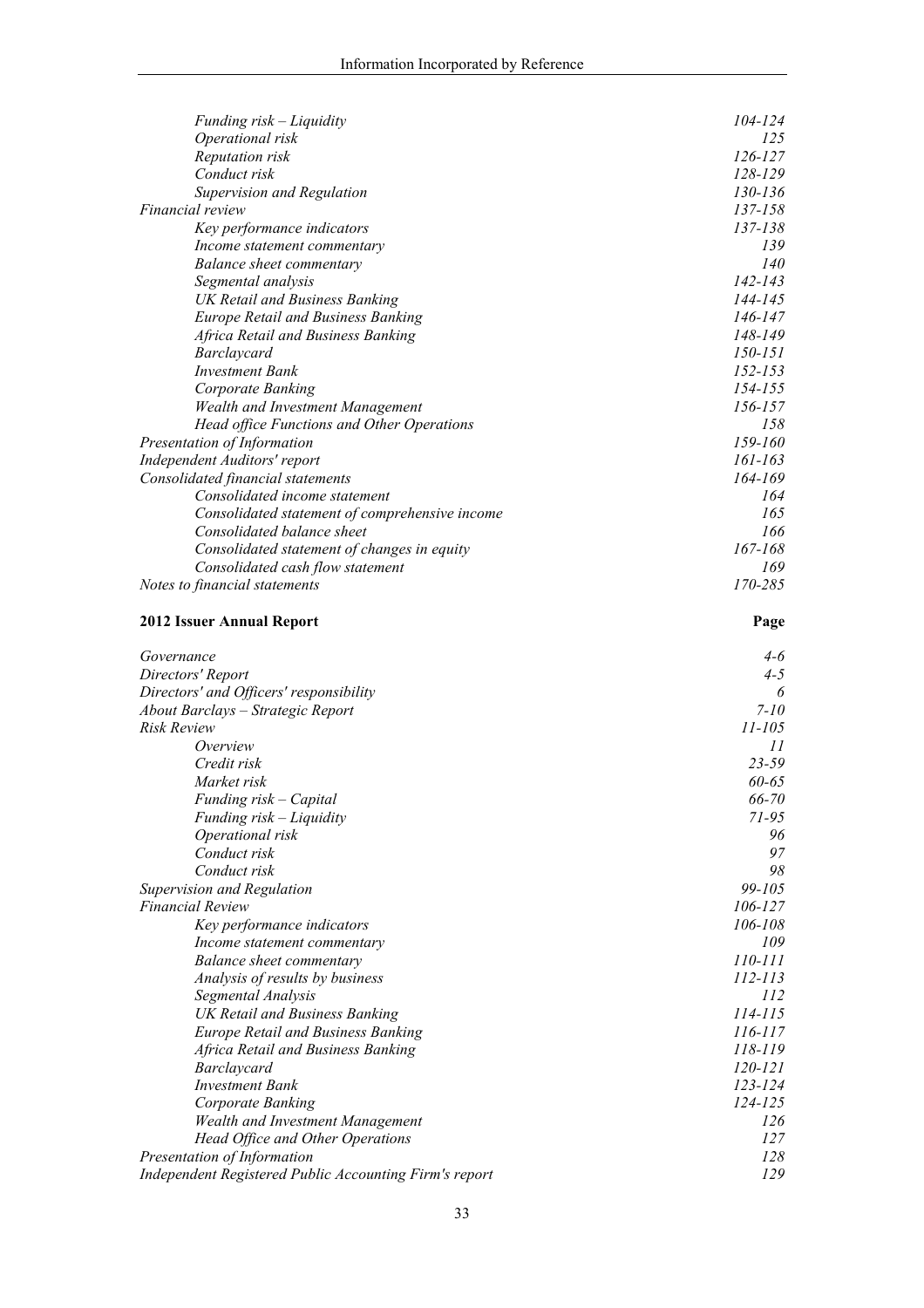| | |
|---|---|
| *Funding risk – Liquidity* | *104-124* |
| *Operational risk* | *125* |
| *Reputation risk* | *126-127* |
| *Conduct risk* | *128-129* |
| *Supervision and Regulation* | *130-136* |
| *Financial review* | *137-158* |
| *Key performance indicators* | *137-138* |
| *Income statement commentary* | *139* |
| *Balance sheet commentary* | *140* |
| *Segmental analysis* | *142-143* |
| *UK Retail and Business Banking* | *144-145* |
| *Europe Retail and Business Banking* | *146-147* |
| *Africa Retail and Business Banking* | *148-149* |
| *Barclaycard* | *150-151* |
| *Investment Bank* | *152-153* |
| *Corporate Banking* | *154-155* |
| *Wealth and Investment Management* | *156-157* |
| *Head office Functions and Other Operations* | *158* |
| *Presentation of Information* | *159-160* |
| *Independent Auditors' report* | *161-163* |
| *Consolidated financial statements* | *164-169* |
| *Consolidated income statement* | *164* |
| *Consolidated statement of comprehensive income* | *165* |
| *Consolidated balance sheet* | *166* |
| *Consolidated statement of changes in equity* | *167-168* |
| *Consolidated cash flow statement* | *169* |
| *Notes to financial statements* | *170-285* |

| **2012 Issuer Annual Report** | **Page** |
|---|---|
| *Governance* | *4-6* |
| *Directors' Report* | *4-5* |
| *Directors' and Officers' responsibility* | *6* |
| *About Barclays – Strategic Report* | *7-10* |
| *Risk Review* | *11-105* |
| *Overview* | *11* |
| *Credit risk* | *23-59* |
| *Market risk* | *60-65* |
| *Funding risk – Capital* | *66-70* |
| *Funding risk – Liquidity* | *71-95* |
| *Operational risk* | *96* |
| *Conduct risk* | *97* |
| *Conduct risk* | *98* |
| *Supervision and Regulation* | *99-105* |
| *Financial Review* | *106-127* |
| *Key performance indicators* | *106-108* |
| *Income statement commentary* | *109* |
| *Balance sheet commentary* | *110-111* |
| *Analysis of results by business* | *112-113* |
| *Segmental Analysis* | *112* |
| *UK Retail and Business Banking* | *114-115* |
| *Europe Retail and Business Banking* | *116-117* |
| *Africa Retail and Business Banking* | *118-119* |
| *Barclaycard* | *120-121* |
| *Investment Bank* | *123-124* |
| *Corporate Banking* | *124-125* |
| *Wealth and Investment Management* | *126* |
| *Head Office and Other Operations* | *127* |
| *Presentation of Information* | *128* |
| *Independent Registered Public Accounting Firm's report* | *129* |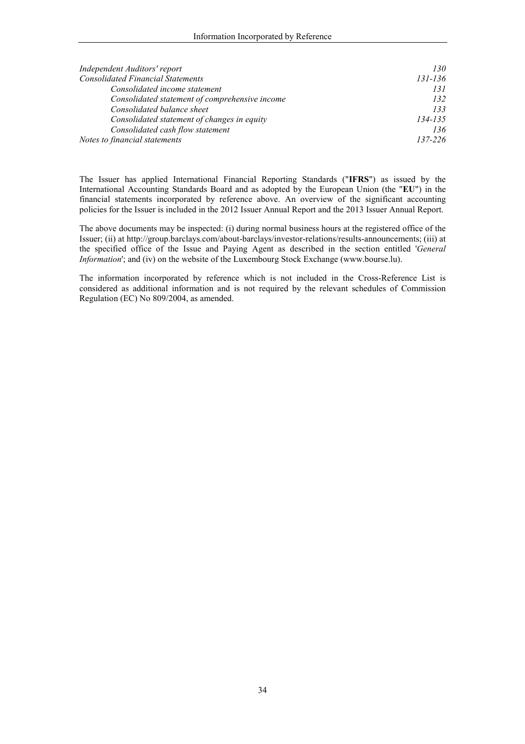| | |
|---|---|
| *Independent Auditors' report* | *130* |
| *Consolidated Financial Statements* | *131-136* |
| *Consolidated income statement* | *131* |
| *Consolidated statement of comprehensive income* | *132* |
| *Consolidated balance sheet* | *133* |
| *Consolidated statement of changes in equity* | *134-135* |
| *Consolidated cash flow statement* | *136* |
| *Notes to financial statements* | *137-226* |

The Issuer has applied International Financial Reporting Standards ("**IFRS**") as issued by the International Accounting Standards Board and as adopted by the European Union (the "**EU**") in the financial statements incorporated by reference above. An overview of the significant accounting policies for the Issuer is included in the 2012 Issuer Annual Report and the 2013 Issuer Annual Report.

The above documents may be inspected: (i) during normal business hours at the registered office of the Issuer; (ii) at http://group.barclays.com/about-barclays/investor-relations/results-announcements; (iii) at the specified office of the Issue and Paying Agent as described in the section entitled '*General Information*'; and (iv) on the website of the Luxembourg Stock Exchange (www.bourse.lu).

The information incorporated by reference which is not included in the Cross-Reference List is considered as additional information and is not required by the relevant schedules of Commission Regulation (EC) No 809/2004, as amended.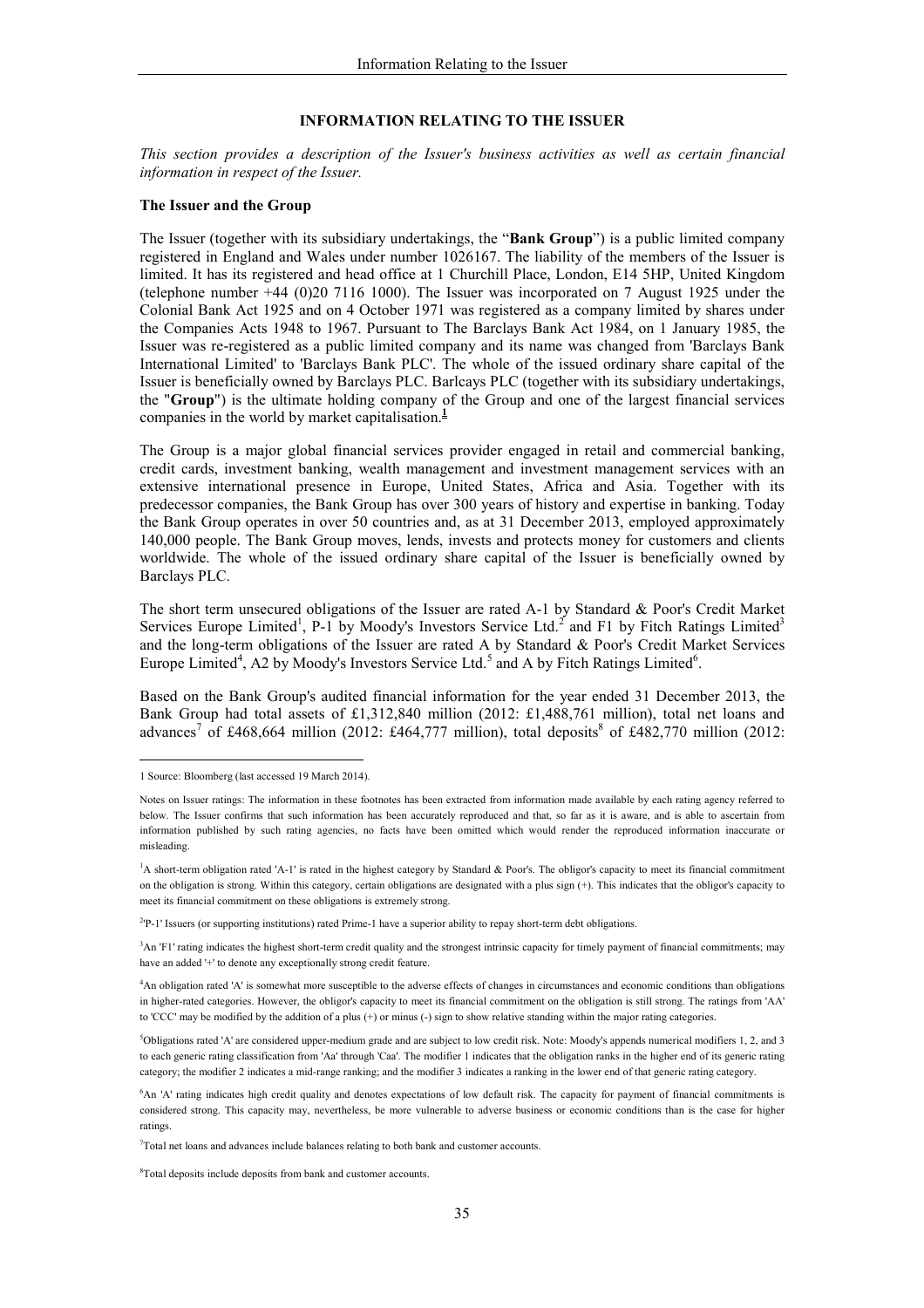# INFORMATION RELATING TO THE ISSUER

*This section provides a description of the Issuer's business activities as well as certain financial information in respect of the Issuer.*

**The Issuer and the Group**

The Issuer (together with its subsidiary undertakings, the "**Bank Group**") is a public limited company registered in England and Wales under number 1026167. The liability of the members of the Issuer is limited. It has its registered and head office at 1 Churchill Place, London, E14 5HP, United Kingdom (telephone number +44 (0)20 7116 1000). The Issuer was incorporated on 7 August 1925 under the Colonial Bank Act 1925 and on 4 October 1971 was registered as a company limited by shares under the Companies Acts 1948 to 1967. Pursuant to The Barclays Bank Act 1984, on 1 January 1985, the Issuer was re-registered as a public limited company and its name was changed from 'Barclays Bank International Limited' to 'Barclays Bank PLC'. The whole of the issued ordinary share capital of the Issuer is beneficially owned by Barclays PLC. Barlcays PLC (together with its subsidiary undertakings, the "**Group**") is the ultimate holding company of the Group and one of the largest financial services companies in the world by market capitalisation.[1]

The Group is a major global financial services provider engaged in retail and commercial banking, credit cards, investment banking, wealth management and investment management services with an extensive international presence in Europe, United States, Africa and Asia. Together with its predecessor companies, the Bank Group has over 300 years of history and expertise in banking. Today the Bank Group operates in over 50 countries and, as at 31 December 2013, employed approximately 140,000 people. The Bank Group moves, lends, invests and protects money for customers and clients worldwide. The whole of the issued ordinary share capital of the Issuer is beneficially owned by Barclays PLC.

The short term unsecured obligations of the Issuer are rated A-1 by Standard & Poor's Credit Market Services Europe Limited[1], P-1 by Moody's Investors Service Ltd.[2] and F1 by Fitch Ratings Limited[3] and the long-term obligations of the Issuer are rated A by Standard & Poor's Credit Market Services Europe Limited[4], A2 by Moody's Investors Service Ltd.[5] and A by Fitch Ratings Limited[6].

Based on the Bank Group's audited financial information for the year ended 31 December 2013, the Bank Group had total assets of £1,312,840 million (2012: £1,488,761 million), total net loans and advances[7] of £468,664 million (2012: £464,777 million), total deposits[8] of £482,770 million (2012:

---

1 Source: Bloomberg (last accessed 19 March 2014).

Notes on Issuer ratings: The information in these footnotes has been extracted from information made available by each rating agency referred to below. The Issuer confirms that such information has been accurately reproduced and that, so far as it is aware, and is able to ascertain from information published by such rating agencies, no facts have been omitted which would render the reproduced information inaccurate or misleading.

[1] A short-term obligation rated 'A-1' is rated in the highest category by Standard & Poor's. The obligor's capacity to meet its financial commitment on the obligation is strong. Within this category, certain obligations are designated with a plus sign (+). This indicates that the obligor's capacity to meet its financial commitment on these obligations is extremely strong.

[2] 'P-1' Issuers (or supporting institutions) rated Prime-1 have a superior ability to repay short-term debt obligations.

[3] An 'F1' rating indicates the highest short-term credit quality and the strongest intrinsic capacity for timely payment of financial commitments; may have an added '+' to denote any exceptionally strong credit feature.

[4] An obligation rated 'A' is somewhat more susceptible to the adverse effects of changes in circumstances and economic conditions than obligations in higher-rated categories. However, the obligor's capacity to meet its financial commitment on the obligation is still strong. The ratings from 'AA' to 'CCC' may be modified by the addition of a plus (+) or minus (-) sign to show relative standing within the major rating categories.

[5] Obligations rated 'A' are considered upper-medium grade and are subject to low credit risk. Note: Moody's appends numerical modifiers 1, 2, and 3 to each generic rating classification from 'Aa' through 'Caa'. The modifier 1 indicates that the obligation ranks in the higher end of its generic rating category; the modifier 2 indicates a mid-range ranking; and the modifier 3 indicates a ranking in the lower end of that generic rating category.

[6] An 'A' rating indicates high credit quality and denotes expectations of low default risk. The capacity for payment of financial commitments is considered strong. This capacity may, nevertheless, be more vulnerable to adverse business or economic conditions than is the case for higher ratings.

[7] Total net loans and advances include balances relating to both bank and customer accounts.

[8] Total deposits include deposits from bank and customer accounts.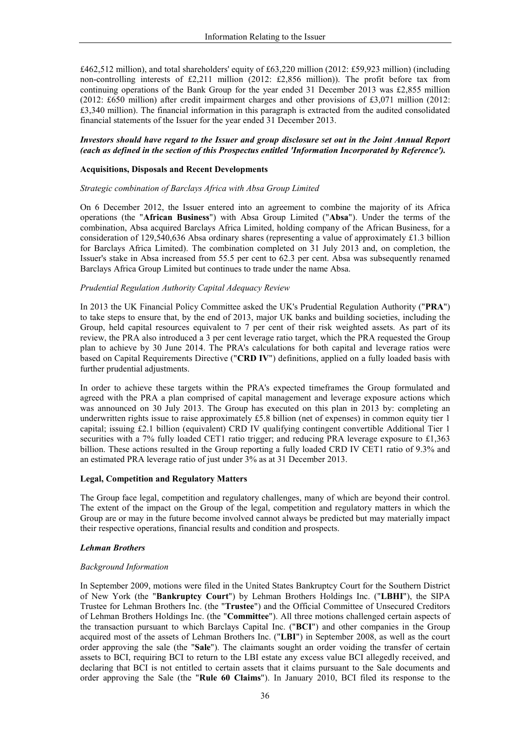£462,512 million), and total shareholders' equity of £63,220 million (2012: £59,923 million) (including non-controlling interests of £2,211 million (2012: £2,856 million)). The profit before tax from continuing operations of the Bank Group for the year ended 31 December 2013 was £2,855 million (2012: £650 million) after credit impairment charges and other provisions of £3,071 million (2012: £3,340 million). The financial information in this paragraph is extracted from the audited consolidated financial statements of the Issuer for the year ended 31 December 2013.

***Investors should have regard to the Issuer and group disclosure set out in the Joint Annual Report (each as defined in the section of this Prospectus entitled 'Information Incorporated by Reference').***

**Acquisitions, Disposals and Recent Developments**

*Strategic combination of Barclays Africa with Absa Group Limited*

On 6 December 2012, the Issuer entered into an agreement to combine the majority of its Africa operations (the "**African Business**") with Absa Group Limited ("**Absa**"). Under the terms of the combination, Absa acquired Barclays Africa Limited, holding company of the African Business, for a consideration of 129,540,636 Absa ordinary shares (representing a value of approximately £1.3 billion for Barclays Africa Limited). The combination completed on 31 July 2013 and, on completion, the Issuer's stake in Absa increased from 55.5 per cent to 62.3 per cent. Absa was subsequently renamed Barclays Africa Group Limited but continues to trade under the name Absa.

*Prudential Regulation Authority Capital Adequacy Review*

In 2013 the UK Financial Policy Committee asked the UK's Prudential Regulation Authority ("**PRA**") to take steps to ensure that, by the end of 2013, major UK banks and building societies, including the Group, held capital resources equivalent to 7 per cent of their risk weighted assets. As part of its review, the PRA also introduced a 3 per cent leverage ratio target, which the PRA requested the Group plan to achieve by 30 June 2014. The PRA's calculations for both capital and leverage ratios were based on Capital Requirements Directive ("**CRD IV**") definitions, applied on a fully loaded basis with further prudential adjustments.

In order to achieve these targets within the PRA's expected timeframes the Group formulated and agreed with the PRA a plan comprised of capital management and leverage exposure actions which was announced on 30 July 2013. The Group has executed on this plan in 2013 by: completing an underwritten rights issue to raise approximately £5.8 billion (net of expenses) in common equity tier 1 capital; issuing £2.1 billion (equivalent) CRD IV qualifying contingent convertible Additional Tier 1 securities with a 7% fully loaded CET1 ratio trigger; and reducing PRA leverage exposure to £1,363 billion. These actions resulted in the Group reporting a fully loaded CRD IV CET1 ratio of 9.3% and an estimated PRA leverage ratio of just under 3% as at 31 December 2013.

**Legal, Competition and Regulatory Matters**

The Group face legal, competition and regulatory challenges, many of which are beyond their control. The extent of the impact on the Group of the legal, competition and regulatory matters in which the Group are or may in the future become involved cannot always be predicted but may materially impact their respective operations, financial results and condition and prospects.

***Lehman Brothers***

*Background Information*

In September 2009, motions were filed in the United States Bankruptcy Court for the Southern District of New York (the "**Bankruptcy Court**") by Lehman Brothers Holdings Inc. ("**LBHI**"), the SIPA Trustee for Lehman Brothers Inc. (the "**Trustee**") and the Official Committee of Unsecured Creditors of Lehman Brothers Holdings Inc. (the "**Committee**"). All three motions challenged certain aspects of the transaction pursuant to which Barclays Capital Inc. ("**BCI**") and other companies in the Group acquired most of the assets of Lehman Brothers Inc. ("**LBI**") in September 2008, as well as the court order approving the sale (the "**Sale**"). The claimants sought an order voiding the transfer of certain assets to BCI, requiring BCI to return to the LBI estate any excess value BCI allegedly received, and declaring that BCI is not entitled to certain assets that it claims pursuant to the Sale documents and order approving the Sale (the "**Rule 60 Claims**"). In January 2010, BCI filed its response to the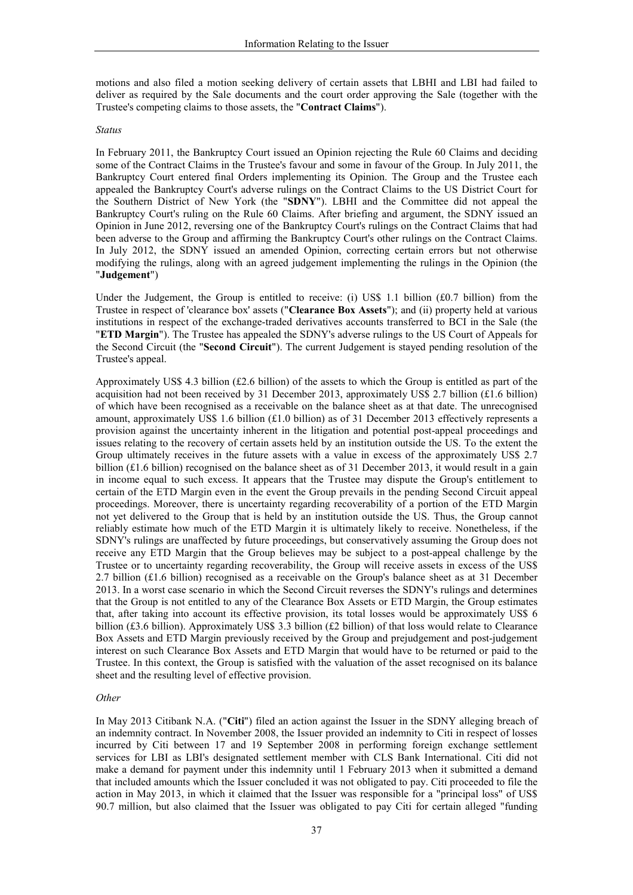motions and also filed a motion seeking delivery of certain assets that LBHI and LBI had failed to deliver as required by the Sale documents and the court order approving the Sale (together with the Trustee's competing claims to those assets, the "**Contract Claims**").

*Status*

In February 2011, the Bankruptcy Court issued an Opinion rejecting the Rule 60 Claims and deciding some of the Contract Claims in the Trustee's favour and some in favour of the Group. In July 2011, the Bankruptcy Court entered final Orders implementing its Opinion. The Group and the Trustee each appealed the Bankruptcy Court's adverse rulings on the Contract Claims to the US District Court for the Southern District of New York (the "**SDNY**"). LBHI and the Committee did not appeal the Bankruptcy Court's ruling on the Rule 60 Claims. After briefing and argument, the SDNY issued an Opinion in June 2012, reversing one of the Bankruptcy Court's rulings on the Contract Claims that had been adverse to the Group and affirming the Bankruptcy Court's other rulings on the Contract Claims. In July 2012, the SDNY issued an amended Opinion, correcting certain errors but not otherwise modifying the rulings, along with an agreed judgement implementing the rulings in the Opinion (the "**Judgement**")

Under the Judgement, the Group is entitled to receive: (i) US$ 1.1 billion (£0.7 billion) from the Trustee in respect of 'clearance box' assets ("**Clearance Box Assets**"); and (ii) property held at various institutions in respect of the exchange-traded derivatives accounts transferred to BCI in the Sale (the "**ETD Margin**"). The Trustee has appealed the SDNY's adverse rulings to the US Court of Appeals for the Second Circuit (the "**Second Circuit**"). The current Judgement is stayed pending resolution of the Trustee's appeal.

Approximately US$ 4.3 billion (£2.6 billion) of the assets to which the Group is entitled as part of the acquisition had not been received by 31 December 2013, approximately US$ 2.7 billion (£1.6 billion) of which have been recognised as a receivable on the balance sheet as at that date. The unrecognised amount, approximately US$ 1.6 billion (£1.0 billion) as of 31 December 2013 effectively represents a provision against the uncertainty inherent in the litigation and potential post-appeal proceedings and issues relating to the recovery of certain assets held by an institution outside the US. To the extent the Group ultimately receives in the future assets with a value in excess of the approximately US$ 2.7 billion (£1.6 billion) recognised on the balance sheet as of 31 December 2013, it would result in a gain in income equal to such excess. It appears that the Trustee may dispute the Group's entitlement to certain of the ETD Margin even in the event the Group prevails in the pending Second Circuit appeal proceedings. Moreover, there is uncertainty regarding recoverability of a portion of the ETD Margin not yet delivered to the Group that is held by an institution outside the US. Thus, the Group cannot reliably estimate how much of the ETD Margin it is ultimately likely to receive. Nonetheless, if the SDNY's rulings are unaffected by future proceedings, but conservatively assuming the Group does not receive any ETD Margin that the Group believes may be subject to a post-appeal challenge by the Trustee or to uncertainty regarding recoverability, the Group will receive assets in excess of the US$ 2.7 billion (£1.6 billion) recognised as a receivable on the Group's balance sheet as at 31 December 2013. In a worst case scenario in which the Second Circuit reverses the SDNY's rulings and determines that the Group is not entitled to any of the Clearance Box Assets or ETD Margin, the Group estimates that, after taking into account its effective provision, its total losses would be approximately US$ 6 billion (£3.6 billion). Approximately US$ 3.3 billion (£2 billion) of that loss would relate to Clearance Box Assets and ETD Margin previously received by the Group and prejudgement and post-judgement interest on such Clearance Box Assets and ETD Margin that would have to be returned or paid to the Trustee. In this context, the Group is satisfied with the valuation of the asset recognised on its balance sheet and the resulting level of effective provision.

*Other*

In May 2013 Citibank N.A. ("**Citi**") filed an action against the Issuer in the SDNY alleging breach of an indemnity contract. In November 2008, the Issuer provided an indemnity to Citi in respect of losses incurred by Citi between 17 and 19 September 2008 in performing foreign exchange settlement services for LBI as LBI's designated settlement member with CLS Bank International. Citi did not make a demand for payment under this indemnity until 1 February 2013 when it submitted a demand that included amounts which the Issuer concluded it was not obligated to pay. Citi proceeded to file the action in May 2013, in which it claimed that the Issuer was responsible for a "principal loss" of US$ 90.7 million, but also claimed that the Issuer was obligated to pay Citi for certain alleged "funding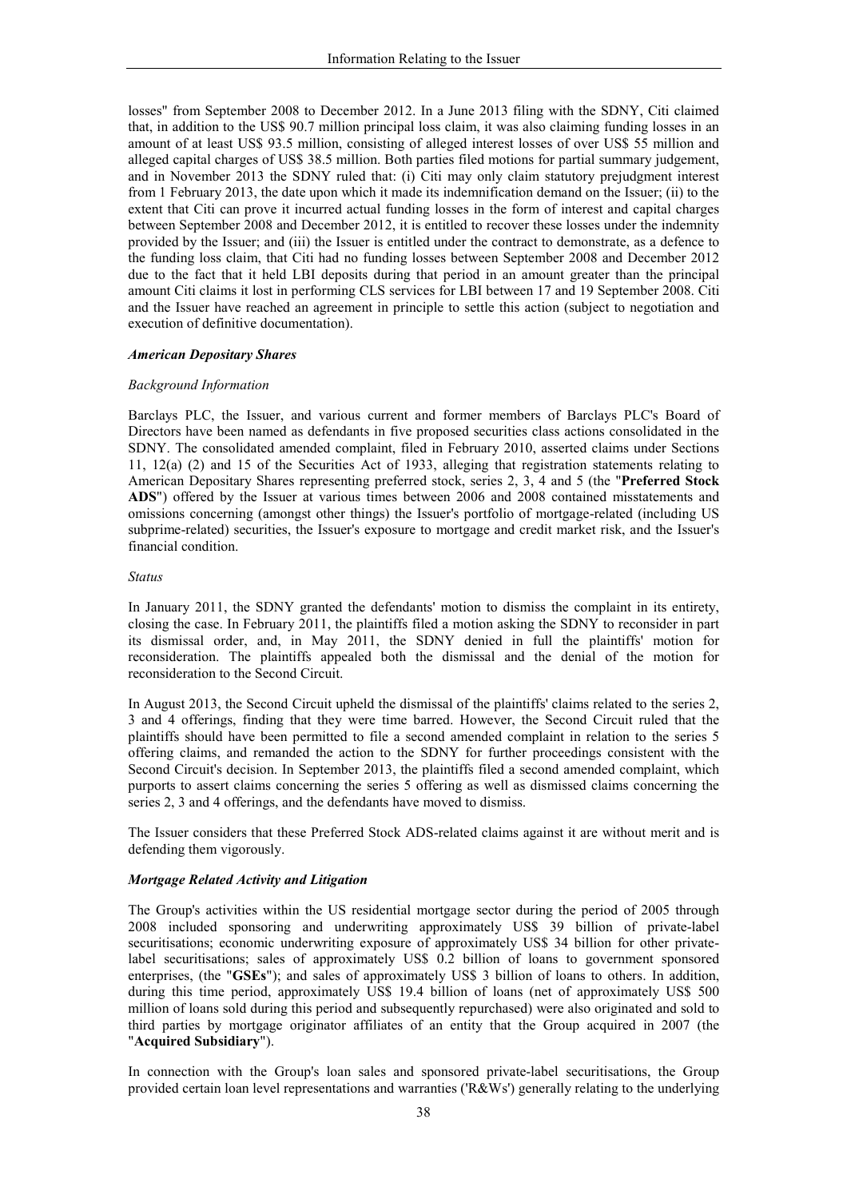losses" from September 2008 to December 2012. In a June 2013 filing with the SDNY, Citi claimed that, in addition to the US$ 90.7 million principal loss claim, it was also claiming funding losses in an amount of at least US$ 93.5 million, consisting of alleged interest losses of over US$ 55 million and alleged capital charges of US$ 38.5 million. Both parties filed motions for partial summary judgement, and in November 2013 the SDNY ruled that: (i) Citi may only claim statutory prejudgment interest from 1 February 2013, the date upon which it made its indemnification demand on the Issuer; (ii) to the extent that Citi can prove it incurred actual funding losses in the form of interest and capital charges between September 2008 and December 2012, it is entitled to recover these losses under the indemnity provided by the Issuer; and (iii) the Issuer is entitled under the contract to demonstrate, as a defence to the funding loss claim, that Citi had no funding losses between September 2008 and December 2012 due to the fact that it held LBI deposits during that period in an amount greater than the principal amount Citi claims it lost in performing CLS services for LBI between 17 and 19 September 2008. Citi and the Issuer have reached an agreement in principle to settle this action (subject to negotiation and execution of definitive documentation).

***American Depositary Shares***

*Background Information*

Barclays PLC, the Issuer, and various current and former members of Barclays PLC's Board of Directors have been named as defendants in five proposed securities class actions consolidated in the SDNY. The consolidated amended complaint, filed in February 2010, asserted claims under Sections 11, 12(a) (2) and 15 of the Securities Act of 1933, alleging that registration statements relating to American Depositary Shares representing preferred stock, series 2, 3, 4 and 5 (the "**Preferred Stock ADS**") offered by the Issuer at various times between 2006 and 2008 contained misstatements and omissions concerning (amongst other things) the Issuer's portfolio of mortgage-related (including US subprime-related) securities, the Issuer's exposure to mortgage and credit market risk, and the Issuer's financial condition.

*Status*

In January 2011, the SDNY granted the defendants' motion to dismiss the complaint in its entirety, closing the case. In February 2011, the plaintiffs filed a motion asking the SDNY to reconsider in part its dismissal order, and, in May 2011, the SDNY denied in full the plaintiffs' motion for reconsideration. The plaintiffs appealed both the dismissal and the denial of the motion for reconsideration to the Second Circuit.

In August 2013, the Second Circuit upheld the dismissal of the plaintiffs' claims related to the series 2, 3 and 4 offerings, finding that they were time barred. However, the Second Circuit ruled that the plaintiffs should have been permitted to file a second amended complaint in relation to the series 5 offering claims, and remanded the action to the SDNY for further proceedings consistent with the Second Circuit's decision. In September 2013, the plaintiffs filed a second amended complaint, which purports to assert claims concerning the series 5 offering as well as dismissed claims concerning the series 2, 3 and 4 offerings, and the defendants have moved to dismiss.

The Issuer considers that these Preferred Stock ADS-related claims against it are without merit and is defending them vigorously.

***Mortgage Related Activity and Litigation***

The Group's activities within the US residential mortgage sector during the period of 2005 through 2008 included sponsoring and underwriting approximately US$ 39 billion of private-label securitisations; economic underwriting exposure of approximately US$ 34 billion for other private-label securitisations; sales of approximately US$ 0.2 billion of loans to government sponsored enterprises, (the "**GSEs**"); and sales of approximately US$ 3 billion of loans to others. In addition, during this time period, approximately US$ 19.4 billion of loans (net of approximately US$ 500 million of loans sold during this period and subsequently repurchased) were also originated and sold to third parties by mortgage originator affiliates of an entity that the Group acquired in 2007 (the "**Acquired Subsidiary**").

In connection with the Group's loan sales and sponsored private-label securitisations, the Group provided certain loan level representations and warranties ('R&Ws') generally relating to the underlying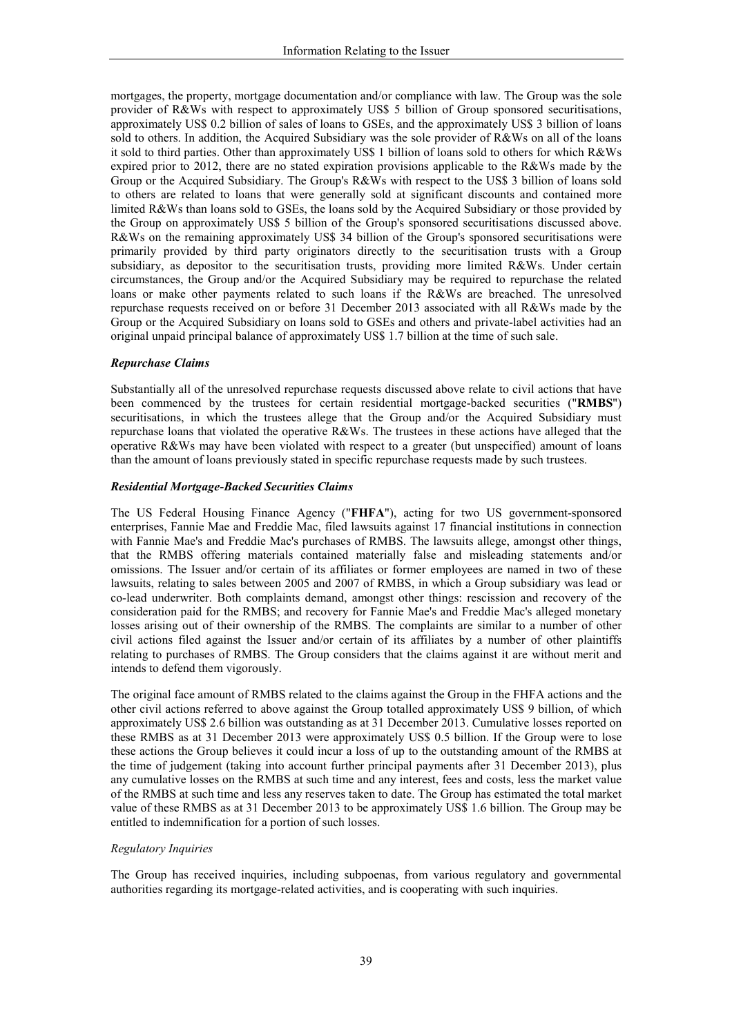mortgages, the property, mortgage documentation and/or compliance with law. The Group was the sole provider of R&Ws with respect to approximately US$ 5 billion of Group sponsored securitisations, approximately US$ 0.2 billion of sales of loans to GSEs, and the approximately US$ 3 billion of loans sold to others. In addition, the Acquired Subsidiary was the sole provider of R&Ws on all of the loans it sold to third parties. Other than approximately US$ 1 billion of loans sold to others for which R&Ws expired prior to 2012, there are no stated expiration provisions applicable to the R&Ws made by the Group or the Acquired Subsidiary. The Group's R&Ws with respect to the US$ 3 billion of loans sold to others are related to loans that were generally sold at significant discounts and contained more limited R&Ws than loans sold to GSEs, the loans sold by the Acquired Subsidiary or those provided by the Group on approximately US$ 5 billion of the Group's sponsored securitisations discussed above. R&Ws on the remaining approximately US$ 34 billion of the Group's sponsored securitisations were primarily provided by third party originators directly to the securitisation trusts with a Group subsidiary, as depositor to the securitisation trusts, providing more limited R&Ws. Under certain circumstances, the Group and/or the Acquired Subsidiary may be required to repurchase the related loans or make other payments related to such loans if the R&Ws are breached. The unresolved repurchase requests received on or before 31 December 2013 associated with all R&Ws made by the Group or the Acquired Subsidiary on loans sold to GSEs and others and private-label activities had an original unpaid principal balance of approximately US$ 1.7 billion at the time of such sale.

***Repurchase Claims***

Substantially all of the unresolved repurchase requests discussed above relate to civil actions that have been commenced by the trustees for certain residential mortgage-backed securities ("**RMBS**") securitisations, in which the trustees allege that the Group and/or the Acquired Subsidiary must repurchase loans that violated the operative R&Ws. The trustees in these actions have alleged that the operative R&Ws may have been violated with respect to a greater (but unspecified) amount of loans than the amount of loans previously stated in specific repurchase requests made by such trustees.

***Residential Mortgage-Backed Securities Claims***

The US Federal Housing Finance Agency ("**FHFA**"), acting for two US government-sponsored enterprises, Fannie Mae and Freddie Mac, filed lawsuits against 17 financial institutions in connection with Fannie Mae's and Freddie Mac's purchases of RMBS. The lawsuits allege, amongst other things, that the RMBS offering materials contained materially false and misleading statements and/or omissions. The Issuer and/or certain of its affiliates or former employees are named in two of these lawsuits, relating to sales between 2005 and 2007 of RMBS, in which a Group subsidiary was lead or co-lead underwriter. Both complaints demand, amongst other things: rescission and recovery of the consideration paid for the RMBS; and recovery for Fannie Mae's and Freddie Mac's alleged monetary losses arising out of their ownership of the RMBS. The complaints are similar to a number of other civil actions filed against the Issuer and/or certain of its affiliates by a number of other plaintiffs relating to purchases of RMBS. The Group considers that the claims against it are without merit and intends to defend them vigorously.

The original face amount of RMBS related to the claims against the Group in the FHFA actions and the other civil actions referred to above against the Group totalled approximately US$ 9 billion, of which approximately US$ 2.6 billion was outstanding as at 31 December 2013. Cumulative losses reported on these RMBS as at 31 December 2013 were approximately US$ 0.5 billion. If the Group were to lose these actions the Group believes it could incur a loss of up to the outstanding amount of the RMBS at the time of judgement (taking into account further principal payments after 31 December 2013), plus any cumulative losses on the RMBS at such time and any interest, fees and costs, less the market value of the RMBS at such time and less any reserves taken to date. The Group has estimated the total market value of these RMBS as at 31 December 2013 to be approximately US$ 1.6 billion. The Group may be entitled to indemnification for a portion of such losses.

*Regulatory Inquiries*

The Group has received inquiries, including subpoenas, from various regulatory and governmental authorities regarding its mortgage-related activities, and is cooperating with such inquiries.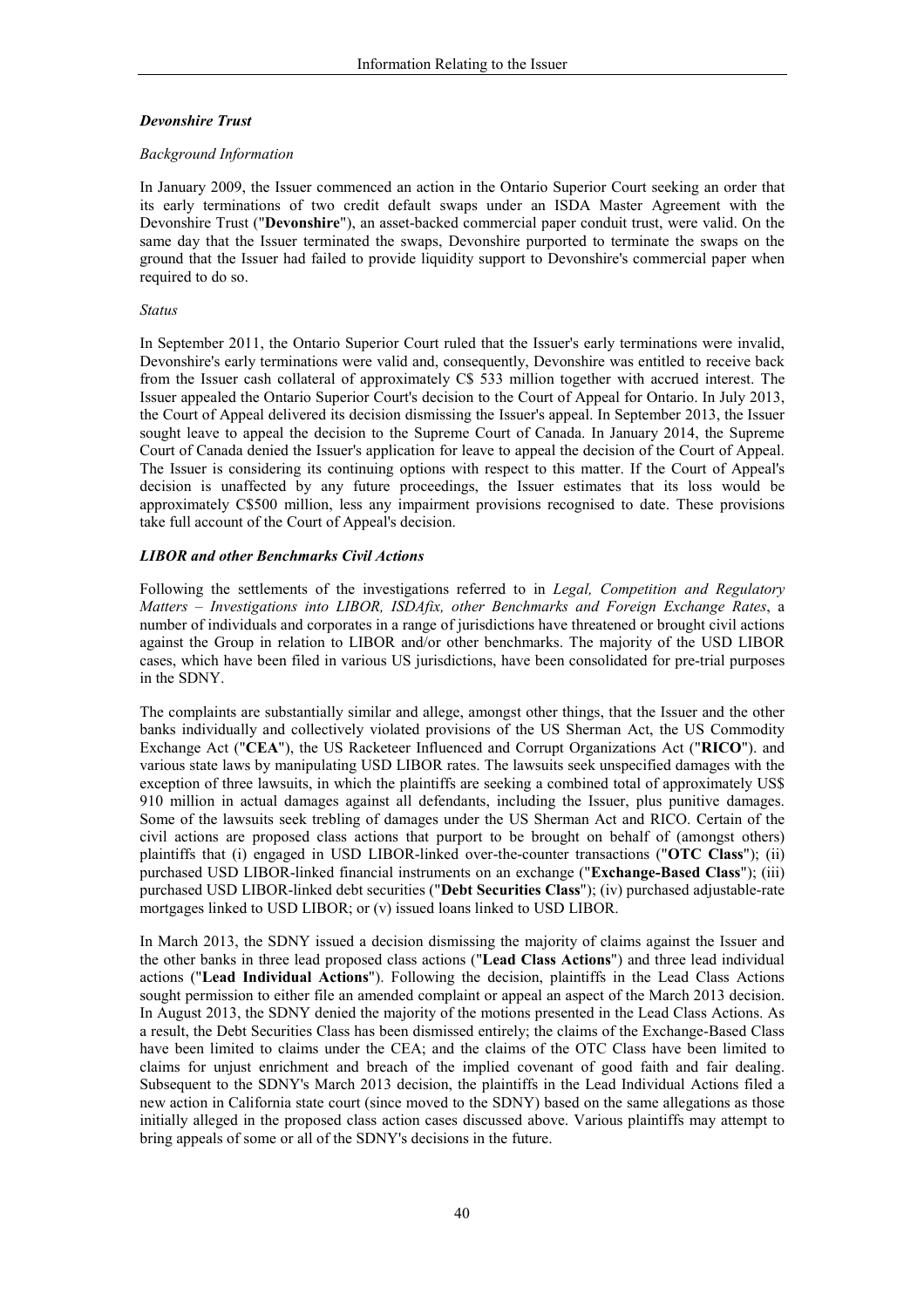### *Devonshire Trust*

*Background Information*

In January 2009, the Issuer commenced an action in the Ontario Superior Court seeking an order that its early terminations of two credit default swaps under an ISDA Master Agreement with the Devonshire Trust ("**Devonshire**"), an asset-backed commercial paper conduit trust, were valid. On the same day that the Issuer terminated the swaps, Devonshire purported to terminate the swaps on the ground that the Issuer had failed to provide liquidity support to Devonshire's commercial paper when required to do so.

*Status*

In September 2011, the Ontario Superior Court ruled that the Issuer's early terminations were invalid, Devonshire's early terminations were valid and, consequently, Devonshire was entitled to receive back from the Issuer cash collateral of approximately C$ 533 million together with accrued interest. The Issuer appealed the Ontario Superior Court's decision to the Court of Appeal for Ontario. In July 2013, the Court of Appeal delivered its decision dismissing the Issuer's appeal. In September 2013, the Issuer sought leave to appeal the decision to the Supreme Court of Canada. In January 2014, the Supreme Court of Canada denied the Issuer's application for leave to appeal the decision of the Court of Appeal. The Issuer is considering its continuing options with respect to this matter. If the Court of Appeal's decision is unaffected by any future proceedings, the Issuer estimates that its loss would be approximately C$500 million, less any impairment provisions recognised to date. These provisions take full account of the Court of Appeal's decision.

### *LIBOR and other Benchmarks Civil Actions*

Following the settlements of the investigations referred to in *Legal, Competition and Regulatory Matters – Investigations into LIBOR, ISDAfix, other Benchmarks and Foreign Exchange Rates*, a number of individuals and corporates in a range of jurisdictions have threatened or brought civil actions against the Group in relation to LIBOR and/or other benchmarks. The majority of the USD LIBOR cases, which have been filed in various US jurisdictions, have been consolidated for pre-trial purposes in the SDNY.

The complaints are substantially similar and allege, amongst other things, that the Issuer and the other banks individually and collectively violated provisions of the US Sherman Act, the US Commodity Exchange Act ("**CEA**"), the US Racketeer Influenced and Corrupt Organizations Act ("**RICO**"). and various state laws by manipulating USD LIBOR rates. The lawsuits seek unspecified damages with the exception of three lawsuits, in which the plaintiffs are seeking a combined total of approximately US$ 910 million in actual damages against all defendants, including the Issuer, plus punitive damages. Some of the lawsuits seek trebling of damages under the US Sherman Act and RICO. Certain of the civil actions are proposed class actions that purport to be brought on behalf of (amongst others) plaintiffs that (i) engaged in USD LIBOR-linked over-the-counter transactions ("**OTC Class**"); (ii) purchased USD LIBOR-linked financial instruments on an exchange ("**Exchange-Based Class**"); (iii) purchased USD LIBOR-linked debt securities ("**Debt Securities Class**"); (iv) purchased adjustable-rate mortgages linked to USD LIBOR; or (v) issued loans linked to USD LIBOR.

In March 2013, the SDNY issued a decision dismissing the majority of claims against the Issuer and the other banks in three lead proposed class actions ("**Lead Class Actions**") and three lead individual actions ("**Lead Individual Actions**"). Following the decision, plaintiffs in the Lead Class Actions sought permission to either file an amended complaint or appeal an aspect of the March 2013 decision. In August 2013, the SDNY denied the majority of the motions presented in the Lead Class Actions. As a result, the Debt Securities Class has been dismissed entirely; the claims of the Exchange-Based Class have been limited to claims under the CEA; and the claims of the OTC Class have been limited to claims for unjust enrichment and breach of the implied covenant of good faith and fair dealing. Subsequent to the SDNY's March 2013 decision, the plaintiffs in the Lead Individual Actions filed a new action in California state court (since moved to the SDNY) based on the same allegations as those initially alleged in the proposed class action cases discussed above. Various plaintiffs may attempt to bring appeals of some or all of the SDNY's decisions in the future.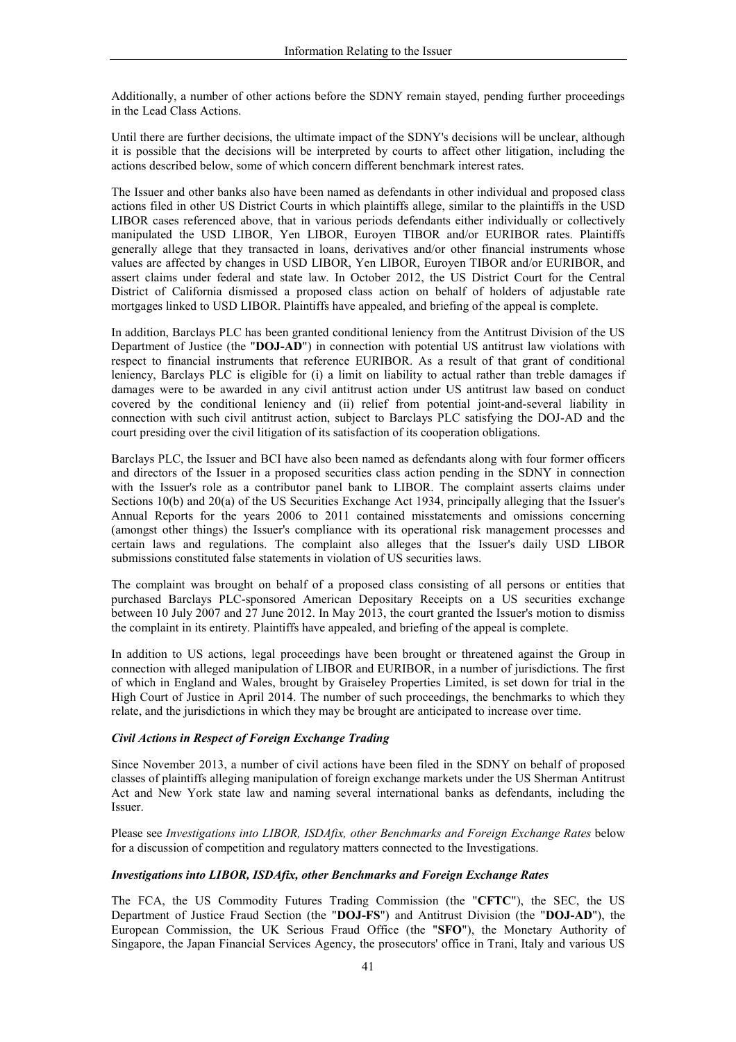Additionally, a number of other actions before the SDNY remain stayed, pending further proceedings in the Lead Class Actions.

Until there are further decisions, the ultimate impact of the SDNY's decisions will be unclear, although it is possible that the decisions will be interpreted by courts to affect other litigation, including the actions described below, some of which concern different benchmark interest rates.

The Issuer and other banks also have been named as defendants in other individual and proposed class actions filed in other US District Courts in which plaintiffs allege, similar to the plaintiffs in the USD LIBOR cases referenced above, that in various periods defendants either individually or collectively manipulated the USD LIBOR, Yen LIBOR, Euroyen TIBOR and/or EURIBOR rates. Plaintiffs generally allege that they transacted in loans, derivatives and/or other financial instruments whose values are affected by changes in USD LIBOR, Yen LIBOR, Euroyen TIBOR and/or EURIBOR, and assert claims under federal and state law. In October 2012, the US District Court for the Central District of California dismissed a proposed class action on behalf of holders of adjustable rate mortgages linked to USD LIBOR. Plaintiffs have appealed, and briefing of the appeal is complete.

In addition, Barclays PLC has been granted conditional leniency from the Antitrust Division of the US Department of Justice (the "**DOJ-AD**") in connection with potential US antitrust law violations with respect to financial instruments that reference EURIBOR. As a result of that grant of conditional leniency, Barclays PLC is eligible for (i) a limit on liability to actual rather than treble damages if damages were to be awarded in any civil antitrust action under US antitrust law based on conduct covered by the conditional leniency and (ii) relief from potential joint-and-several liability in connection with such civil antitrust action, subject to Barclays PLC satisfying the DOJ-AD and the court presiding over the civil litigation of its satisfaction of its cooperation obligations.

Barclays PLC, the Issuer and BCI have also been named as defendants along with four former officers and directors of the Issuer in a proposed securities class action pending in the SDNY in connection with the Issuer's role as a contributor panel bank to LIBOR. The complaint asserts claims under Sections 10(b) and 20(a) of the US Securities Exchange Act 1934, principally alleging that the Issuer's Annual Reports for the years 2006 to 2011 contained misstatements and omissions concerning (amongst other things) the Issuer's compliance with its operational risk management processes and certain laws and regulations. The complaint also alleges that the Issuer's daily USD LIBOR submissions constituted false statements in violation of US securities laws.

The complaint was brought on behalf of a proposed class consisting of all persons or entities that purchased Barclays PLC-sponsored American Depositary Receipts on a US securities exchange between 10 July 2007 and 27 June 2012. In May 2013, the court granted the Issuer's motion to dismiss the complaint in its entirety. Plaintiffs have appealed, and briefing of the appeal is complete.

In addition to US actions, legal proceedings have been brought or threatened against the Group in connection with alleged manipulation of LIBOR and EURIBOR, in a number of jurisdictions. The first of which in England and Wales, brought by Graiseley Properties Limited, is set down for trial in the High Court of Justice in April 2014. The number of such proceedings, the benchmarks to which they relate, and the jurisdictions in which they may be brought are anticipated to increase over time.

***Civil Actions in Respect of Foreign Exchange Trading***

Since November 2013, a number of civil actions have been filed in the SDNY on behalf of proposed classes of plaintiffs alleging manipulation of foreign exchange markets under the US Sherman Antitrust Act and New York state law and naming several international banks as defendants, including the Issuer.

Please see *Investigations into LIBOR, ISDAfix, other Benchmarks and Foreign Exchange Rates* below for a discussion of competition and regulatory matters connected to the Investigations.

***Investigations into LIBOR, ISDAfix, other Benchmarks and Foreign Exchange Rates***

The FCA, the US Commodity Futures Trading Commission (the "**CFTC**"), the SEC, the US Department of Justice Fraud Section (the "**DOJ-FS**") and Antitrust Division (the "**DOJ-AD**"), the European Commission, the UK Serious Fraud Office (the "**SFO**"), the Monetary Authority of Singapore, the Japan Financial Services Agency, the prosecutors' office in Trani, Italy and various US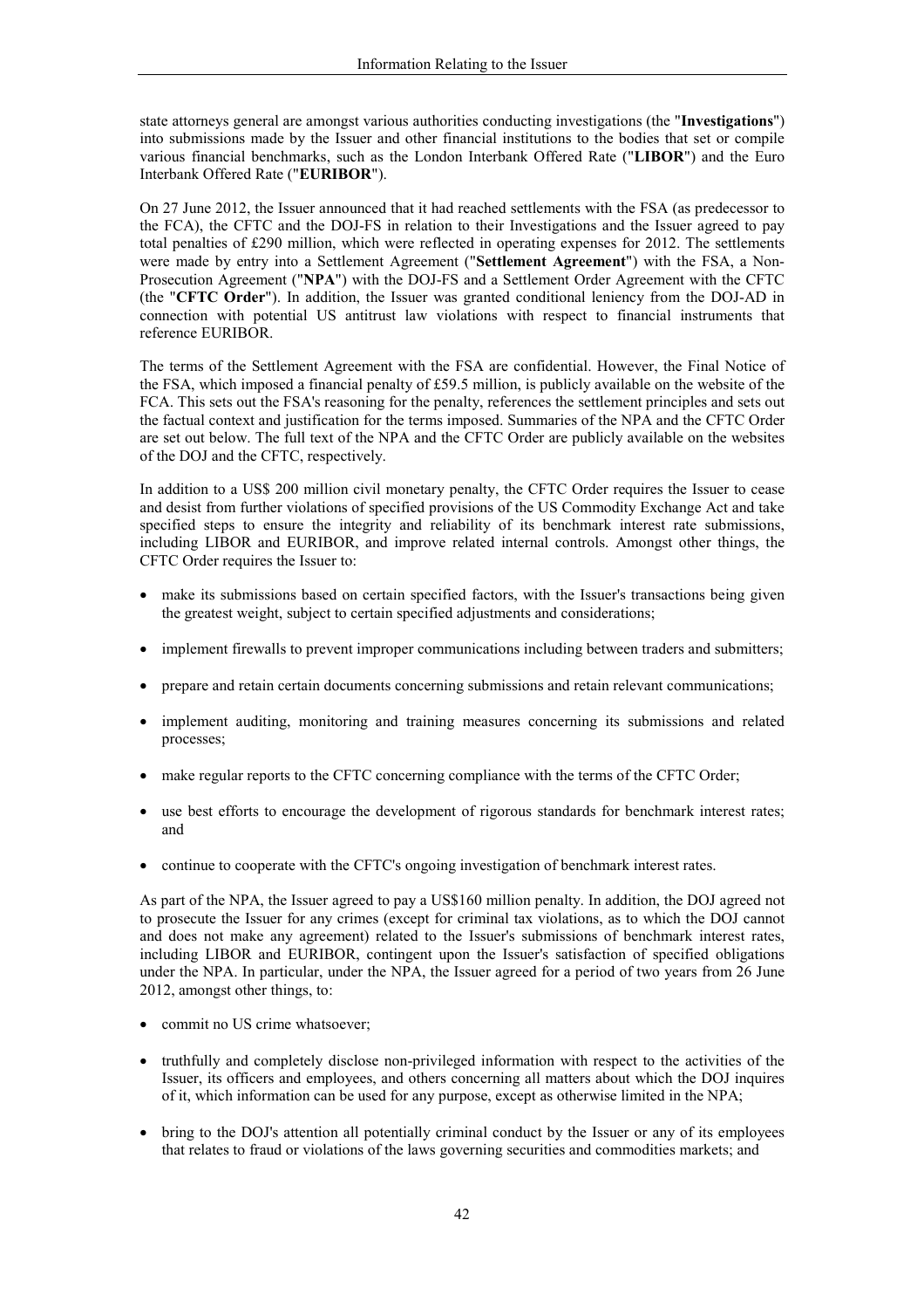state attorneys general are amongst various authorities conducting investigations (the "**Investigations**") into submissions made by the Issuer and other financial institutions to the bodies that set or compile various financial benchmarks, such as the London Interbank Offered Rate ("**LIBOR**") and the Euro Interbank Offered Rate ("**EURIBOR**").

On 27 June 2012, the Issuer announced that it had reached settlements with the FSA (as predecessor to the FCA), the CFTC and the DOJ-FS in relation to their Investigations and the Issuer agreed to pay total penalties of £290 million, which were reflected in operating expenses for 2012. The settlements were made by entry into a Settlement Agreement ("**Settlement Agreement**") with the FSA, a Non-Prosecution Agreement ("**NPA**") with the DOJ-FS and a Settlement Order Agreement with the CFTC (the "**CFTC Order**"). In addition, the Issuer was granted conditional leniency from the DOJ-AD in connection with potential US antitrust law violations with respect to financial instruments that reference EURIBOR.

The terms of the Settlement Agreement with the FSA are confidential. However, the Final Notice of the FSA, which imposed a financial penalty of £59.5 million, is publicly available on the website of the FCA. This sets out the FSA's reasoning for the penalty, references the settlement principles and sets out the factual context and justification for the terms imposed. Summaries of the NPA and the CFTC Order are set out below. The full text of the NPA and the CFTC Order are publicly available on the websites of the DOJ and the CFTC, respectively.

In addition to a US$ 200 million civil monetary penalty, the CFTC Order requires the Issuer to cease and desist from further violations of specified provisions of the US Commodity Exchange Act and take specified steps to ensure the integrity and reliability of its benchmark interest rate submissions, including LIBOR and EURIBOR, and improve related internal controls. Amongst other things, the CFTC Order requires the Issuer to:

- make its submissions based on certain specified factors, with the Issuer's transactions being given the greatest weight, subject to certain specified adjustments and considerations;
- implement firewalls to prevent improper communications including between traders and submitters;
- prepare and retain certain documents concerning submissions and retain relevant communications;
- implement auditing, monitoring and training measures concerning its submissions and related processes;
- make regular reports to the CFTC concerning compliance with the terms of the CFTC Order;
- use best efforts to encourage the development of rigorous standards for benchmark interest rates; and
- continue to cooperate with the CFTC's ongoing investigation of benchmark interest rates.

As part of the NPA, the Issuer agreed to pay a US$160 million penalty. In addition, the DOJ agreed not to prosecute the Issuer for any crimes (except for criminal tax violations, as to which the DOJ cannot and does not make any agreement) related to the Issuer's submissions of benchmark interest rates, including LIBOR and EURIBOR, contingent upon the Issuer's satisfaction of specified obligations under the NPA. In particular, under the NPA, the Issuer agreed for a period of two years from 26 June 2012, amongst other things, to:

- commit no US crime whatsoever;
- truthfully and completely disclose non-privileged information with respect to the activities of the Issuer, its officers and employees, and others concerning all matters about which the DOJ inquires of it, which information can be used for any purpose, except as otherwise limited in the NPA;
- bring to the DOJ's attention all potentially criminal conduct by the Issuer or any of its employees that relates to fraud or violations of the laws governing securities and commodities markets; and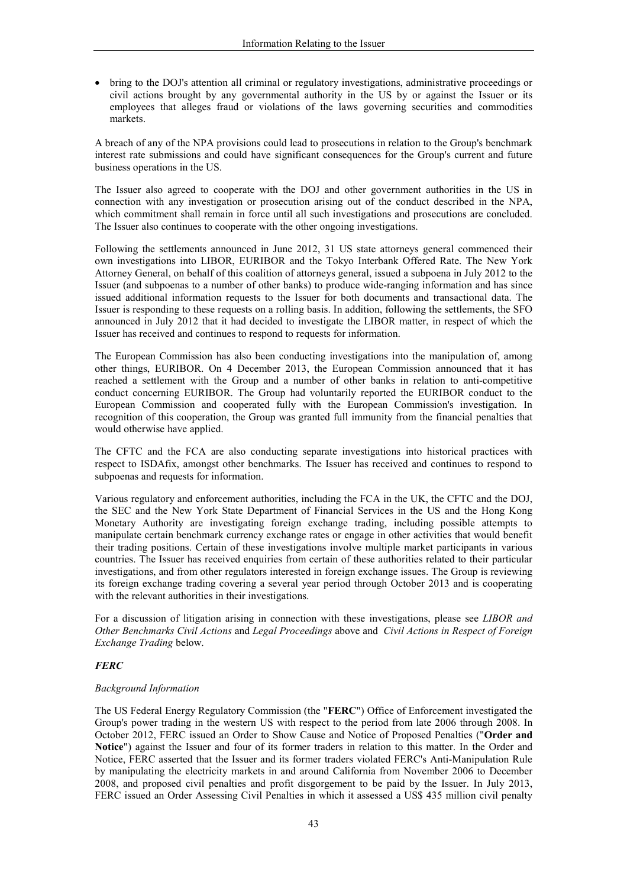- bring to the DOJ's attention all criminal or regulatory investigations, administrative proceedings or civil actions brought by any governmental authority in the US by or against the Issuer or its employees that alleges fraud or violations of the laws governing securities and commodities markets.

A breach of any of the NPA provisions could lead to prosecutions in relation to the Group's benchmark interest rate submissions and could have significant consequences for the Group's current and future business operations in the US.

The Issuer also agreed to cooperate with the DOJ and other government authorities in the US in connection with any investigation or prosecution arising out of the conduct described in the NPA, which commitment shall remain in force until all such investigations and prosecutions are concluded. The Issuer also continues to cooperate with the other ongoing investigations.

Following the settlements announced in June 2012, 31 US state attorneys general commenced their own investigations into LIBOR, EURIBOR and the Tokyo Interbank Offered Rate. The New York Attorney General, on behalf of this coalition of attorneys general, issued a subpoena in July 2012 to the Issuer (and subpoenas to a number of other banks) to produce wide-ranging information and has since issued additional information requests to the Issuer for both documents and transactional data. The Issuer is responding to these requests on a rolling basis. In addition, following the settlements, the SFO announced in July 2012 that it had decided to investigate the LIBOR matter, in respect of which the Issuer has received and continues to respond to requests for information.

The European Commission has also been conducting investigations into the manipulation of, among other things, EURIBOR. On 4 December 2013, the European Commission announced that it has reached a settlement with the Group and a number of other banks in relation to anti-competitive conduct concerning EURIBOR. The Group had voluntarily reported the EURIBOR conduct to the European Commission and cooperated fully with the European Commission's investigation. In recognition of this cooperation, the Group was granted full immunity from the financial penalties that would otherwise have applied.

The CFTC and the FCA are also conducting separate investigations into historical practices with respect to ISDAfix, amongst other benchmarks. The Issuer has received and continues to respond to subpoenas and requests for information.

Various regulatory and enforcement authorities, including the FCA in the UK, the CFTC and the DOJ, the SEC and the New York State Department of Financial Services in the US and the Hong Kong Monetary Authority are investigating foreign exchange trading, including possible attempts to manipulate certain benchmark currency exchange rates or engage in other activities that would benefit their trading positions. Certain of these investigations involve multiple market participants in various countries. The Issuer has received enquiries from certain of these authorities related to their particular investigations, and from other regulators interested in foreign exchange issues. The Group is reviewing its foreign exchange trading covering a several year period through October 2013 and is cooperating with the relevant authorities in their investigations.

For a discussion of litigation arising in connection with these investigations, please see *LIBOR and Other Benchmarks Civil Actions* and *Legal Proceedings* above and *Civil Actions in Respect of Foreign Exchange Trading* below.

### *FERC*

*Background Information*

The US Federal Energy Regulatory Commission (the "**FERC**") Office of Enforcement investigated the Group's power trading in the western US with respect to the period from late 2006 through 2008. In October 2012, FERC issued an Order to Show Cause and Notice of Proposed Penalties ("**Order and Notice**") against the Issuer and four of its former traders in relation to this matter. In the Order and Notice, FERC asserted that the Issuer and its former traders violated FERC's Anti-Manipulation Rule by manipulating the electricity markets in and around California from November 2006 to December 2008, and proposed civil penalties and profit disgorgement to be paid by the Issuer. In July 2013, FERC issued an Order Assessing Civil Penalties in which it assessed a US$ 435 million civil penalty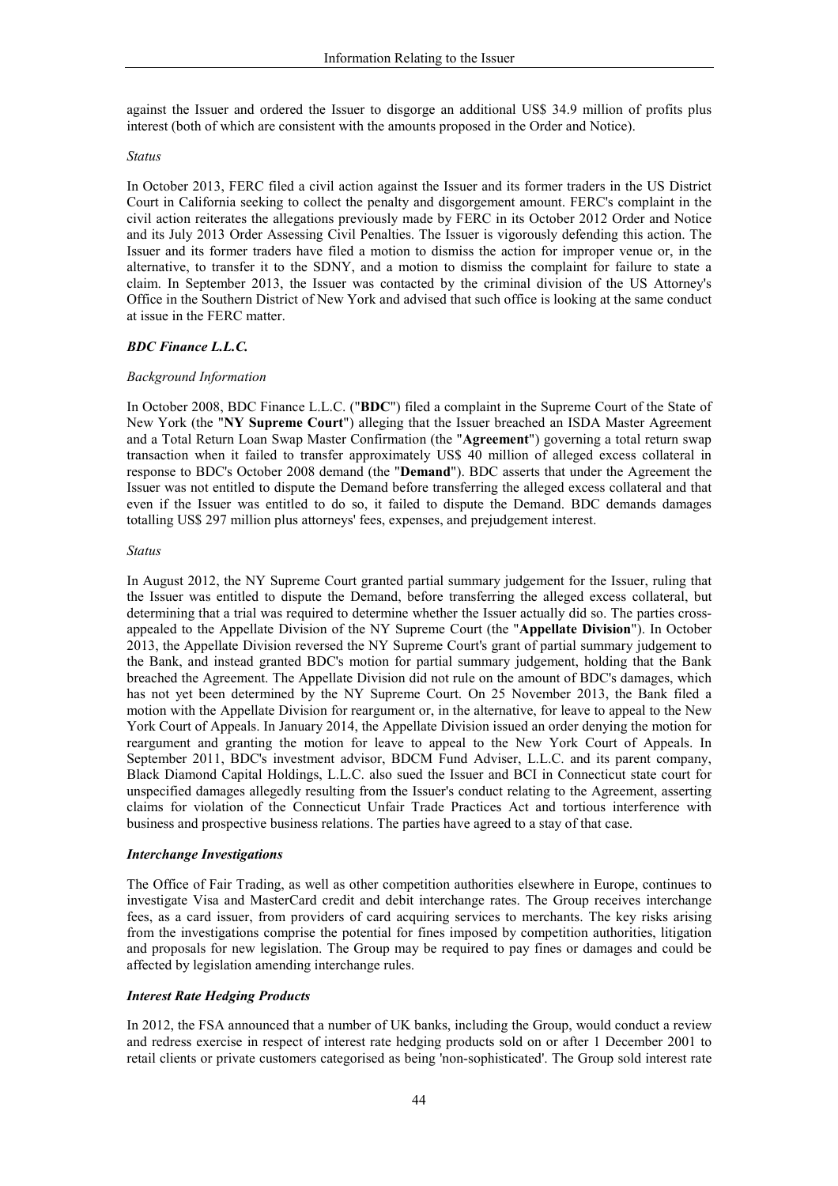against the Issuer and ordered the Issuer to disgorge an additional US$ 34.9 million of profits plus interest (both of which are consistent with the amounts proposed in the Order and Notice).

*Status*

In October 2013, FERC filed a civil action against the Issuer and its former traders in the US District Court in California seeking to collect the penalty and disgorgement amount. FERC's complaint in the civil action reiterates the allegations previously made by FERC in its October 2012 Order and Notice and its July 2013 Order Assessing Civil Penalties. The Issuer is vigorously defending this action. The Issuer and its former traders have filed a motion to dismiss the action for improper venue or, in the alternative, to transfer it to the SDNY, and a motion to dismiss the complaint for failure to state a claim. In September 2013, the Issuer was contacted by the criminal division of the US Attorney's Office in the Southern District of New York and advised that such office is looking at the same conduct at issue in the FERC matter.

***BDC Finance L.L.C.***

*Background Information*

In October 2008, BDC Finance L.L.C. ("**BDC**") filed a complaint in the Supreme Court of the State of New York (the "**NY Supreme Court**") alleging that the Issuer breached an ISDA Master Agreement and a Total Return Loan Swap Master Confirmation (the "**Agreement**") governing a total return swap transaction when it failed to transfer approximately US$ 40 million of alleged excess collateral in response to BDC's October 2008 demand (the "**Demand**"). BDC asserts that under the Agreement the Issuer was not entitled to dispute the Demand before transferring the alleged excess collateral and that even if the Issuer was entitled to do so, it failed to dispute the Demand. BDC demands damages totalling US$ 297 million plus attorneys' fees, expenses, and prejudgement interest.

*Status*

In August 2012, the NY Supreme Court granted partial summary judgement for the Issuer, ruling that the Issuer was entitled to dispute the Demand, before transferring the alleged excess collateral, but determining that a trial was required to determine whether the Issuer actually did so. The parties cross-appealed to the Appellate Division of the NY Supreme Court (the "**Appellate Division**"). In October 2013, the Appellate Division reversed the NY Supreme Court's grant of partial summary judgement to the Bank, and instead granted BDC's motion for partial summary judgement, holding that the Bank breached the Agreement. The Appellate Division did not rule on the amount of BDC's damages, which has not yet been determined by the NY Supreme Court. On 25 November 2013, the Bank filed a motion with the Appellate Division for reargument or, in the alternative, for leave to appeal to the New York Court of Appeals. In January 2014, the Appellate Division issued an order denying the motion for reargument and granting the motion for leave to appeal to the New York Court of Appeals. In September 2011, BDC's investment advisor, BDCM Fund Adviser, L.L.C. and its parent company, Black Diamond Capital Holdings, L.L.C. also sued the Issuer and BCI in Connecticut state court for unspecified damages allegedly resulting from the Issuer's conduct relating to the Agreement, asserting claims for violation of the Connecticut Unfair Trade Practices Act and tortious interference with business and prospective business relations. The parties have agreed to a stay of that case.

***Interchange Investigations***

The Office of Fair Trading, as well as other competition authorities elsewhere in Europe, continues to investigate Visa and MasterCard credit and debit interchange rates. The Group receives interchange fees, as a card issuer, from providers of card acquiring services to merchants. The key risks arising from the investigations comprise the potential for fines imposed by competition authorities, litigation and proposals for new legislation. The Group may be required to pay fines or damages and could be affected by legislation amending interchange rules.

***Interest Rate Hedging Products***

In 2012, the FSA announced that a number of UK banks, including the Group, would conduct a review and redress exercise in respect of interest rate hedging products sold on or after 1 December 2001 to retail clients or private customers categorised as being 'non-sophisticated'. The Group sold interest rate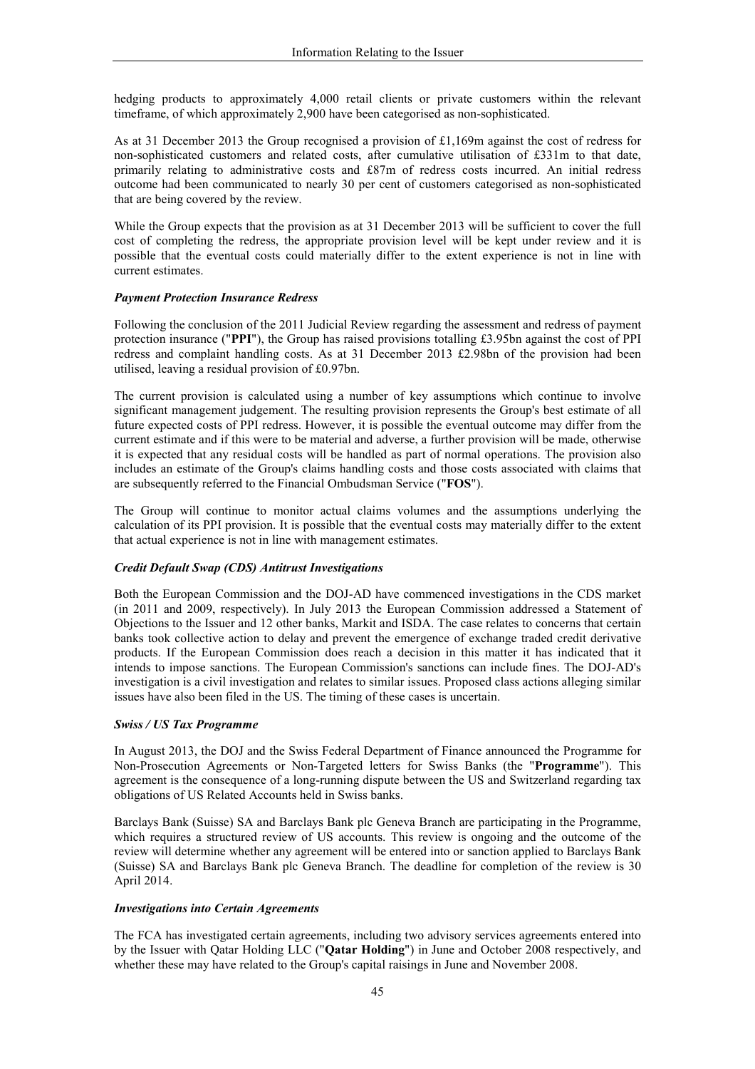hedging products to approximately 4,000 retail clients or private customers within the relevant timeframe, of which approximately 2,900 have been categorised as non-sophisticated.

As at 31 December 2013 the Group recognised a provision of £1,169m against the cost of redress for non-sophisticated customers and related costs, after cumulative utilisation of £331m to that date, primarily relating to administrative costs and £87m of redress costs incurred. An initial redress outcome had been communicated to nearly 30 per cent of customers categorised as non-sophisticated that are being covered by the review.

While the Group expects that the provision as at 31 December 2013 will be sufficient to cover the full cost of completing the redress, the appropriate provision level will be kept under review and it is possible that the eventual costs could materially differ to the extent experience is not in line with current estimates.

### *Payment Protection Insurance Redress*

Following the conclusion of the 2011 Judicial Review regarding the assessment and redress of payment protection insurance ("**PPI**"), the Group has raised provisions totalling £3.95bn against the cost of PPI redress and complaint handling costs. As at 31 December 2013 £2.98bn of the provision had been utilised, leaving a residual provision of £0.97bn.

The current provision is calculated using a number of key assumptions which continue to involve significant management judgement. The resulting provision represents the Group's best estimate of all future expected costs of PPI redress. However, it is possible the eventual outcome may differ from the current estimate and if this were to be material and adverse, a further provision will be made, otherwise it is expected that any residual costs will be handled as part of normal operations. The provision also includes an estimate of the Group's claims handling costs and those costs associated with claims that are subsequently referred to the Financial Ombudsman Service ("**FOS**").

The Group will continue to monitor actual claims volumes and the assumptions underlying the calculation of its PPI provision. It is possible that the eventual costs may materially differ to the extent that actual experience is not in line with management estimates.

### *Credit Default Swap (CDS) Antitrust Investigations*

Both the European Commission and the DOJ-AD have commenced investigations in the CDS market (in 2011 and 2009, respectively). In July 2013 the European Commission addressed a Statement of Objections to the Issuer and 12 other banks, Markit and ISDA. The case relates to concerns that certain banks took collective action to delay and prevent the emergence of exchange traded credit derivative products. If the European Commission does reach a decision in this matter it has indicated that it intends to impose sanctions. The European Commission's sanctions can include fines. The DOJ-AD's investigation is a civil investigation and relates to similar issues. Proposed class actions alleging similar issues have also been filed in the US. The timing of these cases is uncertain.

### *Swiss / US Tax Programme*

In August 2013, the DOJ and the Swiss Federal Department of Finance announced the Programme for Non-Prosecution Agreements or Non-Targeted letters for Swiss Banks (the "**Programme**"). This agreement is the consequence of a long-running dispute between the US and Switzerland regarding tax obligations of US Related Accounts held in Swiss banks.

Barclays Bank (Suisse) SA and Barclays Bank plc Geneva Branch are participating in the Programme, which requires a structured review of US accounts. This review is ongoing and the outcome of the review will determine whether any agreement will be entered into or sanction applied to Barclays Bank (Suisse) SA and Barclays Bank plc Geneva Branch. The deadline for completion of the review is 30 April 2014.

### *Investigations into Certain Agreements*

The FCA has investigated certain agreements, including two advisory services agreements entered into by the Issuer with Qatar Holding LLC ("**Qatar Holding**") in June and October 2008 respectively, and whether these may have related to the Group's capital raisings in June and November 2008.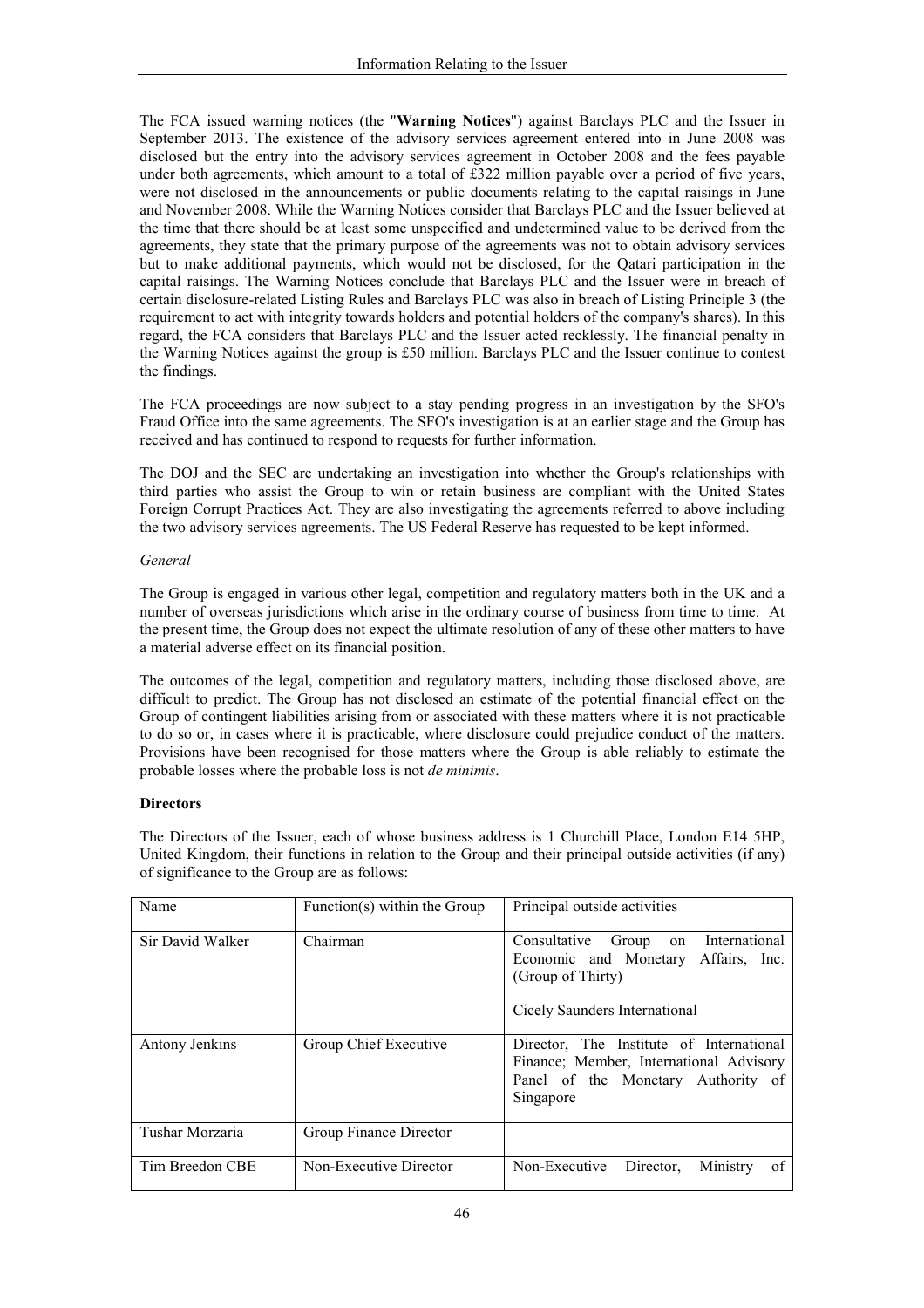The FCA issued warning notices (the "**Warning Notices**") against Barclays PLC and the Issuer in September 2013. The existence of the advisory services agreement entered into in June 2008 was disclosed but the entry into the advisory services agreement in October 2008 and the fees payable under both agreements, which amount to a total of £322 million payable over a period of five years, were not disclosed in the announcements or public documents relating to the capital raisings in June and November 2008. While the Warning Notices consider that Barclays PLC and the Issuer believed at the time that there should be at least some unspecified and undetermined value to be derived from the agreements, they state that the primary purpose of the agreements was not to obtain advisory services but to make additional payments, which would not be disclosed, for the Qatari participation in the capital raisings. The Warning Notices conclude that Barclays PLC and the Issuer were in breach of certain disclosure-related Listing Rules and Barclays PLC was also in breach of Listing Principle 3 (the requirement to act with integrity towards holders and potential holders of the company's shares). In this regard, the FCA considers that Barclays PLC and the Issuer acted recklessly. The financial penalty in the Warning Notices against the group is £50 million. Barclays PLC and the Issuer continue to contest the findings.

The FCA proceedings are now subject to a stay pending progress in an investigation by the SFO's Fraud Office into the same agreements. The SFO's investigation is at an earlier stage and the Group has received and has continued to respond to requests for further information.

The DOJ and the SEC are undertaking an investigation into whether the Group's relationships with third parties who assist the Group to win or retain business are compliant with the United States Foreign Corrupt Practices Act. They are also investigating the agreements referred to above including the two advisory services agreements. The US Federal Reserve has requested to be kept informed.

*General*

The Group is engaged in various other legal, competition and regulatory matters both in the UK and a number of overseas jurisdictions which arise in the ordinary course of business from time to time. At the present time, the Group does not expect the ultimate resolution of any of these other matters to have a material adverse effect on its financial position.

The outcomes of the legal, competition and regulatory matters, including those disclosed above, are difficult to predict. The Group has not disclosed an estimate of the potential financial effect on the Group of contingent liabilities arising from or associated with these matters where it is not practicable to do so or, in cases where it is practicable, where disclosure could prejudice conduct of the matters. Provisions have been recognised for those matters where the Group is able reliably to estimate the probable losses where the probable loss is not *de minimis*.

**Directors**

The Directors of the Issuer, each of whose business address is 1 Churchill Place, London E14 5HP, United Kingdom, their functions in relation to the Group and their principal outside activities (if any) of significance to the Group are as follows:

| Name | Function(s) within the Group | Principal outside activities |
|---|---|---|
| Sir David Walker | Chairman | Consultative Group on International Economic and Monetary Affairs, Inc. (Group of Thirty)<br><br>Cicely Saunders International |
| Antony Jenkins | Group Chief Executive | Director, The Institute of International Finance; Member, International Advisory Panel of the Monetary Authority of Singapore |
| Tushar Morzaria | Group Finance Director | |
| Tim Breedon CBE | Non-Executive Director | Non-Executive Director, Ministry of |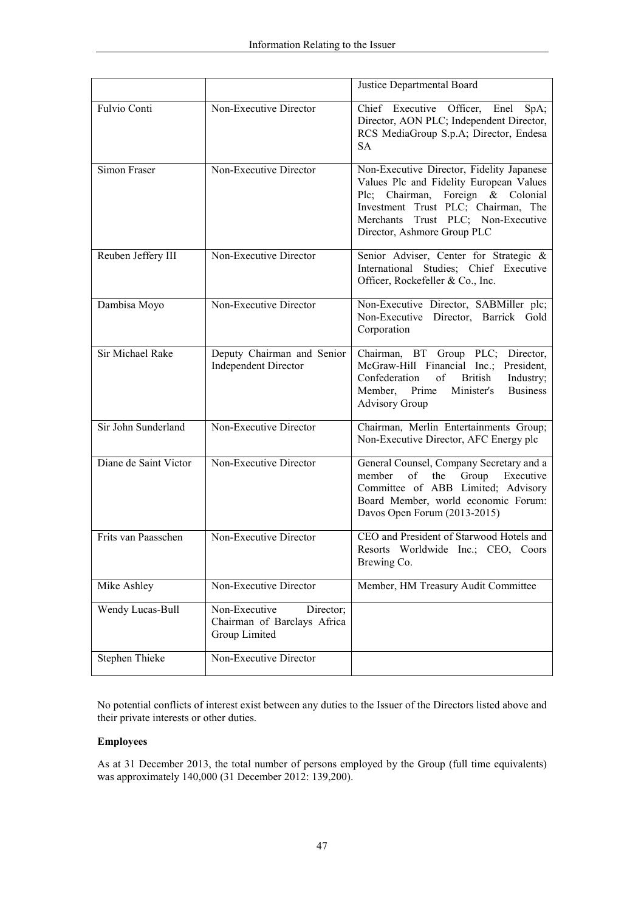| | | Justice Departmental Board |
|---|---|---|
| Fulvio Conti | Non-Executive Director | Chief Executive Officer, Enel SpA; Director, AON PLC; Independent Director, RCS MediaGroup S.p.A; Director, Endesa SA |
| Simon Fraser | Non-Executive Director | Non-Executive Director, Fidelity Japanese Values Plc and Fidelity European Values Plc; Chairman, Foreign & Colonial Investment Trust PLC; Chairman, The Merchants Trust PLC; Non-Executive Director, Ashmore Group PLC |
| Reuben Jeffery III | Non-Executive Director | Senior Adviser, Center for Strategic & International Studies; Chief Executive Officer, Rockefeller & Co., Inc. |
| Dambisa Moyo | Non-Executive Director | Non-Executive Director, SABMiller plc; Non-Executive Director, Barrick Gold Corporation |
| Sir Michael Rake | Deputy Chairman and Senior Independent Director | Chairman, BT Group PLC; Director, McGraw-Hill Financial Inc.; President, Confederation of British Industry; Member, Prime Minister's Business Advisory Group |
| Sir John Sunderland | Non-Executive Director | Chairman, Merlin Entertainments Group; Non-Executive Director, AFC Energy plc |
| Diane de Saint Victor | Non-Executive Director | General Counsel, Company Secretary and a member of the Group Executive Committee of ABB Limited; Advisory Board Member, world economic Forum: Davos Open Forum (2013-2015) |
| Frits van Paasschen | Non-Executive Director | CEO and President of Starwood Hotels and Resorts Worldwide Inc.; CEO, Coors Brewing Co. |
| Mike Ashley | Non-Executive Director | Member, HM Treasury Audit Committee |
| Wendy Lucas-Bull | Non-Executive Director; Chairman of Barclays Africa Group Limited | |
| Stephen Thieke | Non-Executive Director | |

No potential conflicts of interest exist between any duties to the Issuer of the Directors listed above and their private interests or other duties.

**Employees**

As at 31 December 2013, the total number of persons employed by the Group (full time equivalents) was approximately 140,000 (31 December 2012: 139,200).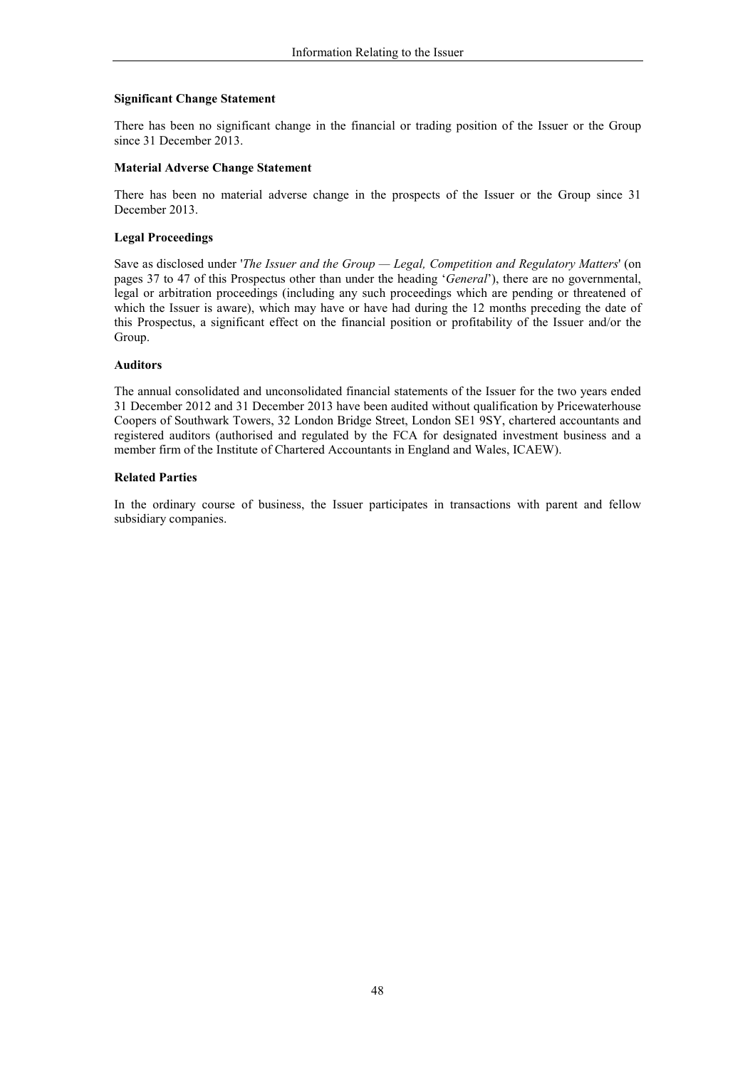**Significant Change Statement**

There has been no significant change in the financial or trading position of the Issuer or the Group since 31 December 2013.

**Material Adverse Change Statement**

There has been no material adverse change in the prospects of the Issuer or the Group since 31 December 2013.

**Legal Proceedings**

Save as disclosed under '*The Issuer and the Group — Legal, Competition and Regulatory Matters*' (on pages 37 to 47 of this Prospectus other than under the heading '*General*'), there are no governmental, legal or arbitration proceedings (including any such proceedings which are pending or threatened of which the Issuer is aware), which may have or have had during the 12 months preceding the date of this Prospectus, a significant effect on the financial position or profitability of the Issuer and/or the Group.

**Auditors**

The annual consolidated and unconsolidated financial statements of the Issuer for the two years ended 31 December 2012 and 31 December 2013 have been audited without qualification by Pricewaterhouse Coopers of Southwark Towers, 32 London Bridge Street, London SE1 9SY, chartered accountants and registered auditors (authorised and regulated by the FCA for designated investment business and a member firm of the Institute of Chartered Accountants in England and Wales, ICAEW).

**Related Parties**

In the ordinary course of business, the Issuer participates in transactions with parent and fellow subsidiary companies.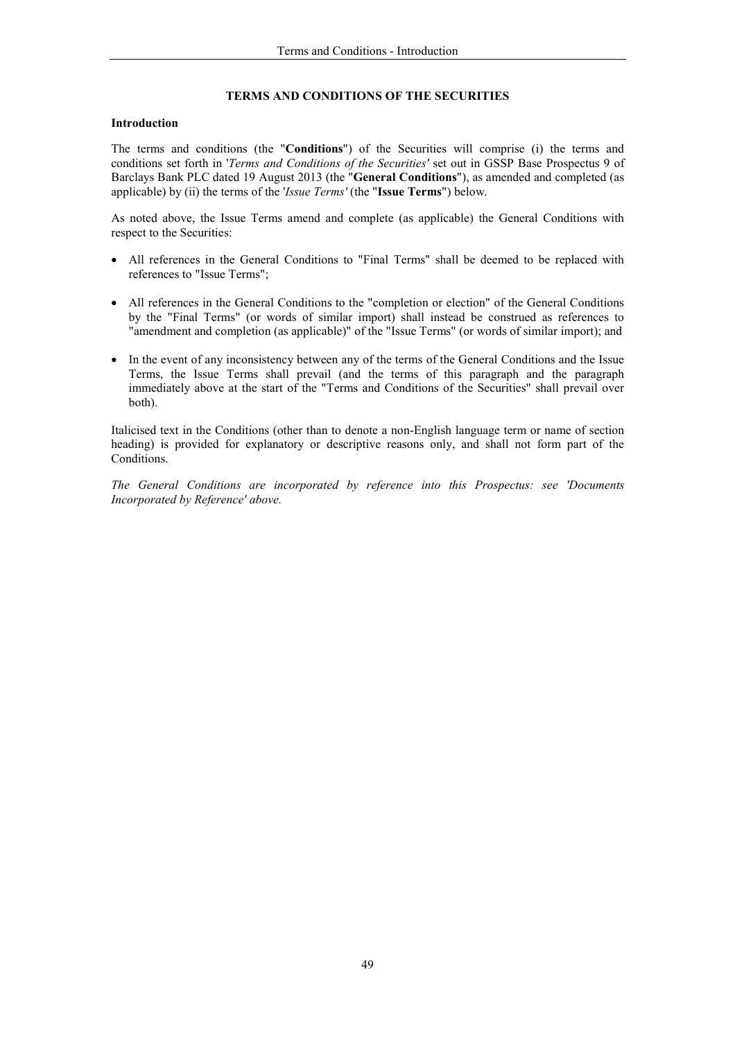# TERMS AND CONDITIONS OF THE SECURITIES

## Introduction

The terms and conditions (the "**Conditions**") of the Securities will comprise (i) the terms and conditions set forth in '*Terms and Conditions of the Securities'* set out in GSSP Base Prospectus 9 of Barclays Bank PLC dated 19 August 2013 (the "**General Conditions**"), as amended and completed (as applicable) by (ii) the terms of the '*Issue Terms'* (the "**Issue Terms**") below.

As noted above, the Issue Terms amend and complete (as applicable) the General Conditions with respect to the Securities:

- All references in the General Conditions to "Final Terms" shall be deemed to be replaced with references to "Issue Terms";
- All references in the General Conditions to the "completion or election" of the General Conditions by the "Final Terms" (or words of similar import) shall instead be construed as references to "amendment and completion (as applicable)" of the "Issue Terms" (or words of similar import); and
- In the event of any inconsistency between any of the terms of the General Conditions and the Issue Terms, the Issue Terms shall prevail (and the terms of this paragraph and the paragraph immediately above at the start of the "Terms and Conditions of the Securities" shall prevail over both).

Italicised text in the Conditions (other than to denote a non-English language term or name of section heading) is provided for explanatory or descriptive reasons only, and shall not form part of the Conditions.

*The General Conditions are incorporated by reference into this Prospectus: see 'Documents Incorporated by Reference' above.*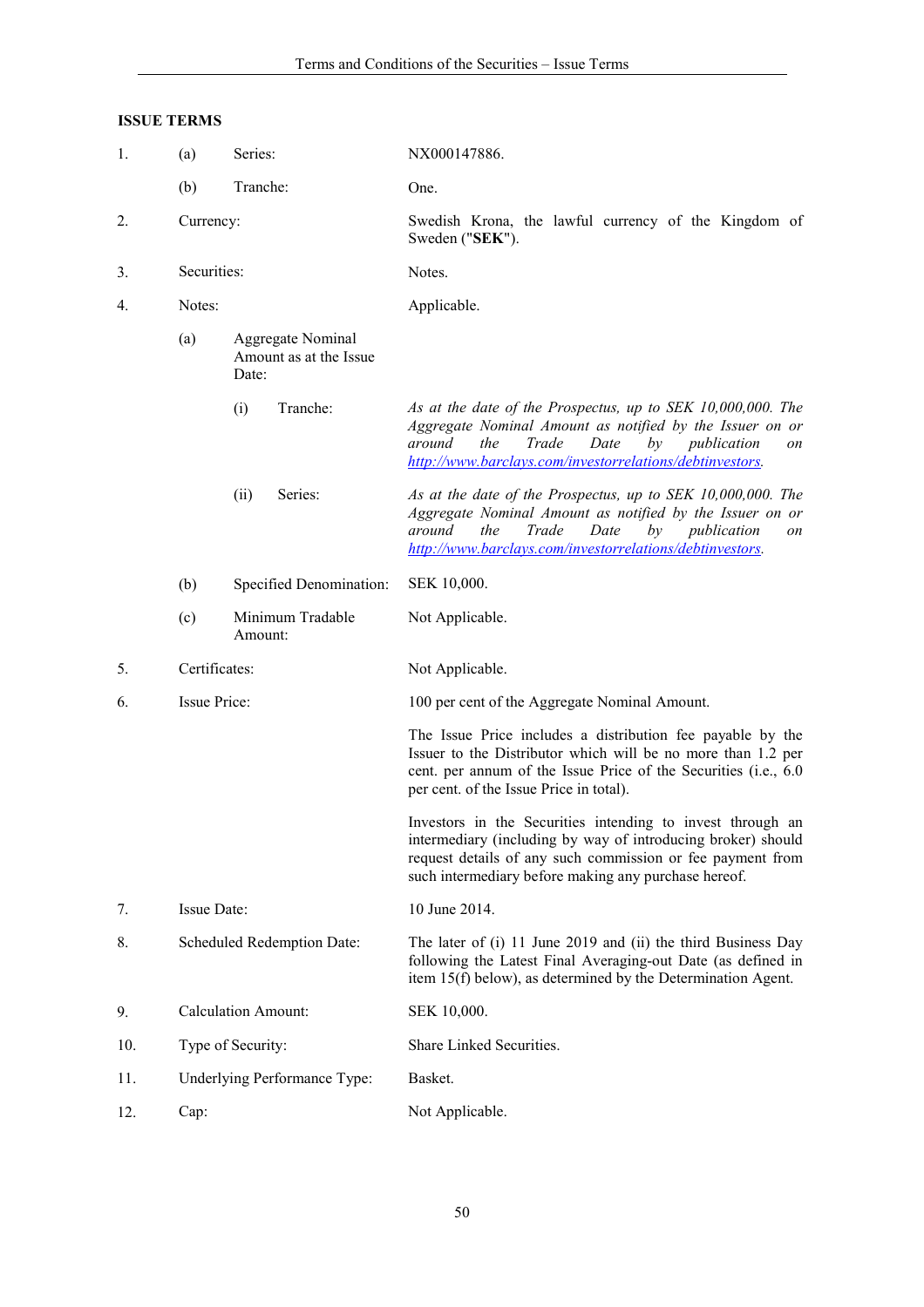## ISSUE TERMS

| | | | |
|---|---|---|---|
| 1. | (a) | Series: | NX000147886. |
| | (b) | Tranche: | One. |
| 2. | | Currency: | Swedish Krona, the lawful currency of the Kingdom of Sweden ("**SEK**"). |
| 3. | | Securities: | Notes. |
| 4. | | Notes: | Applicable. |
| | (a) | Aggregate Nominal Amount as at the Issue Date: | |
| | | (i) Tranche: | *As at the date of the Prospectus, up to SEK 10,000,000. The Aggregate Nominal Amount as notified by the Issuer on or around the Trade Date by publication on http://www.barclays.com/investorrelations/debtinvestors.* |
| | | (ii) Series: | *As at the date of the Prospectus, up to SEK 10,000,000. The Aggregate Nominal Amount as notified by the Issuer on or around the Trade Date by publication on http://www.barclays.com/investorrelations/debtinvestors.* |
| | (b) | Specified Denomination: | SEK 10,000. |
| | (c) | Minimum Tradable Amount: | Not Applicable. |
| 5. | | Certificates: | Not Applicable. |
| 6. | | Issue Price: | 100 per cent of the Aggregate Nominal Amount.<br><br>The Issue Price includes a distribution fee payable by the Issuer to the Distributor which will be no more than 1.2 per cent. per annum of the Issue Price of the Securities (i.e., 6.0 per cent. of the Issue Price in total).<br><br>Investors in the Securities intending to invest through an intermediary (including by way of introducing broker) should request details of any such commission or fee payment from such intermediary before making any purchase hereof. |
| 7. | | Issue Date: | 10 June 2014. |
| 8. | | Scheduled Redemption Date: | The later of (i) 11 June 2019 and (ii) the third Business Day following the Latest Final Averaging-out Date (as defined in item 15(f) below), as determined by the Determination Agent. |
| 9. | | Calculation Amount: | SEK 10,000. |
| 10. | | Type of Security: | Share Linked Securities. |
| 11. | | Underlying Performance Type: | Basket. |
| 12. | | Cap: | Not Applicable. |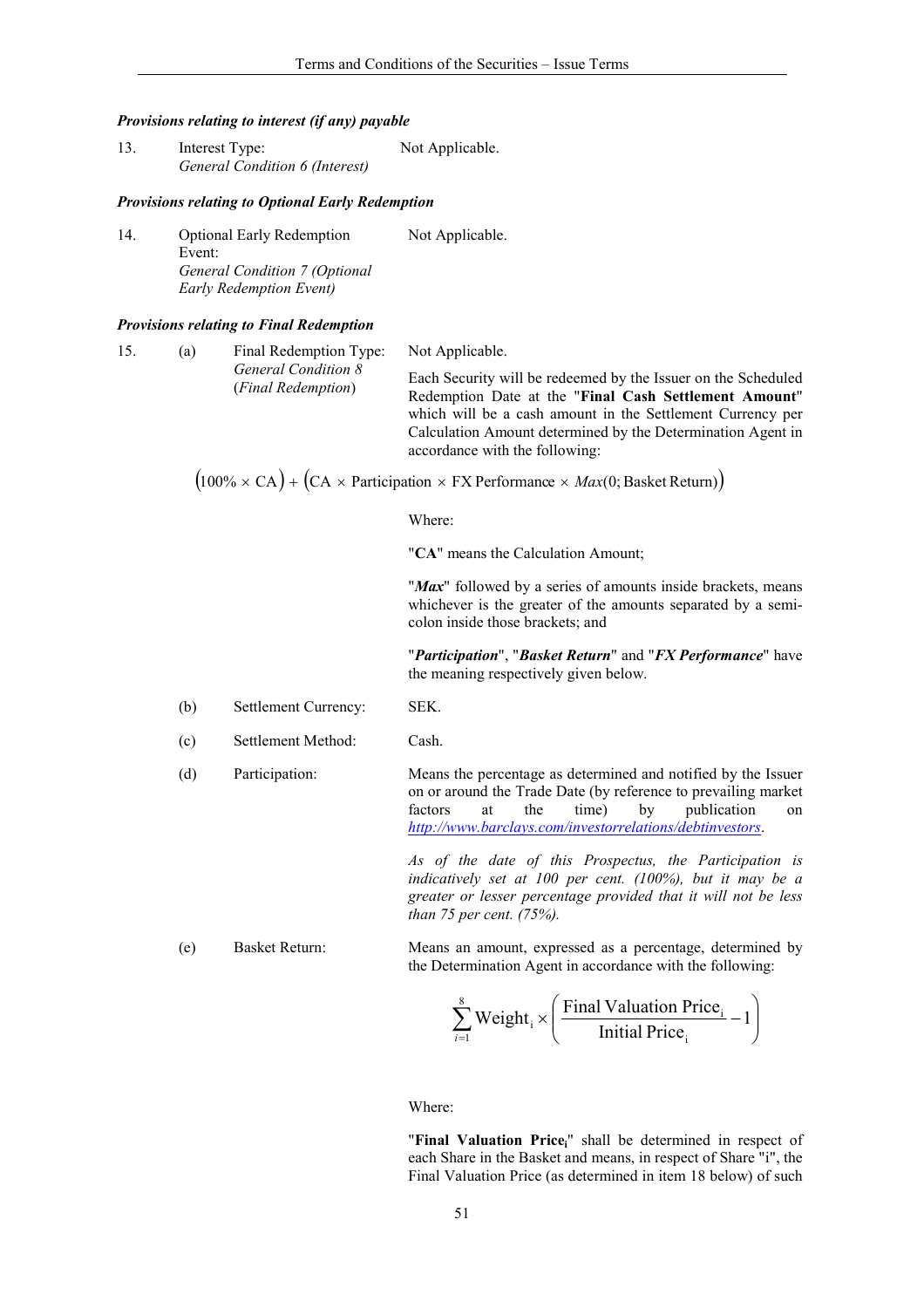***Provisions relating to interest (if any) payable***

13. Interest Type: *General Condition 6 (Interest)* — Not Applicable.

***Provisions relating to Optional Early Redemption***

14. Optional Early Redemption Event: *General Condition 7 (Optional Early Redemption Event)* — Not Applicable.

***Provisions relating to Final Redemption***

15. (a) Final Redemption Type: *General Condition 8* (*Final Redemption*) — Not Applicable.

Each Security will be redeemed by the Issuer on the Scheduled Redemption Date at the "**Final Cash Settlement Amount**" which will be a cash amount in the Settlement Currency per Calculation Amount determined by the Determination Agent in accordance with the following:

$$\left(100\% \times \text{CA}\right) + \left(\text{CA} \times \text{Participation} \times \text{FX Performance} \times Max(0; \text{Basket Return})\right)$$

Where:

"**CA**" means the Calculation Amount;

"***Max***" followed by a series of amounts inside brackets, means whichever is the greater of the amounts separated by a semi-colon inside those brackets; and

"***Participation***", "***Basket Return***" and "***FX Performance***" have the meaning respectively given below.

(b) Settlement Currency: SEK.

(c) Settlement Method: Cash.

(d) Participation: Means the percentage as determined and notified by the Issuer on or around the Trade Date (by reference to prevailing market factors at the time) by publication on http://www.barclays.com/investorrelations/debtinvestors.

*As of the date of this Prospectus, the Participation is indicatively set at 100 per cent. (100%), but it may be a greater or lesser percentage provided that it will not be less than 75 per cent. (75%).*

(e) Basket Return: Means an amount, expressed as a percentage, determined by the Determination Agent in accordance with the following:

$$\sum_{i=1}^{8} \text{Weight}_i \times \left( \frac{\text{Final Valuation Price}_i}{\text{Initial Price}_i} - 1 \right)$$

Where:

"**Final Valuation Price$_i$**" shall be determined in respect of each Share in the Basket and means, in respect of Share "i", the Final Valuation Price (as determined in item 18 below) of such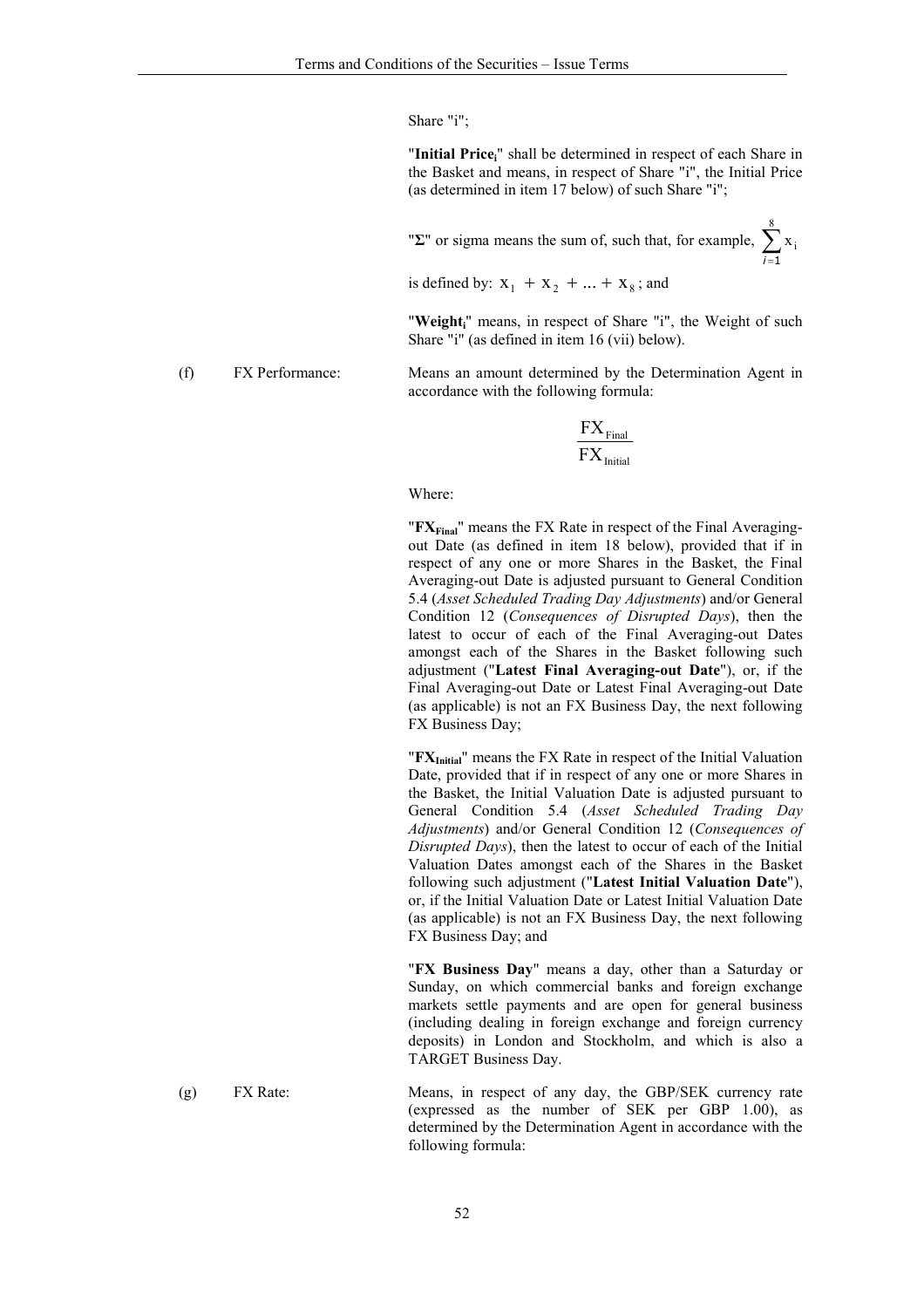Share "i";

"**Initial Price$_i$**" shall be determined in respect of each Share in the Basket and means, in respect of Share "i", the Initial Price (as determined in item 17 below) of such Share "i";

"**Σ**" or sigma means the sum of, such that, for example, $\sum_{i=1}^{8} x_i$ is defined by: $x_1 + x_2 + \ldots + x_8$; and

"**Weight$_i$**" means, in respect of Share "i", the Weight of such Share "i" (as defined in item 16 (vii) below).

(f) FX Performance: Means an amount determined by the Determination Agent in accordance with the following formula:

$$\frac{FX_{Final}}{FX_{Initial}}$$

Where:

"**$FX_{Final}$**" means the FX Rate in respect of the Final Averaging-out Date (as defined in item 18 below), provided that if in respect of any one or more Shares in the Basket, the Final Averaging-out Date is adjusted pursuant to General Condition 5.4 (*Asset Scheduled Trading Day Adjustments*) and/or General Condition 12 (*Consequences of Disrupted Days*), then the latest to occur of each of the Final Averaging-out Dates amongst each of the Shares in the Basket following such adjustment ("**Latest Final Averaging-out Date**"), or, if the Final Averaging-out Date or Latest Final Averaging-out Date (as applicable) is not an FX Business Day, the next following FX Business Day;

"**$FX_{Initial}$**" means the FX Rate in respect of the Initial Valuation Date, provided that if in respect of any one or more Shares in the Basket, the Initial Valuation Date is adjusted pursuant to General Condition 5.4 (*Asset Scheduled Trading Day Adjustments*) and/or General Condition 12 (*Consequences of Disrupted Days*), then the latest to occur of each of the Initial Valuation Dates amongst each of the Shares in the Basket following such adjustment ("**Latest Initial Valuation Date**"), or, if the Initial Valuation Date or Latest Initial Valuation Date (as applicable) is not an FX Business Day, the next following FX Business Day; and

"**FX Business Day**" means a day, other than a Saturday or Sunday, on which commercial banks and foreign exchange markets settle payments and are open for general business (including dealing in foreign exchange and foreign currency deposits) in London and Stockholm, and which is also a TARGET Business Day.

(g) FX Rate: Means, in respect of any day, the GBP/SEK currency rate (expressed as the number of SEK per GBP 1.00), as determined by the Determination Agent in accordance with the following formula: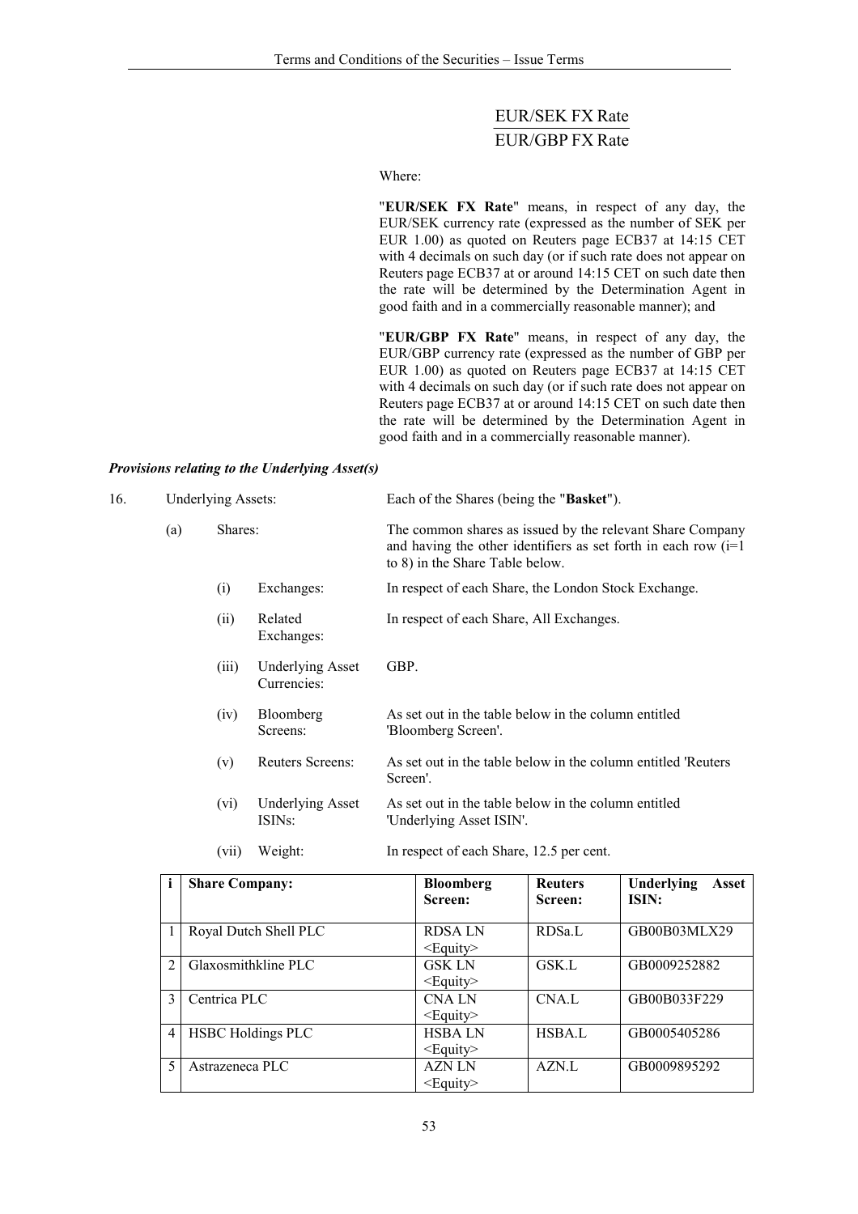$$\frac{\text{EUR/SEK FX Rate}}{\text{EUR/GBP FX Rate}}$$

Where:

"**EUR/SEK FX Rate**" means, in respect of any day, the EUR/SEK currency rate (expressed as the number of SEK per EUR 1.00) as quoted on Reuters page ECB37 at 14:15 CET with 4 decimals on such day (or if such rate does not appear on Reuters page ECB37 at or around 14:15 CET on such date then the rate will be determined by the Determination Agent in good faith and in a commercially reasonable manner); and

"**EUR/GBP FX Rate**" means, in respect of any day, the EUR/GBP currency rate (expressed as the number of GBP per EUR 1.00) as quoted on Reuters page ECB37 at 14:15 CET with 4 decimals on such day (or if such rate does not appear on Reuters page ECB37 at or around 14:15 CET on such date then the rate will be determined by the Determination Agent in good faith and in a commercially reasonable manner).

***Provisions relating to the Underlying Asset(s)***

16. Underlying Assets: Each of the Shares (being the "**Basket**").

(a) Shares: The common shares as issued by the relevant Share Company and having the other identifiers as set forth in each row (i=1 to 8) in the Share Table below.

(i) Exchanges: In respect of each Share, the London Stock Exchange.

(ii) Related Exchanges: In respect of each Share, All Exchanges.

(iii) Underlying Asset Currencies: GBP.

(iv) Bloomberg Screens: As set out in the table below in the column entitled 'Bloomberg Screen'.

(v) Reuters Screens: As set out in the table below in the column entitled 'Reuters Screen'.

(vi) Underlying Asset ISINs: As set out in the table below in the column entitled 'Underlying Asset ISIN'.

(vii) Weight: In respect of each Share, 12.5 per cent.

| i | Share Company: | Bloomberg Screen: | Reuters Screen: | Underlying Asset ISIN: |
|---|---|---|---|---|
| 1 | Royal Dutch Shell PLC | RDSA LN <Equity> | RDSa.L | GB00B03MLX29 |
| 2 | Glaxosmithkline PLC | GSK LN <Equity> | GSK.L | GB0009252882 |
| 3 | Centrica PLC | CNA LN <Equity> | CNA.L | GB00B033F229 |
| 4 | HSBC Holdings PLC | HSBA LN <Equity> | HSBA.L | GB0005405286 |
| 5 | Astrazeneca PLC | AZN LN <Equity> | AZN.L | GB0009895292 |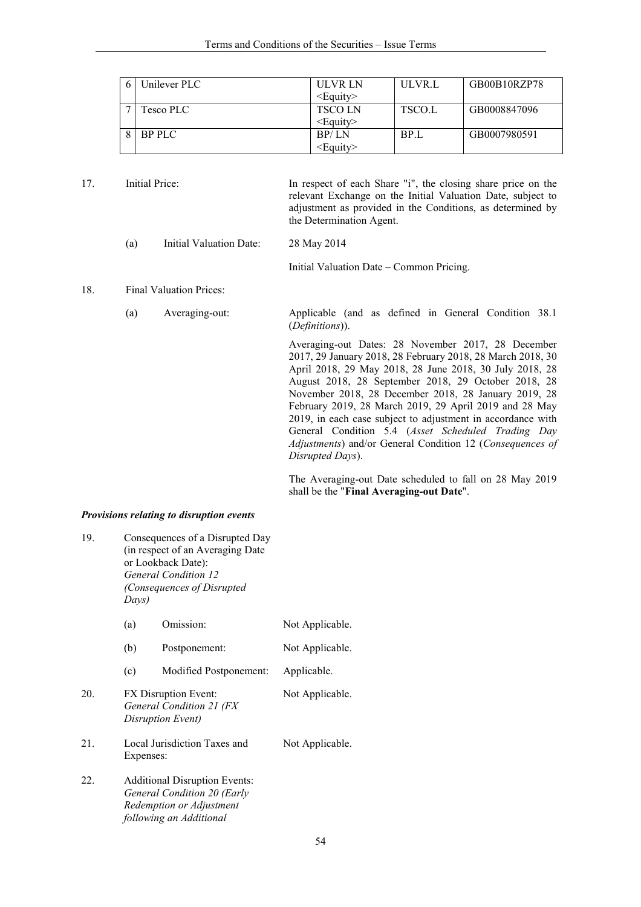| 6 | Unilever PLC | ULVR LN <Equity> | ULVR.L | GB00B10RZP78 |
|---|---|---|---|---|
| 7 | Tesco PLC | TSCO LN <Equity> | TSCO.L | GB0008847096 |
| 8 | BP PLC | BP/ LN <Equity> | BP.L | GB0007980591 |

17. Initial Price: In respect of each Share "i", the closing share price on the relevant Exchange on the Initial Valuation Date, subject to adjustment as provided in the Conditions, as determined by the Determination Agent.

    (a) Initial Valuation Date: 28 May 2014

    Initial Valuation Date – Common Pricing.

18. Final Valuation Prices:

    (a) Averaging-out: Applicable (and as defined in General Condition 38.1 (*Definitions*)).

    Averaging-out Dates: 28 November 2017, 28 December 2017, 29 January 2018, 28 February 2018, 28 March 2018, 30 April 2018, 29 May 2018, 28 June 2018, 30 July 2018, 28 August 2018, 28 September 2018, 29 October 2018, 28 November 2018, 28 December 2018, 28 January 2019, 28 February 2019, 28 March 2019, 29 April 2019 and 28 May 2019, in each case subject to adjustment in accordance with General Condition 5.4 (*Asset Scheduled Trading Day Adjustments*) and/or General Condition 12 (*Consequences of Disrupted Days*).

    The Averaging-out Date scheduled to fall on 28 May 2019 shall be the "**Final Averaging-out Date**".

***Provisions relating to disruption events***

19. Consequences of a Disrupted Day (in respect of an Averaging Date or Lookback Date): *General Condition 12 (Consequences of Disrupted Days)*

    (a) Omission: Not Applicable.

    (b) Postponement: Not Applicable.

    (c) Modified Postponement: Applicable.

20. FX Disruption Event: *General Condition 21 (FX Disruption Event)* Not Applicable.

21. Local Jurisdiction Taxes and Expenses: Not Applicable.

22. Additional Disruption Events: *General Condition 20 (Early Redemption or Adjustment following an Additional*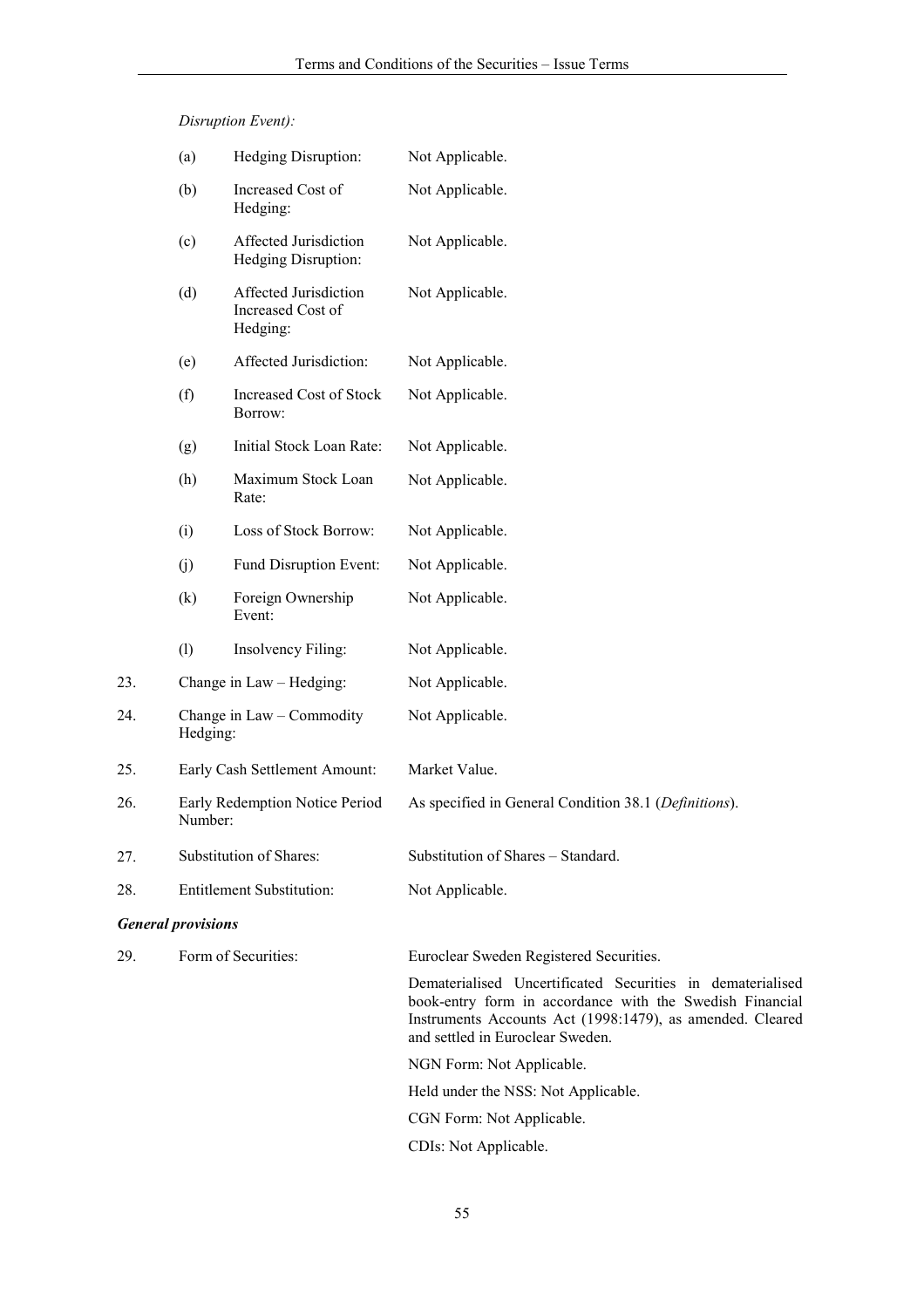*Disruption Event):*

| | | |
|---|---|---|
| (a) | Hedging Disruption: | Not Applicable. |
| (b) | Increased Cost of Hedging: | Not Applicable. |
| (c) | Affected Jurisdiction Hedging Disruption: | Not Applicable. |
| (d) | Affected Jurisdiction Increased Cost of Hedging: | Not Applicable. |
| (e) | Affected Jurisdiction: | Not Applicable. |
| (f) | Increased Cost of Stock Borrow: | Not Applicable. |
| (g) | Initial Stock Loan Rate: | Not Applicable. |
| (h) | Maximum Stock Loan Rate: | Not Applicable. |
| (i) | Loss of Stock Borrow: | Not Applicable. |
| (j) | Fund Disruption Event: | Not Applicable. |
| (k) | Foreign Ownership Event: | Not Applicable. |
| (l) | Insolvency Filing: | Not Applicable. |

| | | |
|---|---|---|
| 23. | Change in Law – Hedging: | Not Applicable. |
| 24. | Change in Law – Commodity Hedging: | Not Applicable. |
| 25. | Early Cash Settlement Amount: | Market Value. |
| 26. | Early Redemption Notice Period Number: | As specified in General Condition 38.1 (*Definitions*). |
| 27. | Substitution of Shares: | Substitution of Shares – Standard. |
| 28. | Entitlement Substitution: | Not Applicable. |

***General provisions***

29. Form of Securities: Euroclear Sweden Registered Securities.

Dematerialised Uncertificated Securities in dematerialised book-entry form in accordance with the Swedish Financial Instruments Accounts Act (1998:1479), as amended. Cleared and settled in Euroclear Sweden.

NGN Form: Not Applicable.

Held under the NSS: Not Applicable.

CGN Form: Not Applicable.

CDIs: Not Applicable.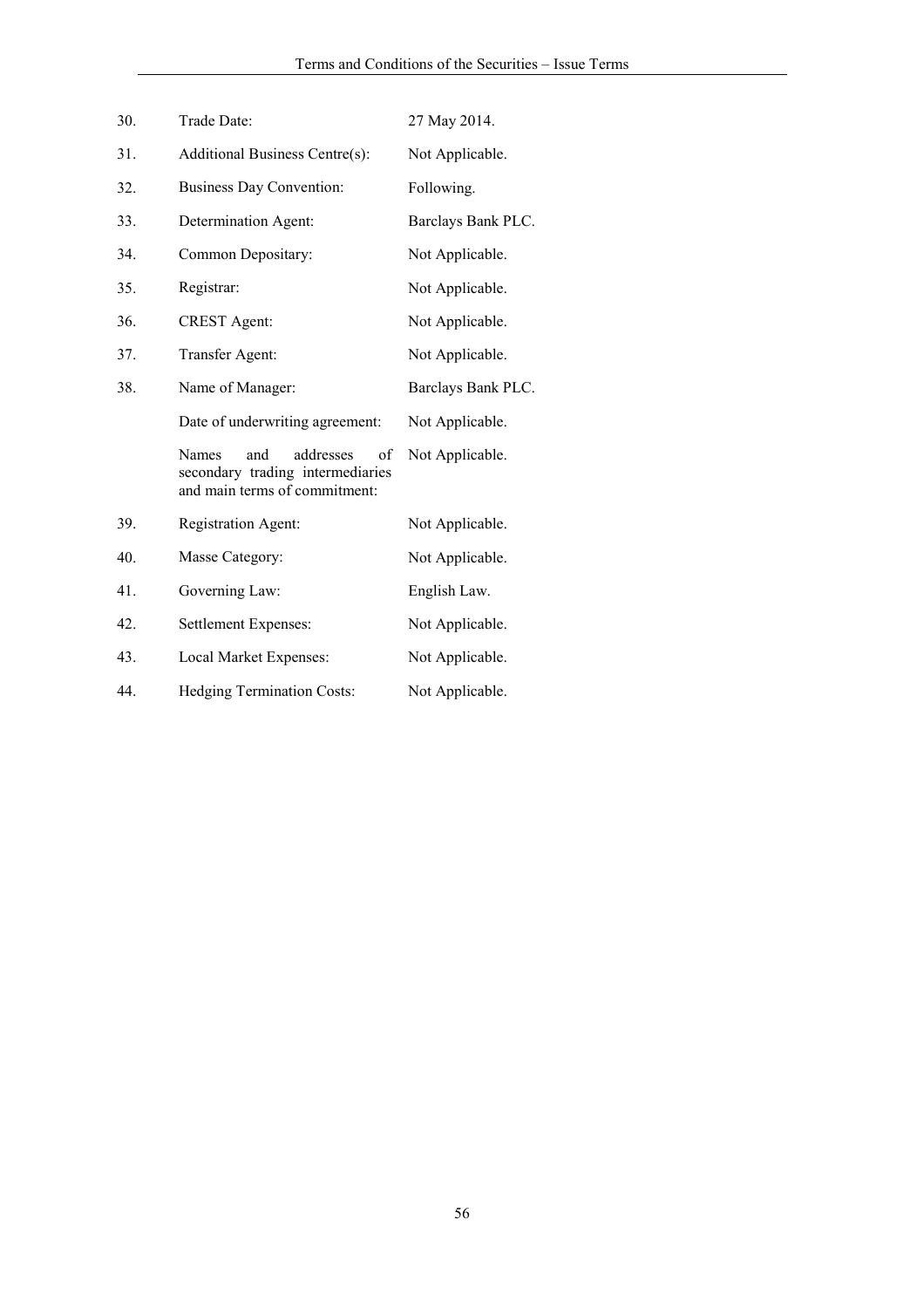| | | |
|---|---|---|
| 30. | Trade Date: | 27 May 2014. |
| 31. | Additional Business Centre(s): | Not Applicable. |
| 32. | Business Day Convention: | Following. |
| 33. | Determination Agent: | Barclays Bank PLC. |
| 34. | Common Depositary: | Not Applicable. |
| 35. | Registrar: | Not Applicable. |
| 36. | CREST Agent: | Not Applicable. |
| 37. | Transfer Agent: | Not Applicable. |
| 38. | Name of Manager: | Barclays Bank PLC. |
| | Date of underwriting agreement: | Not Applicable. |
| | Names and addresses of secondary trading intermediaries and main terms of commitment: | Not Applicable. |
| 39. | Registration Agent: | Not Applicable. |
| 40. | Masse Category: | Not Applicable. |
| 41. | Governing Law: | English Law. |
| 42. | Settlement Expenses: | Not Applicable. |
| 43. | Local Market Expenses: | Not Applicable. |
| 44. | Hedging Termination Costs: | Not Applicable. |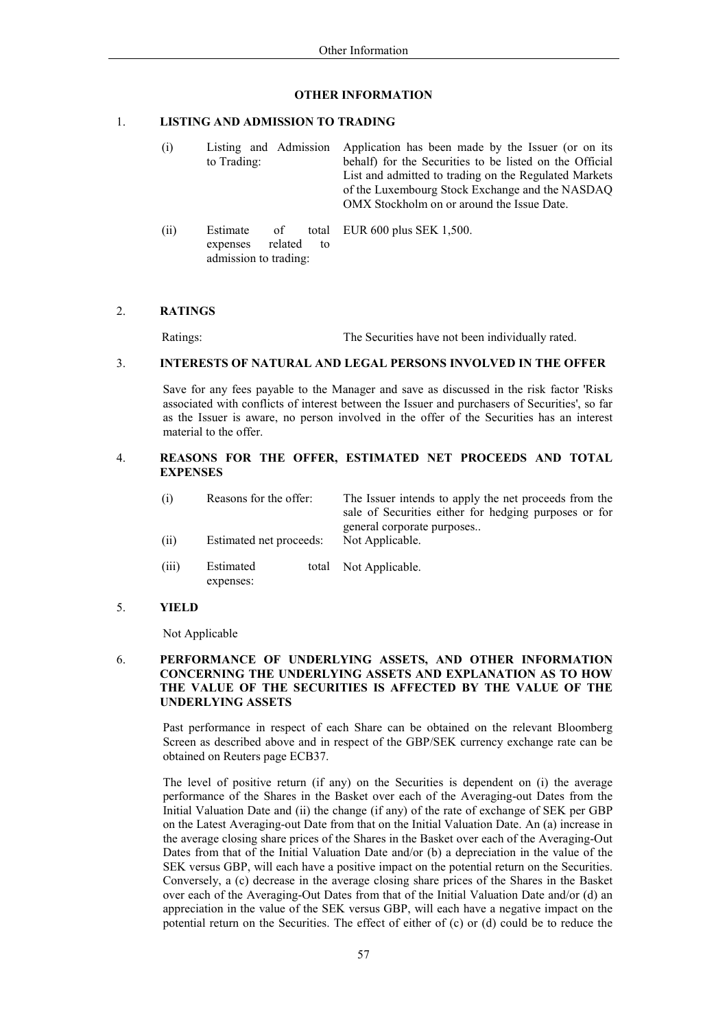## OTHER INFORMATION

### 1. LISTING AND ADMISSION TO TRADING

| | | |
|---|---|---|
| (i) | Listing and Admission to Trading: | Application has been made by the Issuer (or on its behalf) for the Securities to be listed on the Official List and admitted to trading on the Regulated Markets of the Luxembourg Stock Exchange and the NASDAQ OMX Stockholm on or around the Issue Date. |
| (ii) | Estimate of total expenses related to admission to trading: | EUR 600 plus SEK 1,500. |

### 2. RATINGS

| | |
|---|---|
| Ratings: | The Securities have not been individually rated. |

### 3. INTERESTS OF NATURAL AND LEGAL PERSONS INVOLVED IN THE OFFER

Save for any fees payable to the Manager and save as discussed in the risk factor 'Risks associated with conflicts of interest between the Issuer and purchasers of Securities', so far as the Issuer is aware, no person involved in the offer of the Securities has an interest material to the offer.

### 4. REASONS FOR THE OFFER, ESTIMATED NET PROCEEDS AND TOTAL EXPENSES

| | | |
|---|---|---|
| (i) | Reasons for the offer: | The Issuer intends to apply the net proceeds from the sale of Securities either for hedging purposes or for general corporate purposes.. |
| (ii) | Estimated net proceeds: | Not Applicable. |
| (iii) | Estimated total expenses: | Not Applicable. |

### 5. YIELD

Not Applicable

### 6. PERFORMANCE OF UNDERLYING ASSETS, AND OTHER INFORMATION CONCERNING THE UNDERLYING ASSETS AND EXPLANATION AS TO HOW THE VALUE OF THE SECURITIES IS AFFECTED BY THE VALUE OF THE UNDERLYING ASSETS

Past performance in respect of each Share can be obtained on the relevant Bloomberg Screen as described above and in respect of the GBP/SEK currency exchange rate can be obtained on Reuters page ECB37.

The level of positive return (if any) on the Securities is dependent on (i) the average performance of the Shares in the Basket over each of the Averaging-out Dates from the Initial Valuation Date and (ii) the change (if any) of the rate of exchange of SEK per GBP on the Latest Averaging-out Date from that on the Initial Valuation Date. An (a) increase in the average closing share prices of the Shares in the Basket over each of the Averaging-Out Dates from that of the Initial Valuation Date and/or (b) a depreciation in the value of the SEK versus GBP, will each have a positive impact on the potential return on the Securities. Conversely, a (c) decrease in the average closing share prices of the Shares in the Basket over each of the Averaging-Out Dates from that of the Initial Valuation Date and/or (d) an appreciation in the value of the SEK versus GBP, will each have a negative impact on the potential return on the Securities. The effect of either of (c) or (d) could be to reduce the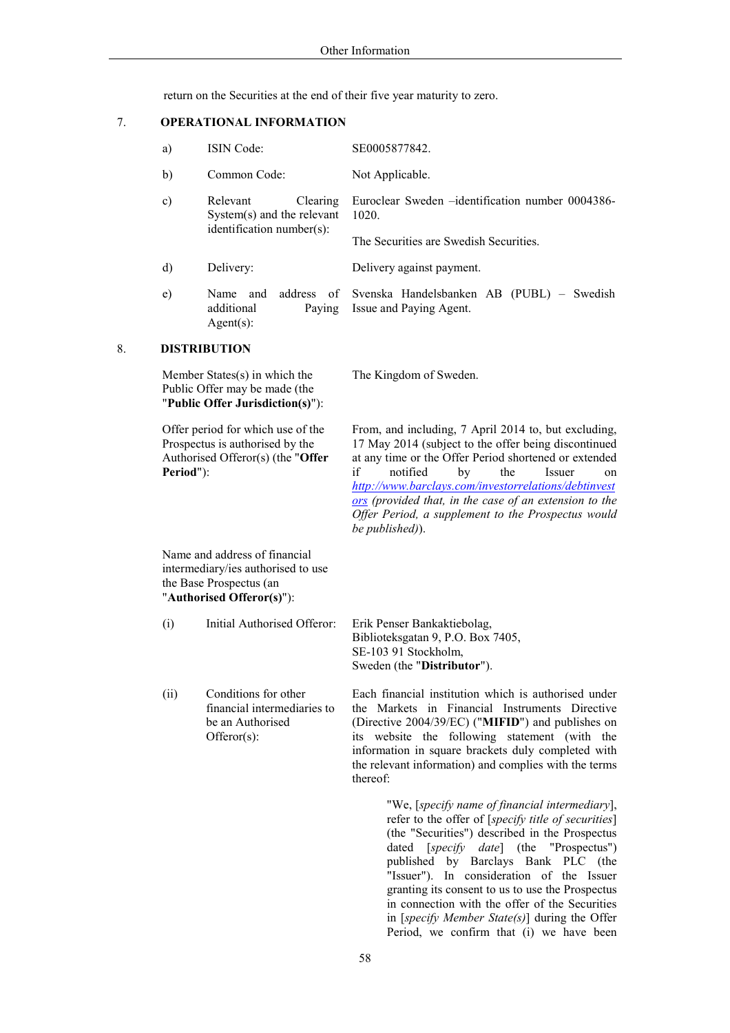return on the Securities at the end of their five year maturity to zero.

## 7. OPERATIONAL INFORMATION

| | | |
|---|---|---|
| a) | ISIN Code: | SE0005877842. |
| b) | Common Code: | Not Applicable. |
| c) | Relevant Clearing System(s) and the relevant identification number(s): | Euroclear Sweden –identification number 0004386-1020.<br><br>The Securities are Swedish Securities. |
| d) | Delivery: | Delivery against payment. |
| e) | Name and address of additional Paying Agent(s): | Svenska Handelsbanken AB (PUBL) – Swedish Issue and Paying Agent. |

## 8. DISTRIBUTION

| | |
|---|---|
| Member States(s) in which the Public Offer may be made (the "**Public Offer Jurisdiction(s)**"): | The Kingdom of Sweden. |
| Offer period for which use of the Prospectus is authorised by the Authorised Offeror(s) (the "**Offer Period**"): | From, and including, 7 April 2014 to, but excluding, 17 May 2014 (subject to the offer being discontinued at any time or the Offer Period shortened or extended if notified by the Issuer on http://www.barclays.com/investorrelations/debtinvestors *(provided that, in the case of an extension to the Offer Period, a supplement to the Prospectus would be published)*). |
| Name and address of financial intermediary/ies authorised to use the Base Prospectus (an "**Authorised Offeror(s)**"): | |

| | | |
|---|---|---|
| (i) | Initial Authorised Offeror: | Erik Penser Bankaktiebolag,<br>Biblioteksgatan 9, P.O. Box 7405,<br>SE-103 91 Stockholm,<br>Sweden (the "**Distributor**"). |
| (ii) | Conditions for other financial intermediaries to be an Authorised Offeror(s): | Each financial institution which is authorised under the Markets in Financial Instruments Directive (Directive 2004/39/EC) ("**MIFID**") and publishes on its website the following statement (with the information in square brackets duly completed with the relevant information) and complies with the terms thereof: |

> "We, [*specify name of financial intermediary*], refer to the offer of [*specify title of securities*] (the "Securities") described in the Prospectus dated [*specify date*] (the "Prospectus") published by Barclays Bank PLC (the "Issuer"). In consideration of the Issuer granting its consent to us to use the Prospectus in connection with the offer of the Securities in [*specify Member State(s)*] during the Offer Period, we confirm that (i) we have been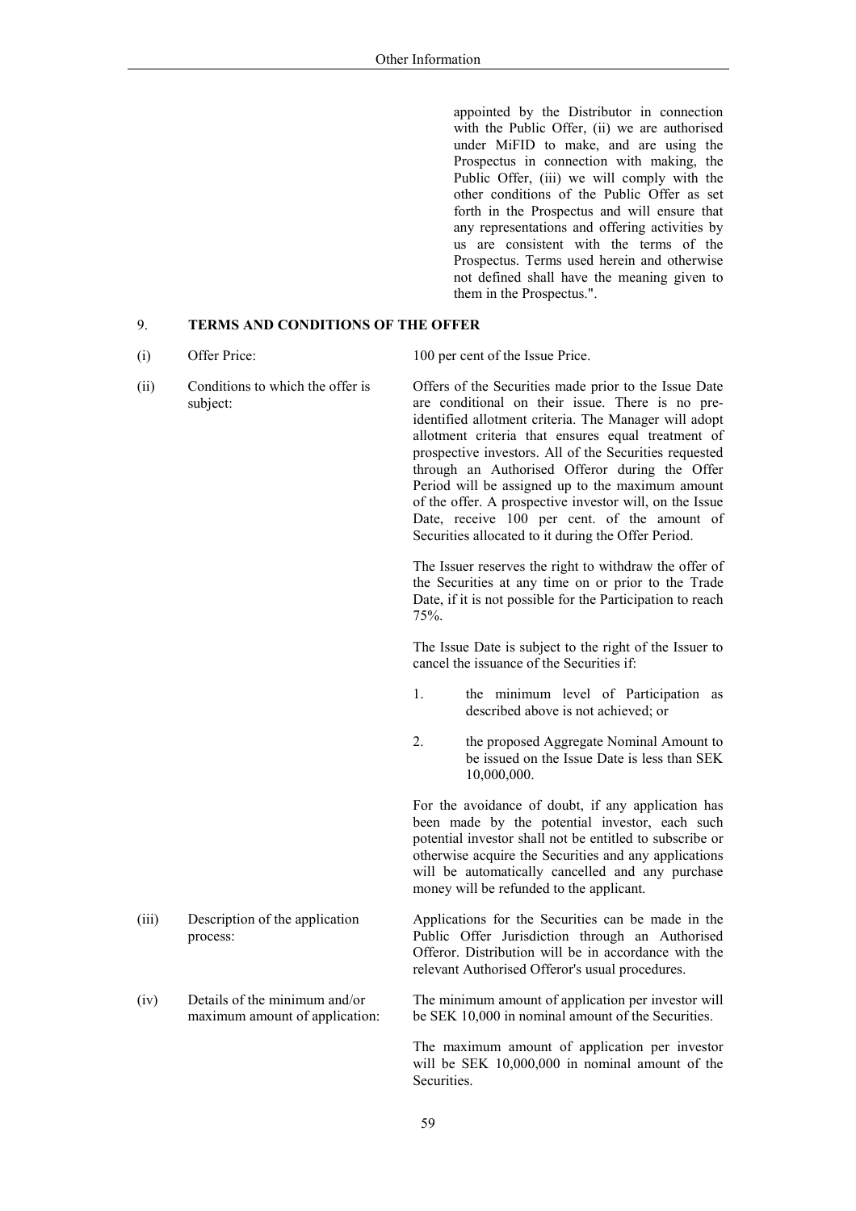appointed by the Distributor in connection with the Public Offer, (ii) we are authorised under MiFID to make, and are using the Prospectus in connection with making, the Public Offer, (iii) we will comply with the other conditions of the Public Offer as set forth in the Prospectus and will ensure that any representations and offering activities by us are consistent with the terms of the Prospectus. Terms used herein and otherwise not defined shall have the meaning given to them in the Prospectus.".

## 9. TERMS AND CONDITIONS OF THE OFFER

(i) Offer Price: 100 per cent of the Issue Price.

(ii) Conditions to which the offer is subject:

Offers of the Securities made prior to the Issue Date are conditional on their issue. There is no pre-identified allotment criteria. The Manager will adopt allotment criteria that ensures equal treatment of prospective investors. All of the Securities requested through an Authorised Offeror during the Offer Period will be assigned up to the maximum amount of the offer. A prospective investor will, on the Issue Date, receive 100 per cent. of the amount of Securities allocated to it during the Offer Period.

The Issuer reserves the right to withdraw the offer of the Securities at any time on or prior to the Trade Date, if it is not possible for the Participation to reach 75%.

The Issue Date is subject to the right of the Issuer to cancel the issuance of the Securities if:

1. the minimum level of Participation as described above is not achieved; or
2. the proposed Aggregate Nominal Amount to be issued on the Issue Date is less than SEK 10,000,000.

For the avoidance of doubt, if any application has been made by the potential investor, each such potential investor shall not be entitled to subscribe or otherwise acquire the Securities and any applications will be automatically cancelled and any purchase money will be refunded to the applicant.

(iii) Description of the application process:

Applications for the Securities can be made in the Public Offer Jurisdiction through an Authorised Offeror. Distribution will be in accordance with the relevant Authorised Offeror's usual procedures.

(iv) Details of the minimum and/or maximum amount of application:

The minimum amount of application per investor will be SEK 10,000 in nominal amount of the Securities.

The maximum amount of application per investor will be SEK 10,000,000 in nominal amount of the Securities.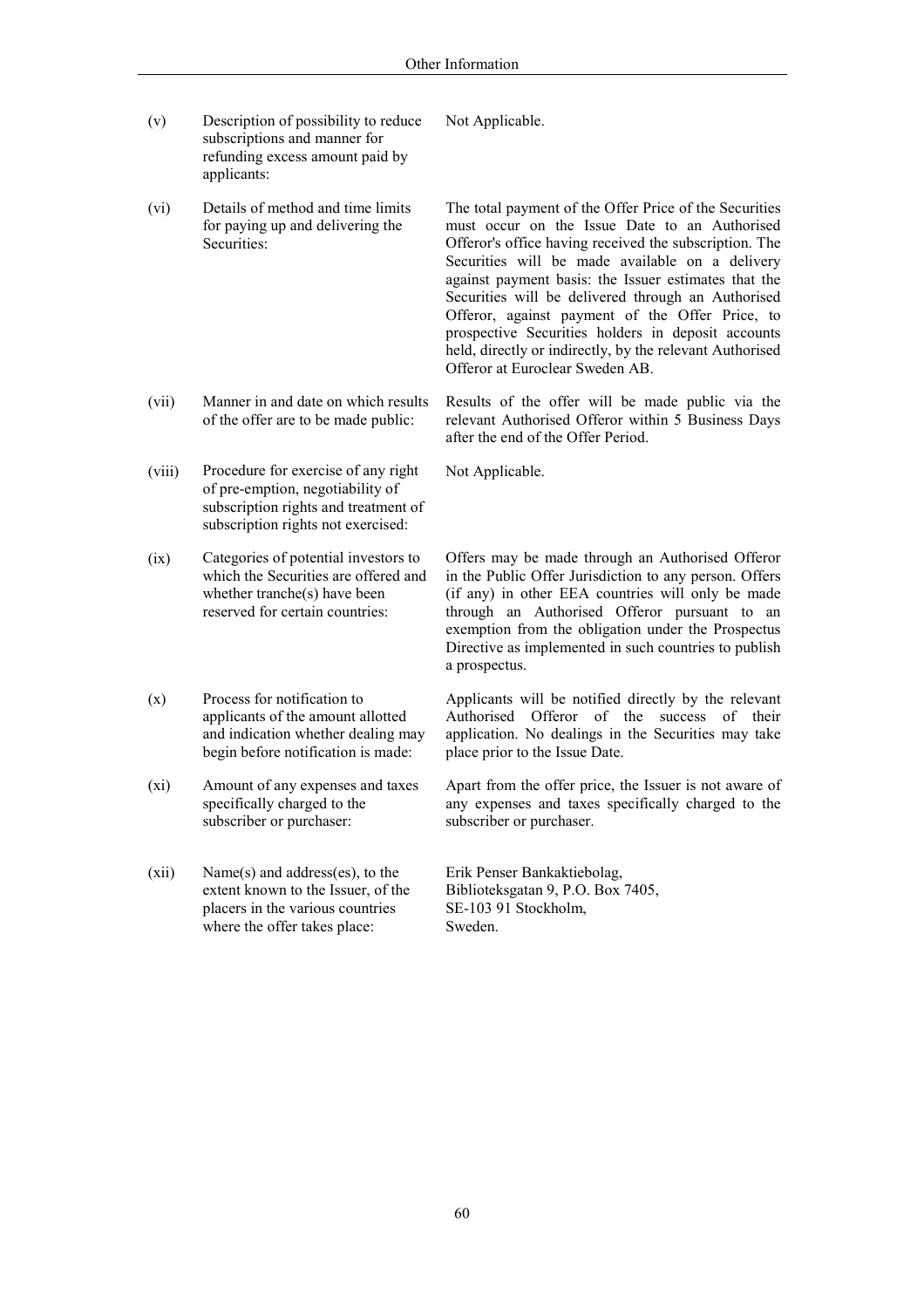| | | |
|---|---|---|
| (v) | Description of possibility to reduce subscriptions and manner for refunding excess amount paid by applicants: | Not Applicable. |
| (vi) | Details of method and time limits for paying up and delivering the Securities: | The total payment of the Offer Price of the Securities must occur on the Issue Date to an Authorised Offeror's office having received the subscription. The Securities will be made available on a delivery against payment basis: the Issuer estimates that the Securities will be delivered through an Authorised Offeror, against payment of the Offer Price, to prospective Securities holders in deposit accounts held, directly or indirectly, by the relevant Authorised Offeror at Euroclear Sweden AB. |
| (vii) | Manner in and date on which results of the offer are to be made public: | Results of the offer will be made public via the relevant Authorised Offeror within 5 Business Days after the end of the Offer Period. |
| (viii) | Procedure for exercise of any right of pre-emption, negotiability of subscription rights and treatment of subscription rights not exercised: | Not Applicable. |
| (ix) | Categories of potential investors to which the Securities are offered and whether tranche(s) have been reserved for certain countries: | Offers may be made through an Authorised Offeror in the Public Offer Jurisdiction to any person. Offers (if any) in other EEA countries will only be made through an Authorised Offeror pursuant to an exemption from the obligation under the Prospectus Directive as implemented in such countries to publish a prospectus. |
| (x) | Process for notification to applicants of the amount allotted and indication whether dealing may begin before notification is made: | Applicants will be notified directly by the relevant Authorised Offeror of the success of their application. No dealings in the Securities may take place prior to the Issue Date. |
| (xi) | Amount of any expenses and taxes specifically charged to the subscriber or purchaser: | Apart from the offer price, the Issuer is not aware of any expenses and taxes specifically charged to the subscriber or purchaser. |
| (xii) | Name(s) and address(es), to the extent known to the Issuer, of the placers in the various countries where the offer takes place: | Erik Penser Bankaktiebolag, Biblioteksgatan 9, P.O. Box 7405, SE-103 91 Stockholm, Sweden. |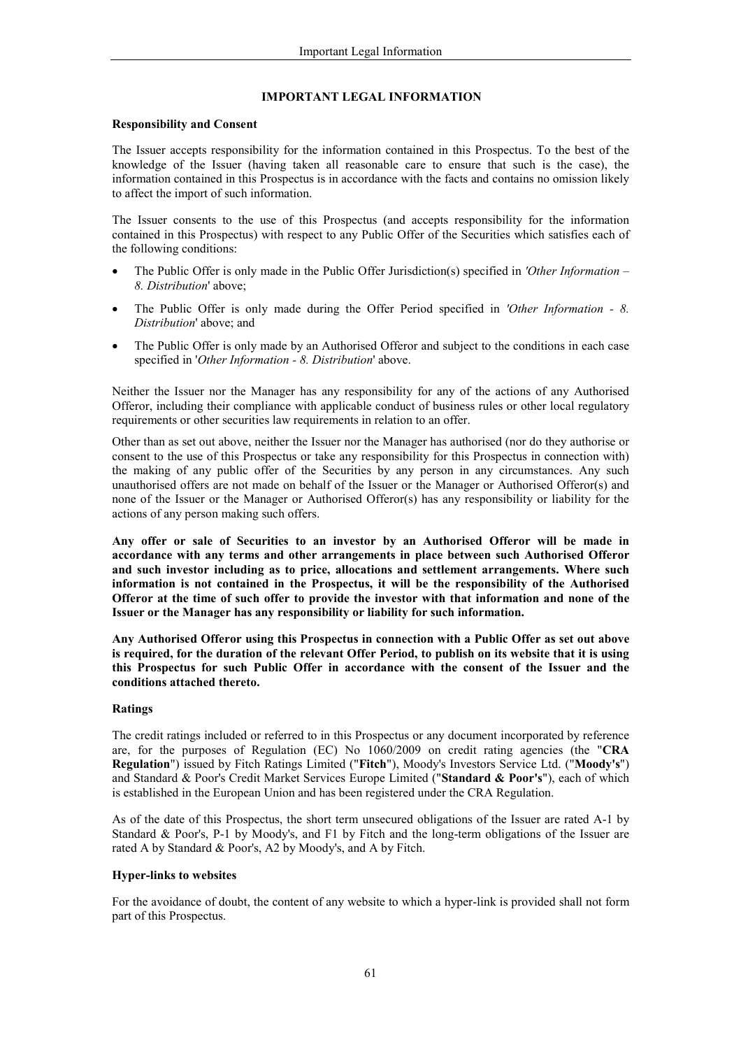## IMPORTANT LEGAL INFORMATION

**Responsibility and Consent**

The Issuer accepts responsibility for the information contained in this Prospectus. To the best of the knowledge of the Issuer (having taken all reasonable care to ensure that such is the case), the information contained in this Prospectus is in accordance with the facts and contains no omission likely to affect the import of such information.

The Issuer consents to the use of this Prospectus (and accepts responsibility for the information contained in this Prospectus) with respect to any Public Offer of the Securities which satisfies each of the following conditions:

- The Public Offer is only made in the Public Offer Jurisdiction(s) specified in *'Other Information – 8. Distribution*' above;
- The Public Offer is only made during the Offer Period specified in *'Other Information - 8. Distribution*' above; and
- The Public Offer is only made by an Authorised Offeror and subject to the conditions in each case specified in '*Other Information - 8. Distribution*' above.

Neither the Issuer nor the Manager has any responsibility for any of the actions of any Authorised Offeror, including their compliance with applicable conduct of business rules or other local regulatory requirements or other securities law requirements in relation to an offer.

Other than as set out above, neither the Issuer nor the Manager has authorised (nor do they authorise or consent to the use of this Prospectus or take any responsibility for this Prospectus in connection with) the making of any public offer of the Securities by any person in any circumstances. Any such unauthorised offers are not made on behalf of the Issuer or the Manager or Authorised Offeror(s) and none of the Issuer or the Manager or Authorised Offeror(s) has any responsibility or liability for the actions of any person making such offers.

**Any offer or sale of Securities to an investor by an Authorised Offeror will be made in accordance with any terms and other arrangements in place between such Authorised Offeror and such investor including as to price, allocations and settlement arrangements. Where such information is not contained in the Prospectus, it will be the responsibility of the Authorised Offeror at the time of such offer to provide the investor with that information and none of the Issuer or the Manager has any responsibility or liability for such information.**

**Any Authorised Offeror using this Prospectus in connection with a Public Offer as set out above is required, for the duration of the relevant Offer Period, to publish on its website that it is using this Prospectus for such Public Offer in accordance with the consent of the Issuer and the conditions attached thereto.**

**Ratings**

The credit ratings included or referred to in this Prospectus or any document incorporated by reference are, for the purposes of Regulation (EC) No 1060/2009 on credit rating agencies (the "**CRA Regulation**") issued by Fitch Ratings Limited ("**Fitch**"), Moody's Investors Service Ltd. ("**Moody's**") and Standard & Poor's Credit Market Services Europe Limited ("**Standard & Poor's**"), each of which is established in the European Union and has been registered under the CRA Regulation.

As of the date of this Prospectus, the short term unsecured obligations of the Issuer are rated A-1 by Standard & Poor's, P-1 by Moody's, and F1 by Fitch and the long-term obligations of the Issuer are rated A by Standard & Poor's, A2 by Moody's, and A by Fitch.

**Hyper-links to websites**

For the avoidance of doubt, the content of any website to which a hyper-link is provided shall not form part of this Prospectus.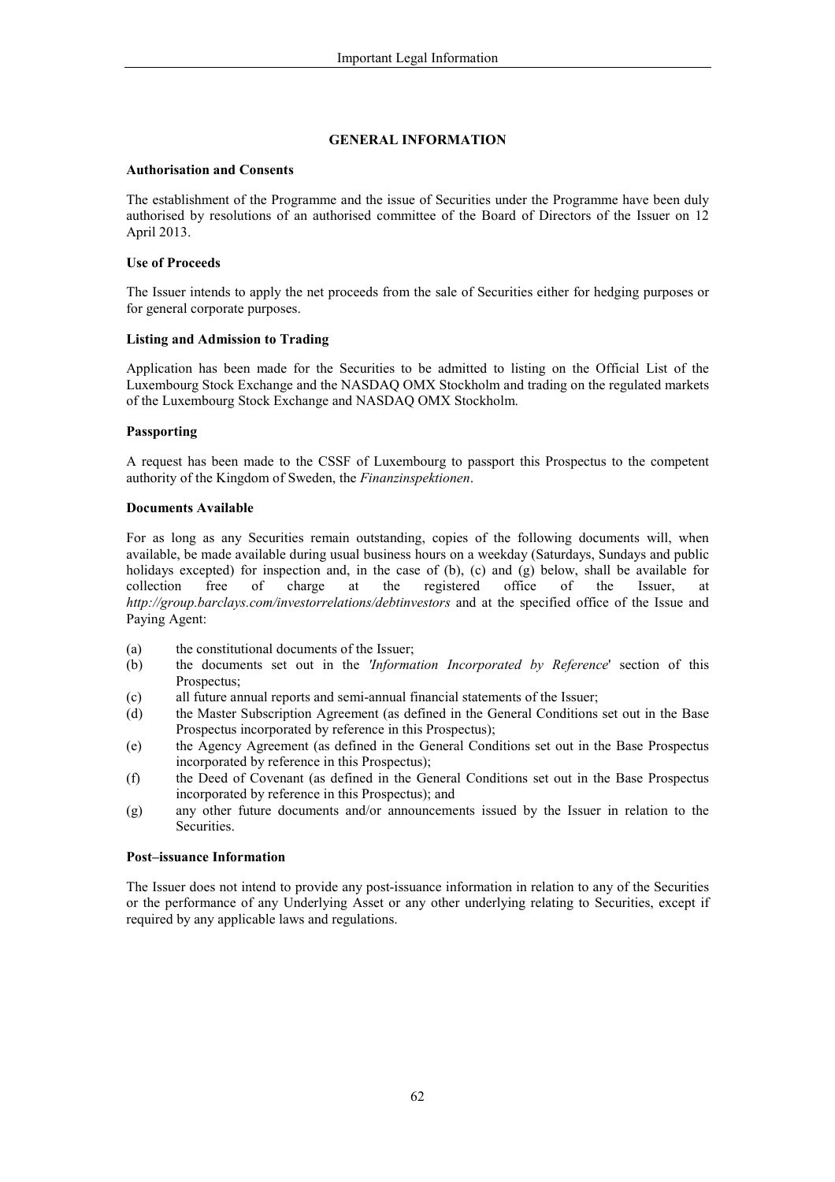## GENERAL INFORMATION

**Authorisation and Consents**

The establishment of the Programme and the issue of Securities under the Programme have been duly authorised by resolutions of an authorised committee of the Board of Directors of the Issuer on 12 April 2013.

**Use of Proceeds**

The Issuer intends to apply the net proceeds from the sale of Securities either for hedging purposes or for general corporate purposes.

**Listing and Admission to Trading**

Application has been made for the Securities to be admitted to listing on the Official List of the Luxembourg Stock Exchange and the NASDAQ OMX Stockholm and trading on the regulated markets of the Luxembourg Stock Exchange and NASDAQ OMX Stockholm.

**Passporting**

A request has been made to the CSSF of Luxembourg to passport this Prospectus to the competent authority of the Kingdom of Sweden, the *Finanzinspektionen*.

**Documents Available**

For as long as any Securities remain outstanding, copies of the following documents will, when available, be made available during usual business hours on a weekday (Saturdays, Sundays and public holidays excepted) for inspection and, in the case of (b), (c) and (g) below, shall be available for collection free of charge at the registered office of the Issuer, at *http://group.barclays.com/investorrelations/debtinvestors* and at the specified office of the Issue and Paying Agent:

(a) the constitutional documents of the Issuer;

(b) the documents set out in the '*Information Incorporated by Reference*' section of this Prospectus;

(c) all future annual reports and semi-annual financial statements of the Issuer;

(d) the Master Subscription Agreement (as defined in the General Conditions set out in the Base Prospectus incorporated by reference in this Prospectus);

(e) the Agency Agreement (as defined in the General Conditions set out in the Base Prospectus incorporated by reference in this Prospectus);

(f) the Deed of Covenant (as defined in the General Conditions set out in the Base Prospectus incorporated by reference in this Prospectus); and

(g) any other future documents and/or announcements issued by the Issuer in relation to the Securities.

**Post–issuance Information**

The Issuer does not intend to provide any post-issuance information in relation to any of the Securities or the performance of any Underlying Asset or any other underlying relating to Securities, except if required by any applicable laws and regulations.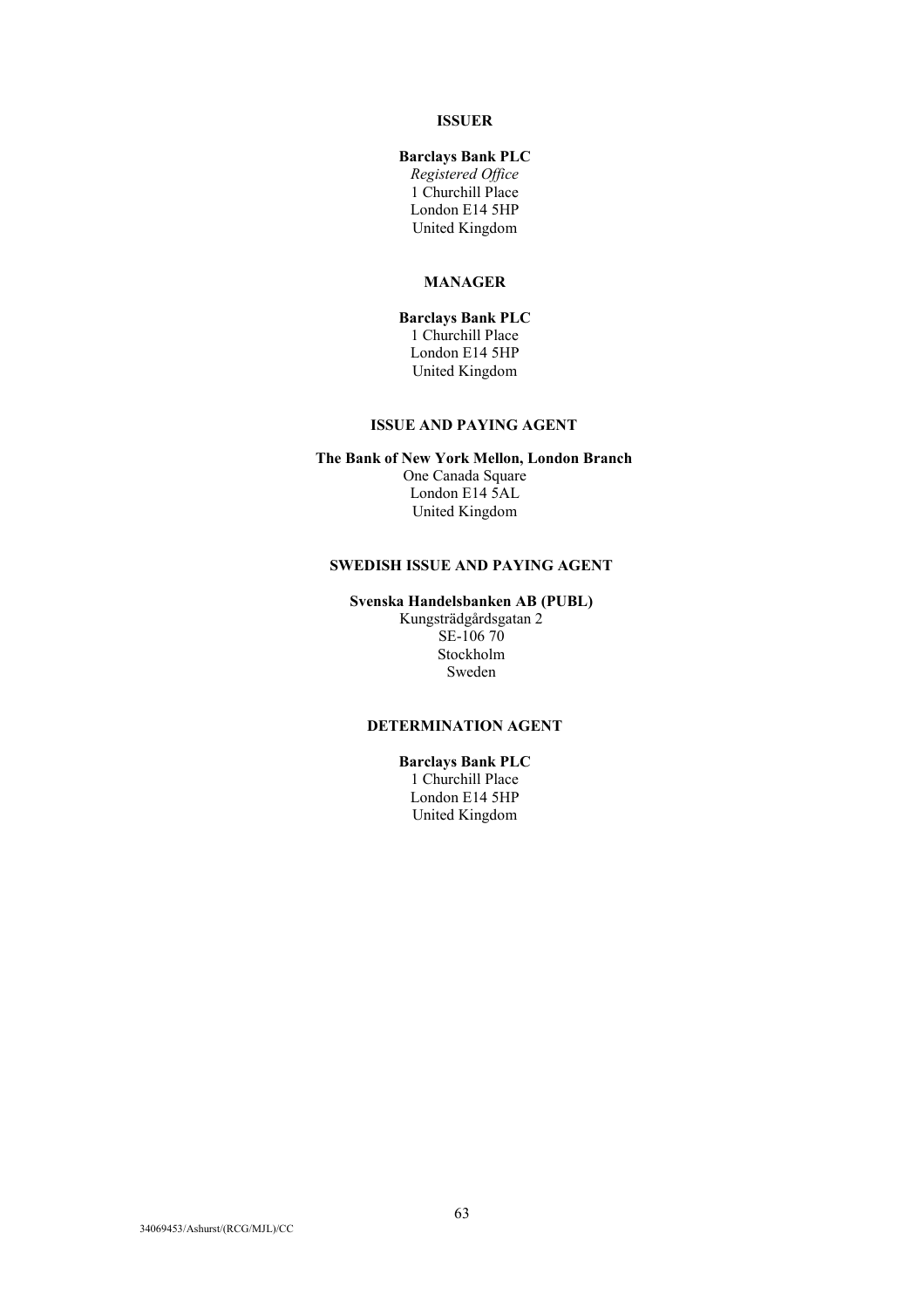**ISSUER**

**Barclays Bank PLC**
*Registered Office*
1 Churchill Place
London E14 5HP
United Kingdom

**MANAGER**

**Barclays Bank PLC**
1 Churchill Place
London E14 5HP
United Kingdom

**ISSUE AND PAYING AGENT**

**The Bank of New York Mellon, London Branch**
One Canada Square
London E14 5AL
United Kingdom

**SWEDISH ISSUE AND PAYING AGENT**

**Svenska Handelsbanken AB (PUBL)**
Kungsträdgårdsgatan 2
SE-106 70
Stockholm
Sweden

**DETERMINATION AGENT**

**Barclays Bank PLC**
1 Churchill Place
London E14 5HP
United Kingdom

34069453/Ashurst/(RCG/MJL)/CC